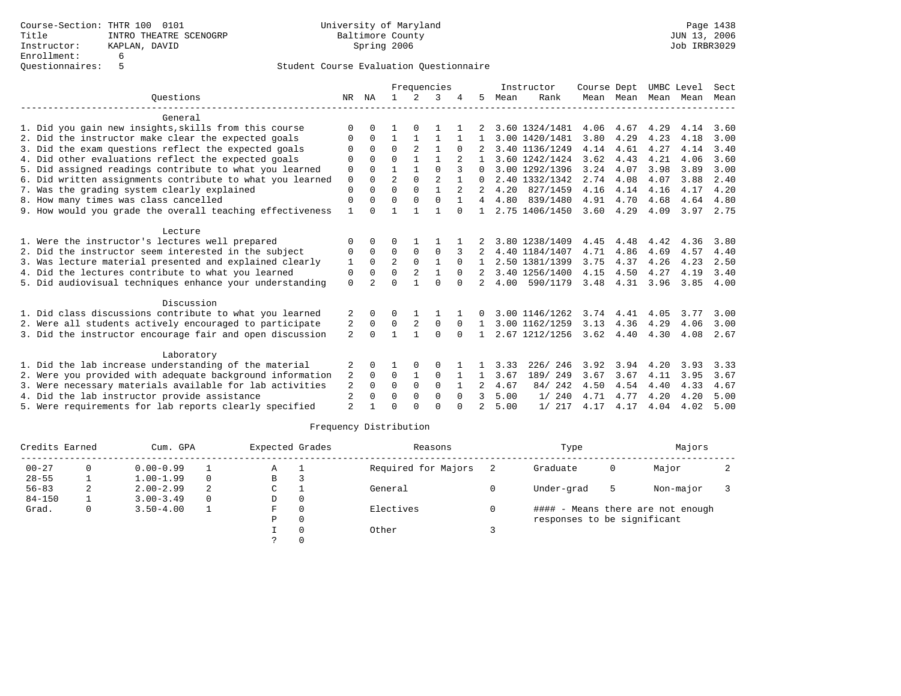Course-Section: THTR 100 0101
Title: INTRO THEATRE SCENOGRP
Instructor: KAPLAN, DAVID
Enrollment: 6
Questionnaires: 5

University of Maryland
Baltimore County
Spring 2006

JUN 13, 2006
Job IRBR3029

## Student Course Evaluation Questionnaire

| Questions | NR | NA | 1 | 2 | 3 | 4 | 5 | Instructor Mean | Instructor Rank | Course Mean | Dept Mean | UMBC Mean | Level Mean | Sect Mean |
|---|---|---|---|---|---|---|---|---|---|---|---|---|---|---|
| **General** | | | | | | | | | | | | | | |
| 1. Did you gain new insights,skills from this course | 0 | 0 | 1 | 0 | 1 | 1 | 2 | 3.60 | 1324/1481 | 4.06 | 4.67 | 4.29 | 4.14 | 3.60 |
| 2. Did the instructor make clear the expected goals | 0 | 0 | 1 | 1 | 1 | 1 | 1 | 3.00 | 1420/1481 | 3.80 | 4.29 | 4.23 | 4.18 | 3.00 |
| 3. Did the exam questions reflect the expected goals | 0 | 0 | 0 | 2 | 1 | 0 | 2 | 3.40 | 1136/1249 | 4.14 | 4.61 | 4.27 | 4.14 | 3.40 |
| 4. Did other evaluations reflect the expected goals | 0 | 0 | 0 | 1 | 1 | 2 | 1 | 3.60 | 1242/1424 | 3.62 | 4.43 | 4.21 | 4.06 | 3.60 |
| 5. Did assigned readings contribute to what you learned | 0 | 0 | 1 | 1 | 0 | 3 | 0 | 3.00 | 1292/1396 | 3.24 | 4.07 | 3.98 | 3.89 | 3.00 |
| 6. Did written assignments contribute to what you learned | 0 | 0 | 2 | 0 | 2 | 1 | 0 | 2.40 | 1332/1342 | 2.74 | 4.08 | 4.07 | 3.88 | 2.40 |
| 7. Was the grading system clearly explained | 0 | 0 | 0 | 0 | 1 | 2 | 2 | 4.20 | 827/1459 | 4.16 | 4.14 | 4.16 | 4.17 | 4.20 |
| 8. How many times was class cancelled | 0 | 0 | 0 | 0 | 0 | 1 | 4 | 4.80 | 839/1480 | 4.91 | 4.70 | 4.68 | 4.64 | 4.80 |
| 9. How would you grade the overall teaching effectiveness | 1 | 0 | 1 | 1 | 1 | 0 | 1 | 2.75 | 1406/1450 | 3.60 | 4.29 | 4.09 | 3.97 | 2.75 |
| **Lecture** | | | | | | | | | | | | | | |
| 1. Were the instructor's lectures well prepared | 0 | 0 | 0 | 1 | 1 | 1 | 2 | 3.80 | 1238/1409 | 4.45 | 4.48 | 4.42 | 4.36 | 3.80 |
| 2. Did the instructor seem interested in the subject | 0 | 0 | 0 | 0 | 0 | 3 | 2 | 4.40 | 1184/1407 | 4.71 | 4.86 | 4.69 | 4.57 | 4.40 |
| 3. Was lecture material presented and explained clearly | 1 | 0 | 2 | 0 | 1 | 0 | 1 | 2.50 | 1381/1399 | 3.75 | 4.37 | 4.26 | 4.23 | 2.50 |
| 4. Did the lectures contribute to what you learned | 0 | 0 | 0 | 2 | 1 | 0 | 2 | 3.40 | 1256/1400 | 4.15 | 4.50 | 4.27 | 4.19 | 3.40 |
| 5. Did audiovisual techniques enhance your understanding | 0 | 2 | 0 | 1 | 0 | 0 | 2 | 4.00 | 590/1179 | 3.48 | 4.31 | 3.96 | 3.85 | 4.00 |
| **Discussion** | | | | | | | | | | | | | | |
| 1. Did class discussions contribute to what you learned | 2 | 0 | 0 | 1 | 1 | 1 | 0 | 3.00 | 1146/1262 | 3.74 | 4.41 | 4.05 | 3.77 | 3.00 |
| 2. Were all students actively encouraged to participate | 2 | 0 | 0 | 2 | 0 | 0 | 1 | 3.00 | 1162/1259 | 3.13 | 4.36 | 4.29 | 4.06 | 3.00 |
| 3. Did the instructor encourage fair and open discussion | 2 | 0 | 1 | 1 | 0 | 0 | 1 | 2.67 | 1212/1256 | 3.62 | 4.40 | 4.30 | 4.08 | 2.67 |
| **Laboratory** | | | | | | | | | | | | | | |
| 1. Did the lab increase understanding of the material | 2 | 0 | 1 | 0 | 0 | 1 | 1 | 3.33 | 226/ 246 | 3.92 | 3.94 | 4.20 | 3.93 | 3.33 |
| 2. Were you provided with adequate background information | 2 | 0 | 0 | 1 | 0 | 1 | 1 | 3.67 | 189/ 249 | 3.67 | 3.67 | 4.11 | 3.95 | 3.67 |
| 3. Were necessary materials available for lab activities | 2 | 0 | 0 | 0 | 0 | 1 | 2 | 4.67 | 84/ 242 | 4.50 | 4.54 | 4.40 | 4.33 | 4.67 |
| 4. Did the lab instructor provide assistance | 2 | 0 | 0 | 0 | 0 | 0 | 3 | 5.00 | 1/ 240 | 4.71 | 4.77 | 4.20 | 4.20 | 5.00 |
| 5. Were requirements for lab reports clearly specified | 2 | 1 | 0 | 0 | 0 | 0 | 2 | 5.00 | 1/ 217 | 4.17 | 4.17 | 4.04 | 4.02 | 5.00 |

## Frequency Distribution

| Credits Earned | | Cum. GPA | | Expected Grades | | Reasons | | Type | | Majors | |
|---|---|---|---|---|---|---|---|---|---|---|---|
| 00-27 | 0 | 0.00-0.99 | 1 | A | 1 | Required for Majors | 2 | Graduate | 0 | Major | 2 |
| 28-55 | 1 | 1.00-1.99 | 0 | B | 3 | | | | | | |
| 56-83 | 2 | 2.00-2.99 | 2 | C | 1 | General | 0 | Under-grad | 5 | Non-major | 3 |
| 84-150 | 1 | 3.00-3.49 | 0 | D | 0 | | | | | | |
| Grad. | 0 | 3.50-4.00 | 1 | F | 0 | Electives | 0 | | | | |
| | | | | P | 0 | | | | | | |
| | | | | I | 0 | Other | 3 | | | | |
| | | | | ? | 0 | | | | | | |

#### - Means there are not enough responses to be significant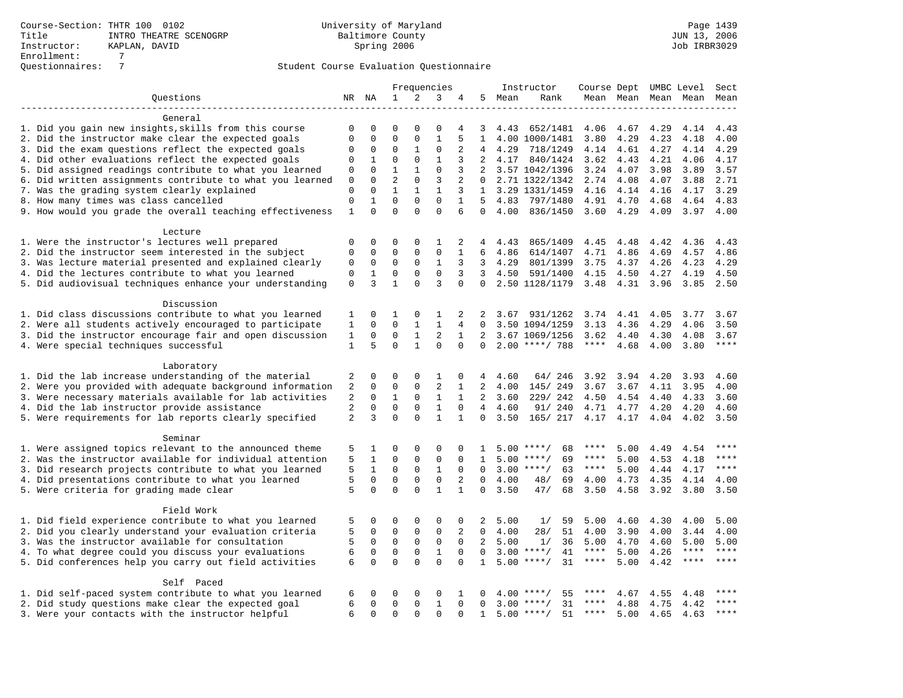Course-Section: THTR 100 0102
Title: INTRO THEATRE SCENOGRP
Instructor: KAPLAN, DAVID
Enrollment: 7
Questionnaires: 7

University of Maryland
Baltimore County
Spring 2006

JUN 13, 2006
Job IRBR3029

## Student Course Evaluation Questionnaire

| Questions | NR | NA | 1 | 2 | 3 | 4 | 5 | Instructor Mean | Rank | Course Mean | Dept Mean | UMBC Mean | Level Mean | Sect Mean |
|---|---|---|---|---|---|---|---|---|---|---|---|---|---|---|
| **General** | | | | | | | | | | | | | | |
| 1. Did you gain new insights,skills from this course | 0 | 0 | 0 | 0 | 0 | 4 | 3 | 4.43 | 652/1481 | 4.06 | 4.67 | 4.29 | 4.14 | 4.43 |
| 2. Did the instructor make clear the expected goals | 0 | 0 | 0 | 0 | 1 | 5 | 1 | 4.00 | 1000/1481 | 3.80 | 4.29 | 4.23 | 4.18 | 4.00 |
| 3. Did the exam questions reflect the expected goals | 0 | 0 | 0 | 1 | 0 | 2 | 4 | 4.29 | 718/1249 | 4.14 | 4.61 | 4.27 | 4.14 | 4.29 |
| 4. Did other evaluations reflect the expected goals | 0 | 1 | 0 | 0 | 1 | 3 | 2 | 4.17 | 840/1424 | 3.62 | 4.43 | 4.21 | 4.06 | 4.17 |
| 5. Did assigned readings contribute to what you learned | 0 | 0 | 1 | 1 | 0 | 3 | 2 | 3.57 | 1042/1396 | 3.24 | 4.07 | 3.98 | 3.89 | 3.57 |
| 6. Did written assignments contribute to what you learned | 0 | 0 | 2 | 0 | 3 | 2 | 0 | 2.71 | 1322/1342 | 2.74 | 4.08 | 4.07 | 3.88 | 2.71 |
| 7. Was the grading system clearly explained | 0 | 0 | 1 | 1 | 1 | 3 | 1 | 3.29 | 1331/1459 | 4.16 | 4.14 | 4.16 | 4.17 | 3.29 |
| 8. How many times was class cancelled | 0 | 1 | 0 | 0 | 0 | 1 | 5 | 4.83 | 797/1480 | 4.91 | 4.70 | 4.68 | 4.64 | 4.83 |
| 9. How would you grade the overall teaching effectiveness | 1 | 0 | 0 | 0 | 0 | 6 | 0 | 4.00 | 836/1450 | 3.60 | 4.29 | 4.09 | 3.97 | 4.00 |
| **Lecture** | | | | | | | | | | | | | | |
| 1. Were the instructor's lectures well prepared | 0 | 0 | 0 | 0 | 1 | 2 | 4 | 4.43 | 865/1409 | 4.45 | 4.48 | 4.42 | 4.36 | 4.43 |
| 2. Did the instructor seem interested in the subject | 0 | 0 | 0 | 0 | 0 | 1 | 6 | 4.86 | 614/1407 | 4.71 | 4.86 | 4.69 | 4.57 | 4.86 |
| 3. Was lecture material presented and explained clearly | 0 | 0 | 0 | 0 | 1 | 3 | 3 | 4.29 | 801/1399 | 3.75 | 4.37 | 4.26 | 4.23 | 4.29 |
| 4. Did the lectures contribute to what you learned | 0 | 1 | 0 | 0 | 0 | 3 | 3 | 4.50 | 591/1400 | 4.15 | 4.50 | 4.27 | 4.19 | 4.50 |
| 5. Did audiovisual techniques enhance your understanding | 0 | 3 | 1 | 0 | 3 | 0 | 0 | 2.50 | 1128/1179 | 3.48 | 4.31 | 3.96 | 3.85 | 2.50 |
| **Discussion** | | | | | | | | | | | | | | |
| 1. Did class discussions contribute to what you learned | 1 | 0 | 1 | 0 | 1 | 2 | 2 | 3.67 | 931/1262 | 3.74 | 4.41 | 4.05 | 3.77 | 3.67 |
| 2. Were all students actively encouraged to participate | 1 | 0 | 0 | 1 | 1 | 4 | 0 | 3.50 | 1094/1259 | 3.13 | 4.36 | 4.29 | 4.06 | 3.50 |
| 3. Did the instructor encourage fair and open discussion | 1 | 0 | 0 | 1 | 2 | 1 | 2 | 3.67 | 1069/1256 | 3.62 | 4.40 | 4.30 | 4.08 | 3.67 |
| 4. Were special techniques successful | 1 | 5 | 0 | 1 | 0 | 0 | 0 | 2.00 | ****/ 788 | **** | 4.68 | 4.00 | 3.80 | **** |
| **Laboratory** | | | | | | | | | | | | | | |
| 1. Did the lab increase understanding of the material | 2 | 0 | 0 | 0 | 1 | 0 | 4 | 4.60 | 64/ 246 | 3.92 | 3.94 | 4.20 | 3.93 | 4.60 |
| 2. Were you provided with adequate background information | 2 | 0 | 0 | 0 | 2 | 1 | 2 | 4.00 | 145/ 249 | 3.67 | 3.67 | 4.11 | 3.95 | 4.00 |
| 3. Were necessary materials available for lab activities | 2 | 0 | 1 | 0 | 1 | 1 | 2 | 3.60 | 229/ 242 | 4.50 | 4.54 | 4.40 | 4.33 | 3.60 |
| 4. Did the lab instructor provide assistance | 2 | 0 | 0 | 0 | 1 | 0 | 4 | 4.60 | 91/ 240 | 4.71 | 4.77 | 4.20 | 4.20 | 4.60 |
| 5. Were requirements for lab reports clearly specified | 2 | 3 | 0 | 0 | 1 | 1 | 0 | 3.50 | 165/ 217 | 4.17 | 4.17 | 4.04 | 4.02 | 3.50 |
| **Seminar** | | | | | | | | | | | | | | |
| 1. Were assigned topics relevant to the announced theme | 5 | 1 | 0 | 0 | 0 | 0 | 1 | 5.00 | ****/ 68 | **** | 5.00 | 4.49 | 4.54 | **** |
| 2. Was the instructor available for individual attention | 5 | 1 | 0 | 0 | 0 | 0 | 1 | 5.00 | ****/ 69 | **** | 5.00 | 4.53 | 4.18 | **** |
| 3. Did research projects contribute to what you learned | 5 | 1 | 0 | 0 | 1 | 0 | 0 | 3.00 | ****/ 63 | **** | 5.00 | 4.44 | 4.17 | **** |
| 4. Did presentations contribute to what you learned | 5 | 0 | 0 | 0 | 0 | 2 | 0 | 4.00 | 48/ 69 | 4.00 | 4.73 | 4.35 | 4.14 | 4.00 |
| 5. Were criteria for grading made clear | 5 | 0 | 0 | 0 | 1 | 1 | 0 | 3.50 | 47/ 68 | 3.50 | 4.58 | 3.92 | 3.80 | 3.50 |
| **Field Work** | | | | | | | | | | | | | | |
| 1. Did field experience contribute to what you learned | 5 | 0 | 0 | 0 | 0 | 0 | 2 | 5.00 | 1/ 59 | 5.00 | 4.60 | 4.30 | 4.00 | 5.00 |
| 2. Did you clearly understand your evaluation criteria | 5 | 0 | 0 | 0 | 0 | 2 | 0 | 4.00 | 28/ 51 | 4.00 | 3.90 | 4.00 | 3.44 | 4.00 |
| 3. Was the instructor available for consultation | 5 | 0 | 0 | 0 | 0 | 0 | 2 | 5.00 | 1/ 36 | 5.00 | 4.70 | 4.60 | 5.00 | 5.00 |
| 4. To what degree could you discuss your evaluations | 6 | 0 | 0 | 0 | 1 | 0 | 0 | 3.00 | ****/ 41 | **** | 5.00 | 4.26 | **** | **** |
| 5. Did conferences help you carry out field activities | 6 | 0 | 0 | 0 | 0 | 0 | 1 | 5.00 | ****/ 31 | **** | 5.00 | 4.42 | **** | **** |
| **Self Paced** | | | | | | | | | | | | | | |
| 1. Did self-paced system contribute to what you learned | 6 | 0 | 0 | 0 | 0 | 1 | 0 | 4.00 | ****/ 55 | **** | 4.67 | 4.55 | 4.48 | **** |
| 2. Did study questions make clear the expected goal | 6 | 0 | 0 | 0 | 1 | 0 | 0 | 3.00 | ****/ 31 | **** | 4.88 | 4.75 | 4.42 | **** |
| 3. Were your contacts with the instructor helpful | 6 | 0 | 0 | 0 | 0 | 0 | 1 | 5.00 | ****/ 51 | **** | 5.00 | 4.65 | 4.63 | **** |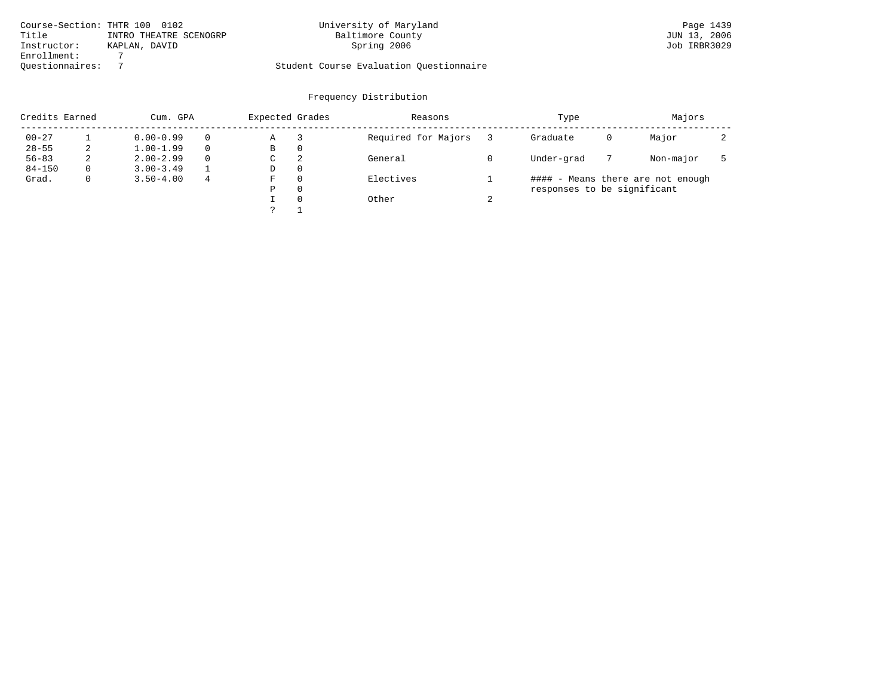Course-Section: THTR 100 0102
Title: INTRO THEATRE SCENOGRP
Instructor: KAPLAN, DAVID
Enrollment: 7
Questionnaires: 7

University of Maryland
Baltimore County
Spring 2006

Student Course Evaluation Questionnaire

Page 1439
JUN 13, 2006
Job IRBR3029

## Frequency Distribution

| Credits Earned | | Cum. GPA | | Expected Grades | | Reasons | | Type | | Majors | |
|---|---|---|---|---|---|---|---|---|---|---|---|
| 00-27 | 1 | 0.00-0.99 | 0 | A | 3 | Required for Majors | 3 | Graduate | 0 | Major | 2 |
| 28-55 | 2 | 1.00-1.99 | 0 | B | 0 | | | | | | |
| 56-83 | 2 | 2.00-2.99 | 0 | C | 2 | General | 0 | Under-grad | 7 | Non-major | 5 |
| 84-150 | 0 | 3.00-3.49 | 1 | D | 0 | | | | | | |
| Grad. | 0 | 3.50-4.00 | 4 | F | 0 | Electives | 1 | | | | |
| | | | | P | 0 | | | | | | |
| | | | | I | 0 | Other | 2 | | | | |
| | | | | ? | 1 | | | | | | |

#### - Means there are not enough responses to be significant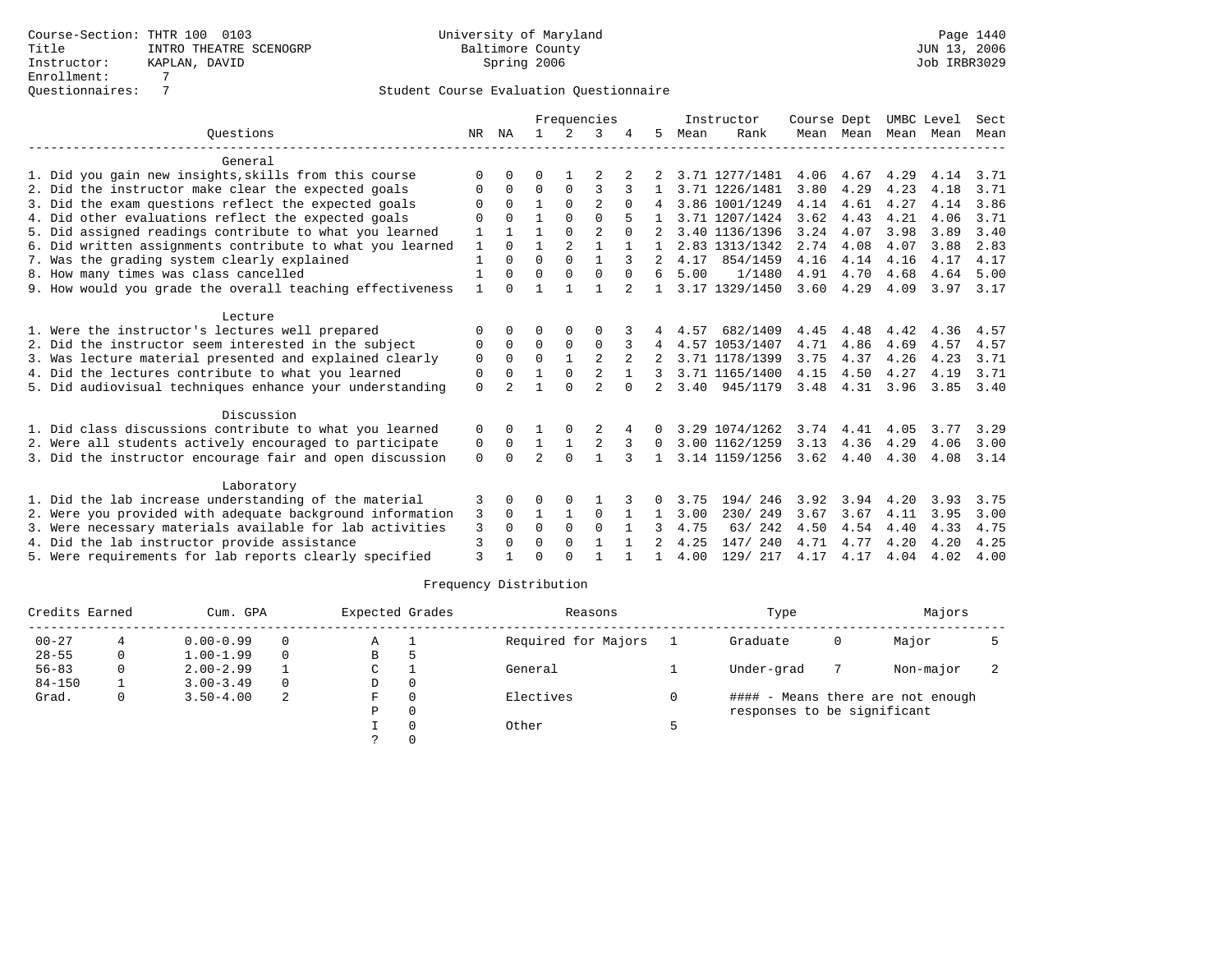Course-Section: THTR 100 0103
Title: INTRO THEATRE SCENOGRP
Instructor: KAPLAN, DAVID
Enrollment: 7
Questionnaires: 7

University of Maryland
Baltimore County
Spring 2006

JUN 13, 2006
Job IRBR3029

## Student Course Evaluation Questionnaire

| Questions | NR | NA | 1 | 2 | 3 | 4 | 5 | Instructor Mean | Instructor Rank | Course Mean | Dept Mean | UMBC Mean | Level Mean | Sect Mean |
|---|---|---|---|---|---|---|---|---|---|---|---|---|---|---|
| **General** | | | | | | | | | | | | | | |
| 1. Did you gain new insights,skills from this course | 0 | 0 | 0 | 1 | 2 | 2 | 2 | 3.71 | 1277/1481 | 4.06 | 4.67 | 4.29 | 4.14 | 3.71 |
| 2. Did the instructor make clear the expected goals | 0 | 0 | 0 | 0 | 3 | 3 | 1 | 3.71 | 1226/1481 | 3.80 | 4.29 | 4.23 | 4.18 | 3.71 |
| 3. Did the exam questions reflect the expected goals | 0 | 0 | 1 | 0 | 2 | 0 | 4 | 3.86 | 1001/1249 | 4.14 | 4.61 | 4.27 | 4.14 | 3.86 |
| 4. Did other evaluations reflect the expected goals | 0 | 0 | 1 | 0 | 0 | 5 | 1 | 3.71 | 1207/1424 | 3.62 | 4.43 | 4.21 | 4.06 | 3.71 |
| 5. Did assigned readings contribute to what you learned | 1 | 1 | 1 | 0 | 2 | 0 | 2 | 3.40 | 1136/1396 | 3.24 | 4.07 | 3.98 | 3.89 | 3.40 |
| 6. Did written assignments contribute to what you learned | 1 | 0 | 1 | 2 | 1 | 1 | 1 | 2.83 | 1313/1342 | 2.74 | 4.08 | 4.07 | 3.88 | 2.83 |
| 7. Was the grading system clearly explained | 1 | 0 | 0 | 0 | 1 | 3 | 2 | 4.17 | 854/1459 | 4.16 | 4.14 | 4.16 | 4.17 | 4.17 |
| 8. How many times was class cancelled | 1 | 0 | 0 | 0 | 0 | 0 | 6 | 5.00 | 1/1480 | 4.91 | 4.70 | 4.68 | 4.64 | 5.00 |
| 9. How would you grade the overall teaching effectiveness | 1 | 0 | 1 | 1 | 1 | 2 | 1 | 3.17 | 1329/1450 | 3.60 | 4.29 | 4.09 | 3.97 | 3.17 |
| **Lecture** | | | | | | | | | | | | | | |
| 1. Were the instructor's lectures well prepared | 0 | 0 | 0 | 0 | 0 | 3 | 4 | 4.57 | 682/1409 | 4.45 | 4.48 | 4.42 | 4.36 | 4.57 |
| 2. Did the instructor seem interested in the subject | 0 | 0 | 0 | 0 | 0 | 3 | 4 | 4.57 | 1053/1407 | 4.71 | 4.86 | 4.69 | 4.57 | 4.57 |
| 3. Was lecture material presented and explained clearly | 0 | 0 | 0 | 1 | 2 | 2 | 2 | 3.71 | 1178/1399 | 3.75 | 4.37 | 4.26 | 4.23 | 3.71 |
| 4. Did the lectures contribute to what you learned | 0 | 0 | 1 | 0 | 2 | 1 | 3 | 3.71 | 1165/1400 | 4.15 | 4.50 | 4.27 | 4.19 | 3.71 |
| 5. Did audiovisual techniques enhance your understanding | 0 | 2 | 1 | 0 | 2 | 0 | 2 | 3.40 | 945/1179 | 3.48 | 4.31 | 3.96 | 3.85 | 3.40 |
| **Discussion** | | | | | | | | | | | | | | |
| 1. Did class discussions contribute to what you learned | 0 | 0 | 1 | 0 | 2 | 4 | 0 | 3.29 | 1074/1262 | 3.74 | 4.41 | 4.05 | 3.77 | 3.29 |
| 2. Were all students actively encouraged to participate | 0 | 0 | 1 | 1 | 2 | 3 | 0 | 3.00 | 1162/1259 | 3.13 | 4.36 | 4.29 | 4.06 | 3.00 |
| 3. Did the instructor encourage fair and open discussion | 0 | 0 | 2 | 0 | 1 | 3 | 1 | 3.14 | 1159/1256 | 3.62 | 4.40 | 4.30 | 4.08 | 3.14 |
| **Laboratory** | | | | | | | | | | | | | | |
| 1. Did the lab increase understanding of the material | 3 | 0 | 0 | 0 | 1 | 3 | 0 | 3.75 | 194/ 246 | 3.92 | 3.94 | 4.20 | 3.93 | 3.75 |
| 2. Were you provided with adequate background information | 3 | 0 | 1 | 1 | 0 | 1 | 1 | 3.00 | 230/ 249 | 3.67 | 3.67 | 4.11 | 3.95 | 3.00 |
| 3. Were necessary materials available for lab activities | 3 | 0 | 0 | 0 | 0 | 1 | 3 | 4.75 | 63/ 242 | 4.50 | 4.54 | 4.40 | 4.33 | 4.75 |
| 4. Did the lab instructor provide assistance | 3 | 0 | 0 | 0 | 1 | 1 | 2 | 4.25 | 147/ 240 | 4.71 | 4.77 | 4.20 | 4.20 | 4.25 |
| 5. Were requirements for lab reports clearly specified | 3 | 1 | 0 | 0 | 1 | 1 | 1 | 4.00 | 129/ 217 | 4.17 | 4.17 | 4.04 | 4.02 | 4.00 |

## Frequency Distribution

| Credits Earned | | Cum. GPA | | Expected Grades | | Reasons | | Type | | Majors | |
|---|---|---|---|---|---|---|---|---|---|---|---|
| 00-27 | 4 | 0.00-0.99 | 0 | A | 1 | Required for Majors | 1 | Graduate | 0 | Major | 5 |
| 28-55 | 0 | 1.00-1.99 | 0 | B | 5 | | | | | | |
| 56-83 | 0 | 2.00-2.99 | 1 | C | 1 | General | 1 | Under-grad | 7 | Non-major | 2 |
| 84-150 | 1 | 3.00-3.49 | 0 | D | 0 | | | | | | |
| Grad. | 0 | 3.50-4.00 | 2 | F | 0 | Electives | 0 | | | | |
| | | | | P | 0 | | | | | | |
| | | | | I | 0 | Other | 5 | | | | |
| | | | | ? | 0 | | | | | | |

#### - Means there are not enough responses to be significant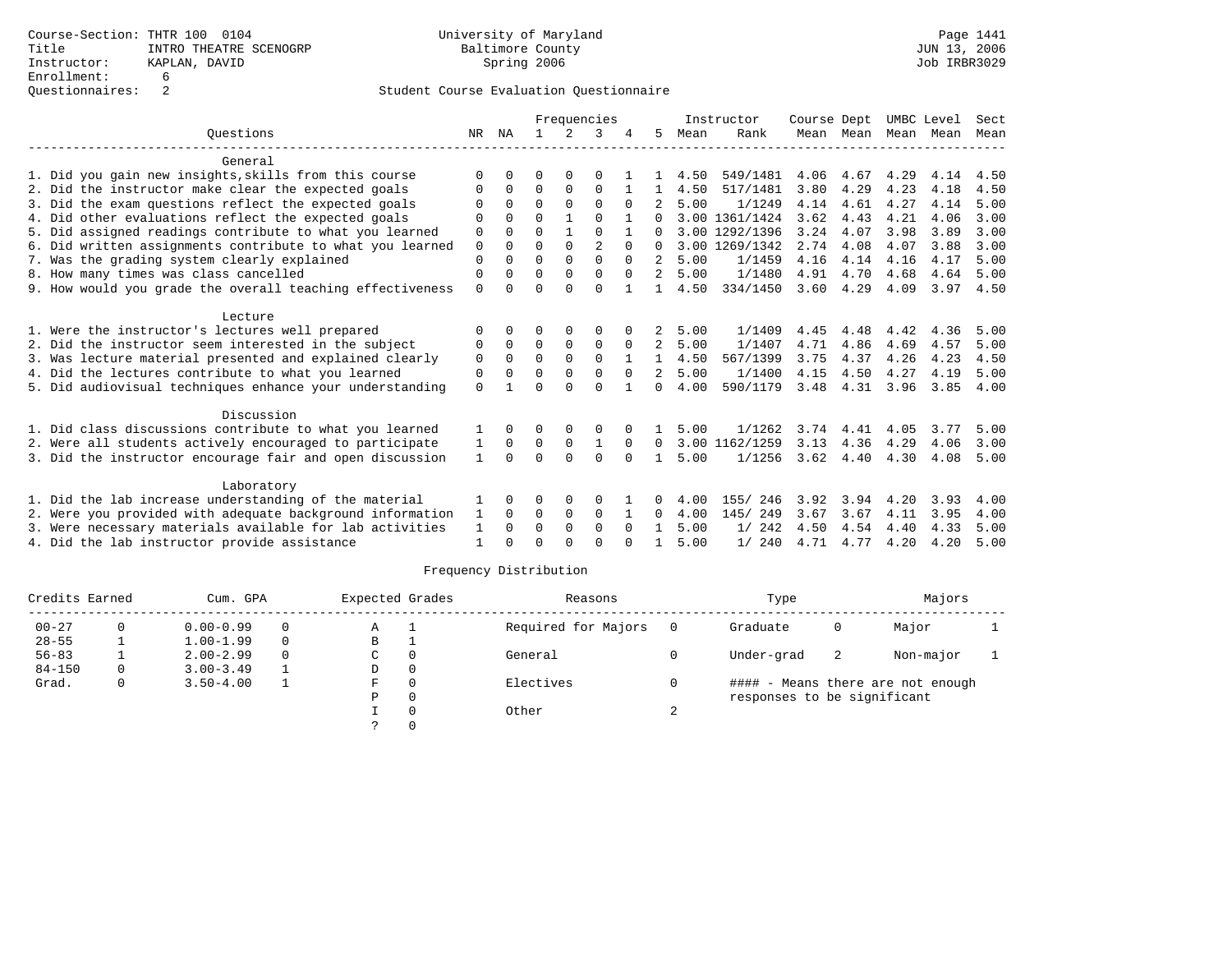Course-Section: THTR 100 0104
Title: INTRO THEATRE SCENOGRP
Instructor: KAPLAN, DAVID
Enrollment: 6
Questionnaires: 2

University of Maryland
Baltimore County
Spring 2006

JUN 13, 2006
Job IRBR3029

## Student Course Evaluation Questionnaire

| Questions | NR | NA | 1 | 2 | 3 | 4 | 5 | Instructor Mean | Instructor Rank | Course Mean | Dept Mean | UMBC Mean | Level Mean | Sect Mean |
|---|---|---|---|---|---|---|---|---|---|---|---|---|---|---|
| **General** | | | | | | | | | | | | | | |
| 1. Did you gain new insights,skills from this course | 0 | 0 | 0 | 0 | 0 | 1 | 1 | 4.50 | 549/1481 | 4.06 | 4.67 | 4.29 | 4.14 | 4.50 |
| 2. Did the instructor make clear the expected goals | 0 | 0 | 0 | 0 | 0 | 1 | 1 | 4.50 | 517/1481 | 3.80 | 4.29 | 4.23 | 4.18 | 4.50 |
| 3. Did the exam questions reflect the expected goals | 0 | 0 | 0 | 0 | 0 | 0 | 2 | 5.00 | 1/1249 | 4.14 | 4.61 | 4.27 | 4.14 | 5.00 |
| 4. Did other evaluations reflect the expected goals | 0 | 0 | 0 | 1 | 0 | 1 | 0 | 3.00 | 1361/1424 | 3.62 | 4.43 | 4.21 | 4.06 | 3.00 |
| 5. Did assigned readings contribute to what you learned | 0 | 0 | 0 | 1 | 0 | 1 | 0 | 3.00 | 1292/1396 | 3.24 | 4.07 | 3.98 | 3.89 | 3.00 |
| 6. Did written assignments contribute to what you learned | 0 | 0 | 0 | 0 | 2 | 0 | 0 | 3.00 | 1269/1342 | 2.74 | 4.08 | 4.07 | 3.88 | 3.00 |
| 7. Was the grading system clearly explained | 0 | 0 | 0 | 0 | 0 | 0 | 2 | 5.00 | 1/1459 | 4.16 | 4.14 | 4.16 | 4.17 | 5.00 |
| 8. How many times was class cancelled | 0 | 0 | 0 | 0 | 0 | 0 | 2 | 5.00 | 1/1480 | 4.91 | 4.70 | 4.68 | 4.64 | 5.00 |
| 9. How would you grade the overall teaching effectiveness | 0 | 0 | 0 | 0 | 0 | 1 | 1 | 4.50 | 334/1450 | 3.60 | 4.29 | 4.09 | 3.97 | 4.50 |
| **Lecture** | | | | | | | | | | | | | | |
| 1. Were the instructor's lectures well prepared | 0 | 0 | 0 | 0 | 0 | 0 | 2 | 5.00 | 1/1409 | 4.45 | 4.48 | 4.42 | 4.36 | 5.00 |
| 2. Did the instructor seem interested in the subject | 0 | 0 | 0 | 0 | 0 | 0 | 2 | 5.00 | 1/1407 | 4.71 | 4.86 | 4.69 | 4.57 | 5.00 |
| 3. Was lecture material presented and explained clearly | 0 | 0 | 0 | 0 | 0 | 1 | 1 | 4.50 | 567/1399 | 3.75 | 4.37 | 4.26 | 4.23 | 4.50 |
| 4. Did the lectures contribute to what you learned | 0 | 0 | 0 | 0 | 0 | 0 | 2 | 5.00 | 1/1400 | 4.15 | 4.50 | 4.27 | 4.19 | 5.00 |
| 5. Did audiovisual techniques enhance your understanding | 0 | 1 | 0 | 0 | 0 | 1 | 0 | 4.00 | 590/1179 | 3.48 | 4.31 | 3.96 | 3.85 | 4.00 |
| **Discussion** | | | | | | | | | | | | | | |
| 1. Did class discussions contribute to what you learned | 1 | 0 | 0 | 0 | 0 | 0 | 1 | 5.00 | 1/1262 | 3.74 | 4.41 | 4.05 | 3.77 | 5.00 |
| 2. Were all students actively encouraged to participate | 1 | 0 | 0 | 0 | 1 | 0 | 0 | 3.00 | 1162/1259 | 3.13 | 4.36 | 4.29 | 4.06 | 3.00 |
| 3. Did the instructor encourage fair and open discussion | 1 | 0 | 0 | 0 | 0 | 0 | 1 | 5.00 | 1/1256 | 3.62 | 4.40 | 4.30 | 4.08 | 5.00 |
| **Laboratory** | | | | | | | | | | | | | | |
| 1. Did the lab increase understanding of the material | 1 | 0 | 0 | 0 | 0 | 1 | 0 | 4.00 | 155/ 246 | 3.92 | 3.94 | 4.20 | 3.93 | 4.00 |
| 2. Were you provided with adequate background information | 1 | 0 | 0 | 0 | 0 | 1 | 0 | 4.00 | 145/ 249 | 3.67 | 3.67 | 4.11 | 3.95 | 4.00 |
| 3. Were necessary materials available for lab activities | 1 | 0 | 0 | 0 | 0 | 0 | 1 | 5.00 | 1/ 242 | 4.50 | 4.54 | 4.40 | 4.33 | 5.00 |
| 4. Did the lab instructor provide assistance | 1 | 0 | 0 | 0 | 0 | 0 | 1 | 5.00 | 1/ 240 | 4.71 | 4.77 | 4.20 | 4.20 | 5.00 |

## Frequency Distribution

| Credits Earned | | Cum. GPA | | Expected Grades | | Reasons | | Type | | Majors | |
|---|---|---|---|---|---|---|---|---|---|---|---|
| 00-27 | 0 | 0.00-0.99 | 0 | A | 1 | Required for Majors | 0 | Graduate | 0 | Major | 1 |
| 28-55 | 1 | 1.00-1.99 | 0 | B | 1 | | | | | | |
| 56-83 | 1 | 2.00-2.99 | 0 | C | 0 | General | 0 | Under-grad | 2 | Non-major | 1 |
| 84-150 | 0 | 3.00-3.49 | 1 | D | 0 | | | | | | |
| Grad. | 0 | 3.50-4.00 | 1 | F | 0 | Electives | 0 | #### - Means there are not enough responses to be significant | | | |
| | | | | P | 0 | | | | | | |
| | | | | I | 0 | Other | 2 | | | | |
| | | | | ? | 0 | | | | | | |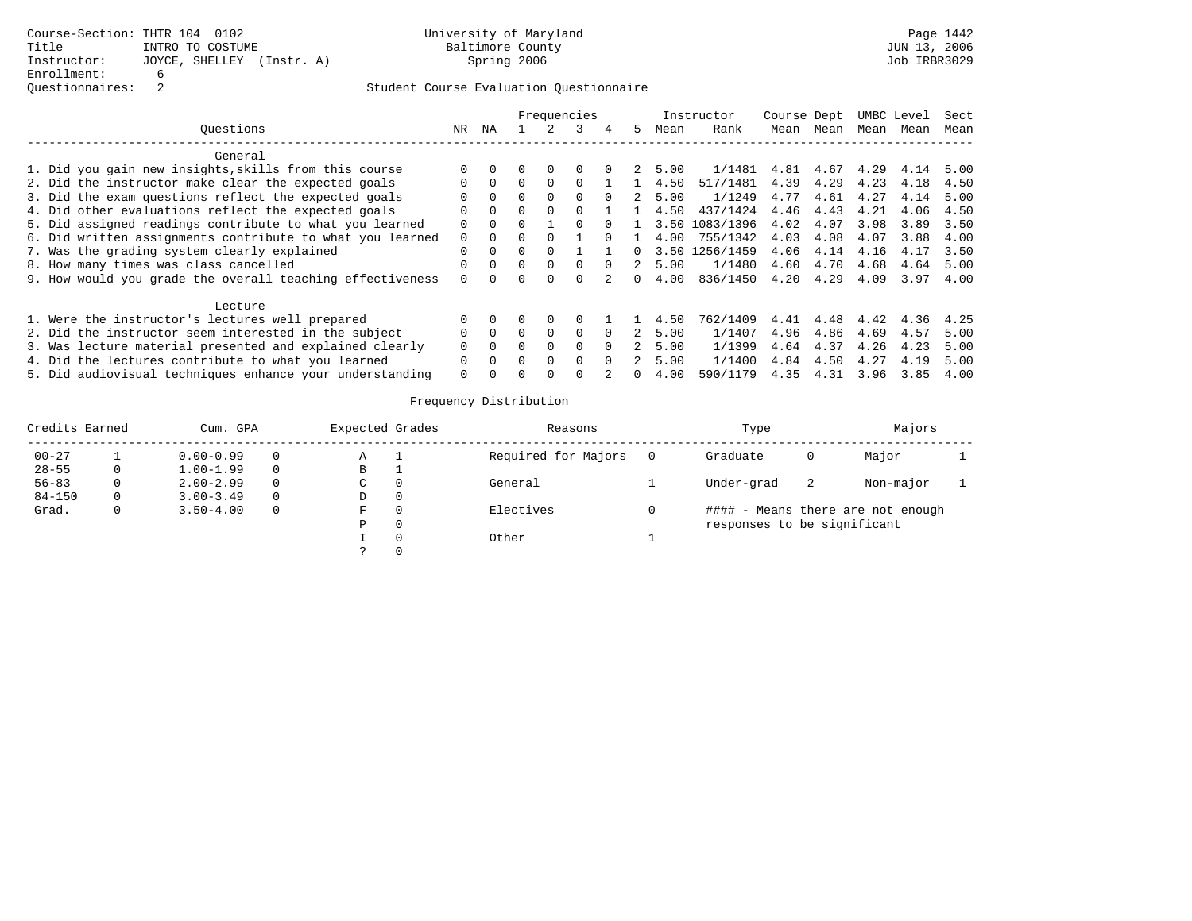Course-Section: THTR 104 0102
Title: INTRO TO COSTUME
Instructor: JOYCE, SHELLEY (Instr. A)
Enrollment: 6
Questionnaires: 2

University of Maryland
Baltimore County
Spring 2006

Page 1442
JUN 13, 2006
Job IRBR3029

## Student Course Evaluation Questionnaire

| Questions | NR | NA | 1 | 2 | 3 | 4 | 5 | Instructor Mean | Instructor Rank | Course Mean | Dept Mean | UMBC Mean | Level Mean | Sect Mean |
|---|---|---|---|---|---|---|---|---|---|---|---|---|---|---|
| **General** | | | | | | | | | | | | | | |
| 1. Did you gain new insights,skills from this course | 0 | 0 | 0 | 0 | 0 | 0 | 2 | 5.00 | 1/1481 | 4.81 | 4.67 | 4.29 | 4.14 | 5.00 |
| 2. Did the instructor make clear the expected goals | 0 | 0 | 0 | 0 | 0 | 1 | 1 | 4.50 | 517/1481 | 4.39 | 4.29 | 4.23 | 4.18 | 4.50 |
| 3. Did the exam questions reflect the expected goals | 0 | 0 | 0 | 0 | 0 | 0 | 2 | 5.00 | 1/1249 | 4.77 | 4.61 | 4.27 | 4.14 | 5.00 |
| 4. Did other evaluations reflect the expected goals | 0 | 0 | 0 | 0 | 0 | 1 | 1 | 4.50 | 437/1424 | 4.46 | 4.43 | 4.21 | 4.06 | 4.50 |
| 5. Did assigned readings contribute to what you learned | 0 | 0 | 0 | 1 | 0 | 0 | 1 | 3.50 | 1083/1396 | 4.02 | 4.07 | 3.98 | 3.89 | 3.50 |
| 6. Did written assignments contribute to what you learned | 0 | 0 | 0 | 0 | 1 | 0 | 1 | 4.00 | 755/1342 | 4.03 | 4.08 | 4.07 | 3.88 | 4.00 |
| 7. Was the grading system clearly explained | 0 | 0 | 0 | 0 | 1 | 1 | 0 | 3.50 | 1256/1459 | 4.06 | 4.14 | 4.16 | 4.17 | 3.50 |
| 8. How many times was class cancelled | 0 | 0 | 0 | 0 | 0 | 0 | 2 | 5.00 | 1/1480 | 4.60 | 4.70 | 4.68 | 4.64 | 5.00 |
| 9. How would you grade the overall teaching effectiveness | 0 | 0 | 0 | 0 | 0 | 2 | 0 | 4.00 | 836/1450 | 4.20 | 4.29 | 4.09 | 3.97 | 4.00 |
| **Lecture** | | | | | | | | | | | | | | |
| 1. Were the instructor's lectures well prepared | 0 | 0 | 0 | 0 | 0 | 1 | 1 | 4.50 | 762/1409 | 4.41 | 4.48 | 4.42 | 4.36 | 4.25 |
| 2. Did the instructor seem interested in the subject | 0 | 0 | 0 | 0 | 0 | 0 | 2 | 5.00 | 1/1407 | 4.96 | 4.86 | 4.69 | 4.57 | 5.00 |
| 3. Was lecture material presented and explained clearly | 0 | 0 | 0 | 0 | 0 | 0 | 2 | 5.00 | 1/1399 | 4.64 | 4.37 | 4.26 | 4.23 | 5.00 |
| 4. Did the lectures contribute to what you learned | 0 | 0 | 0 | 0 | 0 | 0 | 2 | 5.00 | 1/1400 | 4.84 | 4.50 | 4.27 | 4.19 | 5.00 |
| 5. Did audiovisual techniques enhance your understanding | 0 | 0 | 0 | 0 | 0 | 2 | 0 | 4.00 | 590/1179 | 4.35 | 4.31 | 3.96 | 3.85 | 4.00 |

## Frequency Distribution

| Credits Earned | | Cum. GPA | | Expected Grades | | Reasons | | Type | | Majors | |
|---|---|---|---|---|---|---|---|---|---|---|---|
| 00-27 | 1 | 0.00-0.99 | 0 | A | 1 | Required for Majors | 0 | Graduate | 0 | Major | 1 |
| 28-55 | 0 | 1.00-1.99 | 0 | B | 1 | | | | | | |
| 56-83 | 0 | 2.00-2.99 | 0 | C | 0 | General | 1 | Under-grad | 2 | Non-major | 1 |
| 84-150 | 0 | 3.00-3.49 | 0 | D | 0 | | | | | | |
| Grad. | 0 | 3.50-4.00 | 0 | F | 0 | Electives | 0 | #### - Means there are not enough responses to be significant | | | |
| | | | | P | 0 | | | | | | |
| | | | | I | 0 | Other | 1 | | | | |
| | | | | ? | 0 | | | | | | |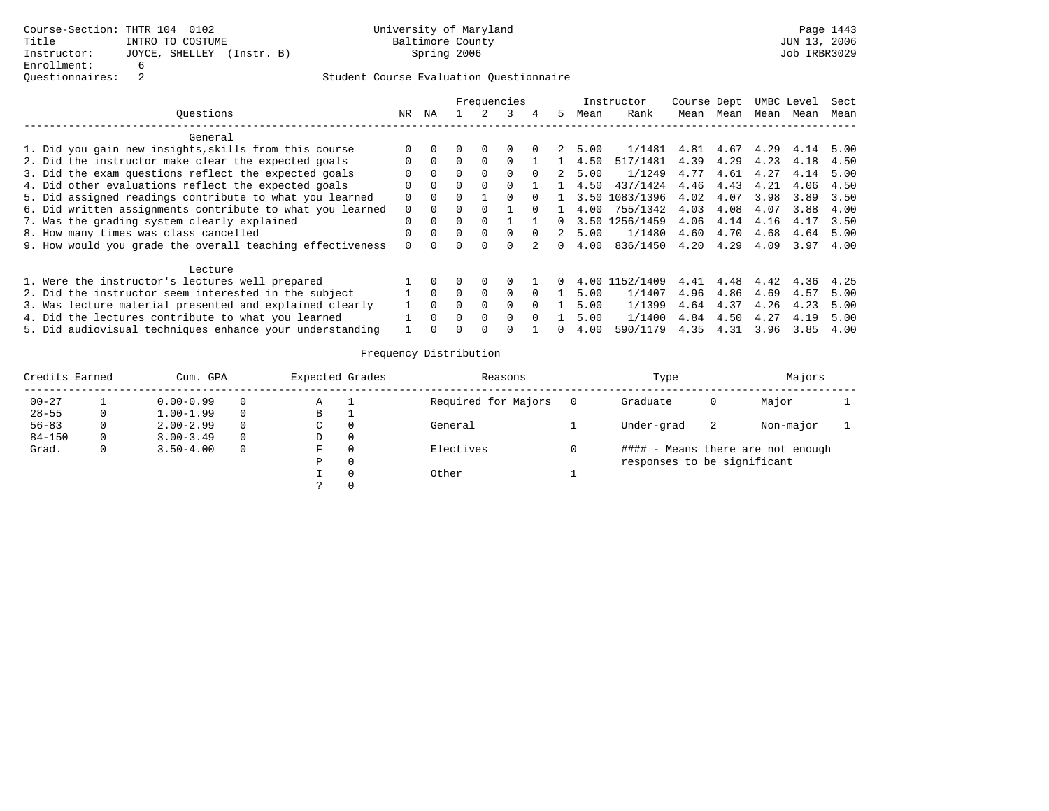Course-Section: THTR 104 0102
Title: INTRO TO COSTUME
Instructor: JOYCE, SHELLEY (Instr. B)
Enrollment: 6
Questionnaires: 2

University of Maryland
Baltimore County
Spring 2006

JUN 13, 2006
Job IRBR3029

## Student Course Evaluation Questionnaire

| Questions | NR | NA | 1 | 2 | 3 | 4 | 5 | Instructor Mean | Rank | Course Mean | Dept Mean | UMBC Mean | Level Mean | Sect Mean |
|---|---|---|---|---|---|---|---|---|---|---|---|---|---|---|
| **General** | | | | | | | | | | | | | | |
| 1. Did you gain new insights,skills from this course | 0 | 0 | 0 | 0 | 0 | 0 | 2 | 5.00 | 1/1481 | 4.81 | 4.67 | 4.29 | 4.14 | 5.00 |
| 2. Did the instructor make clear the expected goals | 0 | 0 | 0 | 0 | 0 | 1 | 1 | 4.50 | 517/1481 | 4.39 | 4.29 | 4.23 | 4.18 | 4.50 |
| 3. Did the exam questions reflect the expected goals | 0 | 0 | 0 | 0 | 0 | 0 | 2 | 5.00 | 1/1249 | 4.77 | 4.61 | 4.27 | 4.14 | 5.00 |
| 4. Did other evaluations reflect the expected goals | 0 | 0 | 0 | 0 | 0 | 1 | 1 | 4.50 | 437/1424 | 4.46 | 4.43 | 4.21 | 4.06 | 4.50 |
| 5. Did assigned readings contribute to what you learned | 0 | 0 | 0 | 1 | 0 | 0 | 1 | 3.50 | 1083/1396 | 4.02 | 4.07 | 3.98 | 3.89 | 3.50 |
| 6. Did written assignments contribute to what you learned | 0 | 0 | 0 | 0 | 1 | 0 | 1 | 4.00 | 755/1342 | 4.03 | 4.08 | 4.07 | 3.88 | 4.00 |
| 7. Was the grading system clearly explained | 0 | 0 | 0 | 0 | 1 | 1 | 0 | 3.50 | 1256/1459 | 4.06 | 4.14 | 4.16 | 4.17 | 3.50 |
| 8. How many times was class cancelled | 0 | 0 | 0 | 0 | 0 | 0 | 2 | 5.00 | 1/1480 | 4.60 | 4.70 | 4.68 | 4.64 | 5.00 |
| 9. How would you grade the overall teaching effectiveness | 0 | 0 | 0 | 0 | 0 | 2 | 0 | 4.00 | 836/1450 | 4.20 | 4.29 | 4.09 | 3.97 | 4.00 |
| **Lecture** | | | | | | | | | | | | | | |
| 1. Were the instructor's lectures well prepared | 1 | 0 | 0 | 0 | 0 | 1 | 0 | 4.00 | 1152/1409 | 4.41 | 4.48 | 4.42 | 4.36 | 4.25 |
| 2. Did the instructor seem interested in the subject | 1 | 0 | 0 | 0 | 0 | 0 | 1 | 5.00 | 1/1407 | 4.96 | 4.86 | 4.69 | 4.57 | 5.00 |
| 3. Was lecture material presented and explained clearly | 1 | 0 | 0 | 0 | 0 | 0 | 1 | 5.00 | 1/1399 | 4.64 | 4.37 | 4.26 | 4.23 | 5.00 |
| 4. Did the lectures contribute to what you learned | 1 | 0 | 0 | 0 | 0 | 0 | 1 | 5.00 | 1/1400 | 4.84 | 4.50 | 4.27 | 4.19 | 5.00 |
| 5. Did audiovisual techniques enhance your understanding | 1 | 0 | 0 | 0 | 0 | 1 | 0 | 4.00 | 590/1179 | 4.35 | 4.31 | 3.96 | 3.85 | 4.00 |

## Frequency Distribution

| Credits Earned | | Cum. GPA | | Expected Grades | | Reasons | | Type | | Majors | |
|---|---|---|---|---|---|---|---|---|---|---|---|
| 00-27 | 1 | 0.00-0.99 | 0 | A | 1 | Required for Majors | 0 | Graduate | 0 | Major | 1 |
| 28-55 | 0 | 1.00-1.99 | 0 | B | 1 | | | | | | |
| 56-83 | 0 | 2.00-2.99 | 0 | C | 0 | General | 1 | Under-grad | 2 | Non-major | 1 |
| 84-150 | 0 | 3.00-3.49 | 0 | D | 0 | | | | | | |
| Grad. | 0 | 3.50-4.00 | 0 | F | 0 | Electives | 0 | #### - Means there are not enough responses to be significant | | | |
| | | | | P | 0 | | | | | | |
| | | | | I | 0 | Other | 1 | | | | |
| | | | | ? | 0 | | | | | | |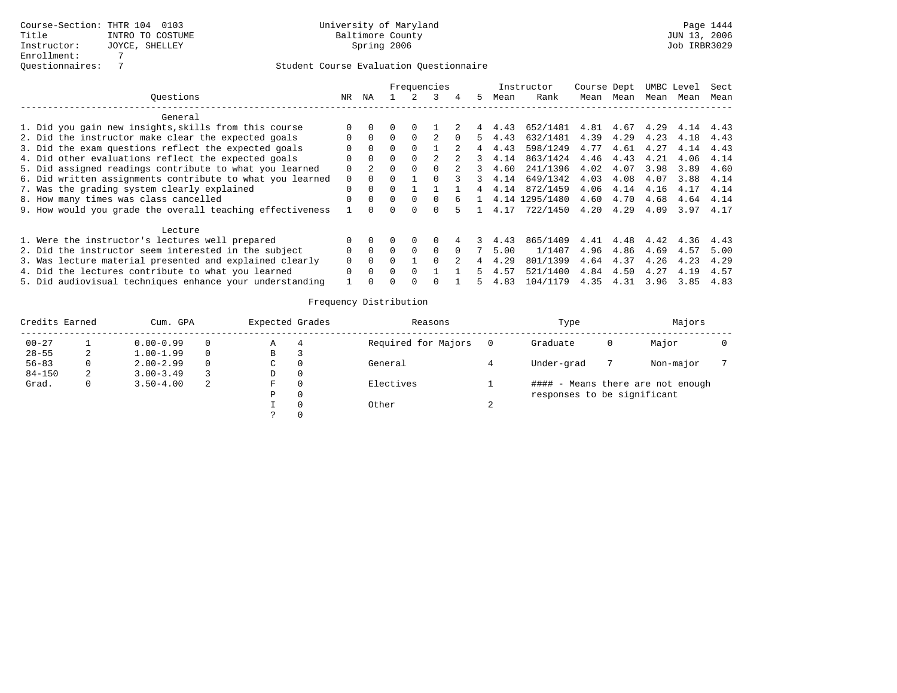Course-Section: THTR 104 0103
Title: INTRO TO COSTUME
Instructor: JOYCE, SHELLEY
Enrollment: 7
Questionnaires: 7

University of Maryland
Baltimore County
Spring 2006

Page 1444
JUN 13, 2006
Job IRBR3029

## Student Course Evaluation Questionnaire

| Questions | NR | NA | 1 | 2 | 3 | 4 | 5 | Instructor Mean | Instructor Rank | Course Mean | Dept Mean | UMBC Mean | Level Mean | Sect Mean |
|---|---|---|---|---|---|---|---|---|---|---|---|---|---|---|
| **General** | | | | | | | | | | | | | | |
| 1. Did you gain new insights,skills from this course | 0 | 0 | 0 | 0 | 1 | 2 | 4 | 4.43 | 652/1481 | 4.81 | 4.67 | 4.29 | 4.14 | 4.43 |
| 2. Did the instructor make clear the expected goals | 0 | 0 | 0 | 0 | 2 | 0 | 5 | 4.43 | 632/1481 | 4.39 | 4.29 | 4.23 | 4.18 | 4.43 |
| 3. Did the exam questions reflect the expected goals | 0 | 0 | 0 | 0 | 1 | 2 | 4 | 4.43 | 598/1249 | 4.77 | 4.61 | 4.27 | 4.14 | 4.43 |
| 4. Did other evaluations reflect the expected goals | 0 | 0 | 0 | 0 | 2 | 2 | 3 | 4.14 | 863/1424 | 4.46 | 4.43 | 4.21 | 4.06 | 4.14 |
| 5. Did assigned readings contribute to what you learned | 0 | 2 | 0 | 0 | 0 | 2 | 3 | 4.60 | 241/1396 | 4.02 | 4.07 | 3.98 | 3.89 | 4.60 |
| 6. Did written assignments contribute to what you learned | 0 | 0 | 0 | 1 | 0 | 3 | 3 | 4.14 | 649/1342 | 4.03 | 4.08 | 4.07 | 3.88 | 4.14 |
| 7. Was the grading system clearly explained | 0 | 0 | 0 | 1 | 1 | 1 | 4 | 4.14 | 872/1459 | 4.06 | 4.14 | 4.16 | 4.17 | 4.14 |
| 8. How many times was class cancelled | 0 | 0 | 0 | 0 | 0 | 6 | 1 | 4.14 | 1295/1480 | 4.60 | 4.70 | 4.68 | 4.64 | 4.14 |
| 9. How would you grade the overall teaching effectiveness | 1 | 0 | 0 | 0 | 0 | 5 | 1 | 4.17 | 722/1450 | 4.20 | 4.29 | 4.09 | 3.97 | 4.17 |
| **Lecture** | | | | | | | | | | | | | | |
| 1. Were the instructor's lectures well prepared | 0 | 0 | 0 | 0 | 0 | 4 | 3 | 4.43 | 865/1409 | 4.41 | 4.48 | 4.42 | 4.36 | 4.43 |
| 2. Did the instructor seem interested in the subject | 0 | 0 | 0 | 0 | 0 | 0 | 7 | 5.00 | 1/1407 | 4.96 | 4.86 | 4.69 | 4.57 | 5.00 |
| 3. Was lecture material presented and explained clearly | 0 | 0 | 0 | 1 | 0 | 2 | 4 | 4.29 | 801/1399 | 4.64 | 4.37 | 4.26 | 4.23 | 4.29 |
| 4. Did the lectures contribute to what you learned | 0 | 0 | 0 | 0 | 1 | 1 | 5 | 4.57 | 521/1400 | 4.84 | 4.50 | 4.27 | 4.19 | 4.57 |
| 5. Did audiovisual techniques enhance your understanding | 1 | 0 | 0 | 0 | 0 | 1 | 5 | 4.83 | 104/1179 | 4.35 | 4.31 | 3.96 | 3.85 | 4.83 |

### Frequency Distribution

| Credits Earned | | Cum. GPA | | Expected Grades | | Reasons | | Type | | Majors | |
|---|---|---|---|---|---|---|---|---|---|---|---|
| 00-27 | 1 | 0.00-0.99 | 0 | A | 4 | Required for Majors | 0 | Graduate | 0 | Major | 0 |
| 28-55 | 2 | 1.00-1.99 | 0 | B | 3 | | | | | | |
| 56-83 | 0 | 2.00-2.99 | 0 | C | 0 | General | 4 | Under-grad | 7 | Non-major | 7 |
| 84-150 | 2 | 3.00-3.49 | 3 | D | 0 | | | | | | |
| Grad. | 0 | 3.50-4.00 | 2 | F | 0 | Electives | 1 | #### - Means there are not enough responses to be significant | | | |
| | | | | P | 0 | | | | | | |
| | | | | I | 0 | Other | 2 | | | | |
| | | | | ? | 0 | | | | | | |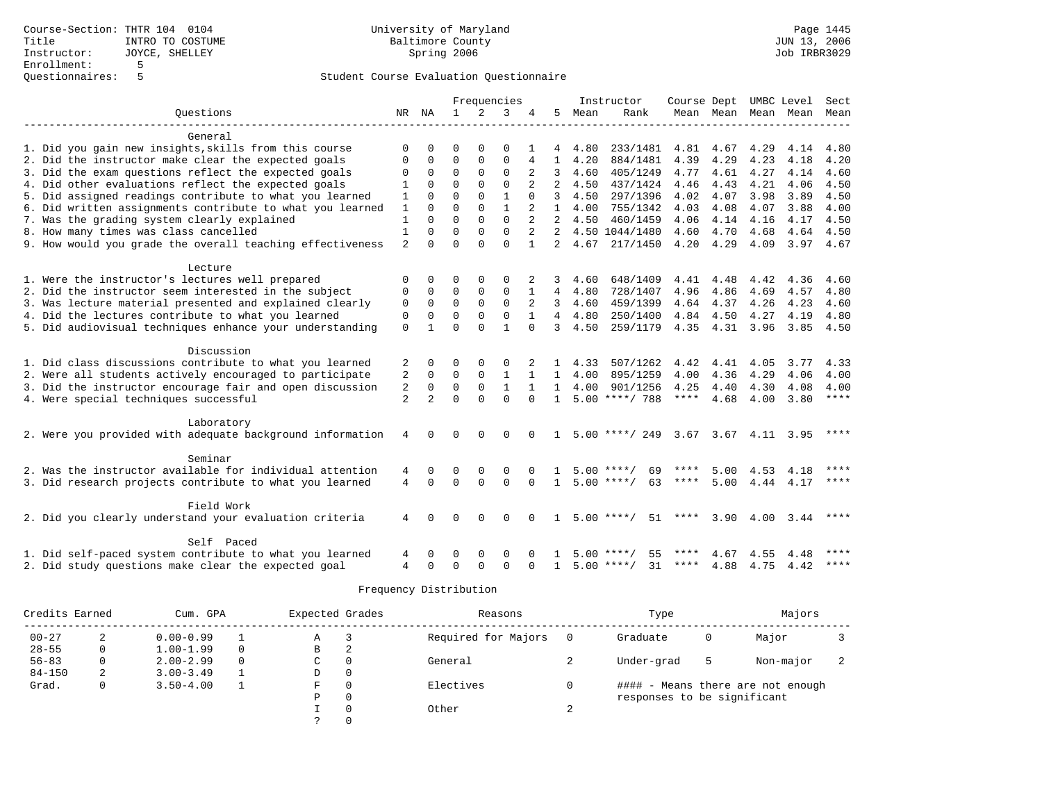Course-Section: THTR 104 0104
Title: INTRO TO COSTUME
Instructor: JOYCE, SHELLEY
Enrollment: 5
Questionnaires: 5

University of Maryland
Baltimore County
Spring 2006

JUN 13, 2006
Job IRBR3029

## Student Course Evaluation Questionnaire

| Questions | NR | NA | 1 | 2 | 3 | 4 | 5 | Instructor Mean | Instructor Rank | Course Mean | Dept Mean | UMBC Mean | Level Mean | Sect Mean |
|---|---|---|---|---|---|---|---|---|---|---|---|---|---|---|
| **General** | | | | | | | | | | | | | | |
| 1. Did you gain new insights,skills from this course | 0 | 0 | 0 | 0 | 0 | 1 | 4 | 4.80 | 233/1481 | 4.81 | 4.67 | 4.29 | 4.14 | 4.80 |
| 2. Did the instructor make clear the expected goals | 0 | 0 | 0 | 0 | 0 | 4 | 1 | 4.20 | 884/1481 | 4.39 | 4.29 | 4.23 | 4.18 | 4.20 |
| 3. Did the exam questions reflect the expected goals | 0 | 0 | 0 | 0 | 0 | 2 | 3 | 4.60 | 405/1249 | 4.77 | 4.61 | 4.27 | 4.14 | 4.60 |
| 4. Did other evaluations reflect the expected goals | 1 | 0 | 0 | 0 | 0 | 2 | 2 | 4.50 | 437/1424 | 4.46 | 4.43 | 4.21 | 4.06 | 4.50 |
| 5. Did assigned readings contribute to what you learned | 1 | 0 | 0 | 0 | 1 | 0 | 3 | 4.50 | 297/1396 | 4.02 | 4.07 | 3.98 | 3.89 | 4.50 |
| 6. Did written assignments contribute to what you learned | 1 | 0 | 0 | 0 | 1 | 2 | 1 | 4.00 | 755/1342 | 4.03 | 4.08 | 4.07 | 3.88 | 4.00 |
| 7. Was the grading system clearly explained | 1 | 0 | 0 | 0 | 0 | 2 | 2 | 4.50 | 460/1459 | 4.06 | 4.14 | 4.16 | 4.17 | 4.50 |
| 8. How many times was class cancelled | 1 | 0 | 0 | 0 | 0 | 2 | 2 | 4.50 | 1044/1480 | 4.60 | 4.70 | 4.68 | 4.64 | 4.50 |
| 9. How would you grade the overall teaching effectiveness | 2 | 0 | 0 | 0 | 0 | 1 | 2 | 4.67 | 217/1450 | 4.20 | 4.29 | 4.09 | 3.97 | 4.67 |
| **Lecture** | | | | | | | | | | | | | | |
| 1. Were the instructor's lectures well prepared | 0 | 0 | 0 | 0 | 0 | 2 | 3 | 4.60 | 648/1409 | 4.41 | 4.48 | 4.42 | 4.36 | 4.60 |
| 2. Did the instructor seem interested in the subject | 0 | 0 | 0 | 0 | 0 | 1 | 4 | 4.80 | 728/1407 | 4.96 | 4.86 | 4.69 | 4.57 | 4.80 |
| 3. Was lecture material presented and explained clearly | 0 | 0 | 0 | 0 | 0 | 2 | 3 | 4.60 | 459/1399 | 4.64 | 4.37 | 4.26 | 4.23 | 4.60 |
| 4. Did the lectures contribute to what you learned | 0 | 0 | 0 | 0 | 0 | 1 | 4 | 4.80 | 250/1400 | 4.84 | 4.50 | 4.27 | 4.19 | 4.80 |
| 5. Did audiovisual techniques enhance your understanding | 0 | 1 | 0 | 0 | 1 | 0 | 3 | 4.50 | 259/1179 | 4.35 | 4.31 | 3.96 | 3.85 | 4.50 |
| **Discussion** | | | | | | | | | | | | | | |
| 1. Did class discussions contribute to what you learned | 2 | 0 | 0 | 0 | 0 | 2 | 1 | 4.33 | 507/1262 | 4.42 | 4.41 | 4.05 | 3.77 | 4.33 |
| 2. Were all students actively encouraged to participate | 2 | 0 | 0 | 0 | 1 | 1 | 1 | 4.00 | 895/1259 | 4.00 | 4.36 | 4.29 | 4.06 | 4.00 |
| 3. Did the instructor encourage fair and open discussion | 2 | 0 | 0 | 0 | 1 | 1 | 1 | 4.00 | 901/1256 | 4.25 | 4.40 | 4.30 | 4.08 | 4.00 |
| 4. Were special techniques successful | 2 | 2 | 0 | 0 | 0 | 0 | 1 | 5.00 | ****/ 788 | **** | 4.68 | 4.00 | 3.80 | **** |
| **Laboratory** | | | | | | | | | | | | | | |
| 2. Were you provided with adequate background information | 4 | 0 | 0 | 0 | 0 | 0 | 1 | 5.00 | ****/ 249 | 3.67 | 3.67 | 4.11 | 3.95 | **** |
| **Seminar** | | | | | | | | | | | | | | |
| 2. Was the instructor available for individual attention | 4 | 0 | 0 | 0 | 0 | 0 | 1 | 5.00 | ****/ 69 | **** | 5.00 | 4.53 | 4.18 | **** |
| 3. Did research projects contribute to what you learned | 4 | 0 | 0 | 0 | 0 | 0 | 1 | 5.00 | ****/ 63 | **** | 5.00 | 4.44 | 4.17 | **** |
| **Field Work** | | | | | | | | | | | | | | |
| 2. Did you clearly understand your evaluation criteria | 4 | 0 | 0 | 0 | 0 | 0 | 1 | 5.00 | ****/ 51 | **** | 3.90 | 4.00 | 3.44 | **** |
| **Self Paced** | | | | | | | | | | | | | | |
| 1. Did self-paced system contribute to what you learned | 4 | 0 | 0 | 0 | 0 | 0 | 1 | 5.00 | ****/ 55 | **** | 4.67 | 4.55 | 4.48 | **** |
| 2. Did study questions make clear the expected goal | 4 | 0 | 0 | 0 | 0 | 0 | 1 | 5.00 | ****/ 31 | **** | 4.88 | 4.75 | 4.42 | **** |

## Frequency Distribution

| Credits Earned | | Cum. GPA | | Expected Grades | | Reasons | | Type | | Majors | |
|---|---|---|---|---|---|---|---|---|---|---|---|
| 00-27 | 2 | 0.00-0.99 | 1 | A | 3 | Required for Majors | 0 | Graduate | 0 | Major | 3 |
| 28-55 | 0 | 1.00-1.99 | 0 | B | 2 | | | | | | |
| 56-83 | 0 | 2.00-2.99 | 0 | C | 0 | General | 2 | Under-grad | 5 | Non-major | 2 |
| 84-150 | 2 | 3.00-3.49 | 1 | D | 0 | | | | | | |
| Grad. | 0 | 3.50-4.00 | 1 | F | 0 | Electives | 0 | #### - Means there are not enough responses to be significant | | | |
| | | | | P | 0 | | | | | | |
| | | | | I | 0 | Other | 2 | | | | |
| | | | | ? | 0 | | | | | | |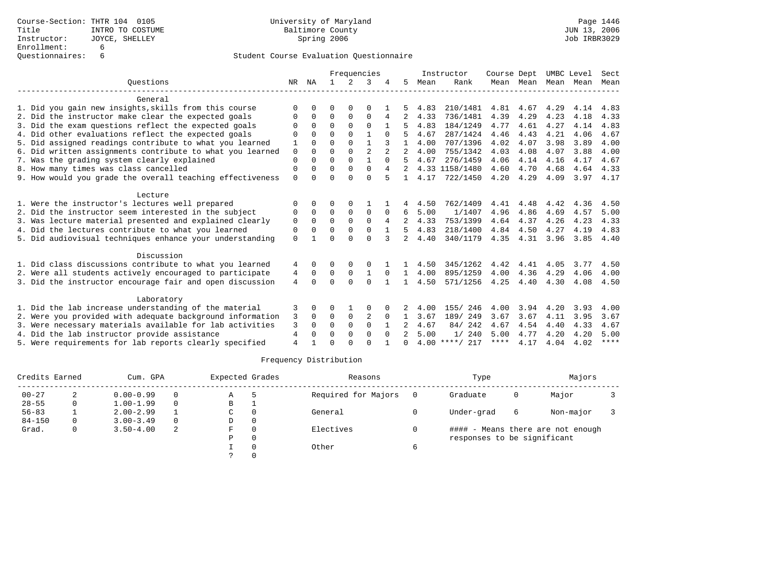Course-Section: THTR 104 0105
Title: INTRO TO COSTUME
Instructor: JOYCE, SHELLEY
Enrollment: 6
Questionnaires: 6

University of Maryland
Baltimore County
Spring 2006

Page 1446
JUN 13, 2006
Job IRBR3029

## Student Course Evaluation Questionnaire

| Questions | NR | NA | 1 | 2 | 3 | 4 | 5 | Instructor Mean | Instructor Rank | Course Mean | Dept Mean | UMBC Mean | Level Mean | Sect Mean |
|---|---|---|---|---|---|---|---|---|---|---|---|---|---|---|
| **General** | | | | | | | | | | | | | | |
| 1. Did you gain new insights,skills from this course | 0 | 0 | 0 | 0 | 0 | 1 | 5 | 4.83 | 210/1481 | 4.81 | 4.67 | 4.29 | 4.14 | 4.83 |
| 2. Did the instructor make clear the expected goals | 0 | 0 | 0 | 0 | 0 | 4 | 2 | 4.33 | 736/1481 | 4.39 | 4.29 | 4.23 | 4.18 | 4.33 |
| 3. Did the exam questions reflect the expected goals | 0 | 0 | 0 | 0 | 0 | 1 | 5 | 4.83 | 184/1249 | 4.77 | 4.61 | 4.27 | 4.14 | 4.83 |
| 4. Did other evaluations reflect the expected goals | 0 | 0 | 0 | 0 | 1 | 0 | 5 | 4.67 | 287/1424 | 4.46 | 4.43 | 4.21 | 4.06 | 4.67 |
| 5. Did assigned readings contribute to what you learned | 1 | 0 | 0 | 0 | 1 | 3 | 1 | 4.00 | 707/1396 | 4.02 | 4.07 | 3.98 | 3.89 | 4.00 |
| 6. Did written assignments contribute to what you learned | 0 | 0 | 0 | 0 | 2 | 2 | 2 | 4.00 | 755/1342 | 4.03 | 4.08 | 4.07 | 3.88 | 4.00 |
| 7. Was the grading system clearly explained | 0 | 0 | 0 | 0 | 1 | 0 | 5 | 4.67 | 276/1459 | 4.06 | 4.14 | 4.16 | 4.17 | 4.67 |
| 8. How many times was class cancelled | 0 | 0 | 0 | 0 | 0 | 4 | 2 | 4.33 | 1158/1480 | 4.60 | 4.70 | 4.68 | 4.64 | 4.33 |
| 9. How would you grade the overall teaching effectiveness | 0 | 0 | 0 | 0 | 0 | 5 | 1 | 4.17 | 722/1450 | 4.20 | 4.29 | 4.09 | 3.97 | 4.17 |
| **Lecture** | | | | | | | | | | | | | | |
| 1. Were the instructor's lectures well prepared | 0 | 0 | 0 | 0 | 1 | 1 | 4 | 4.50 | 762/1409 | 4.41 | 4.48 | 4.42 | 4.36 | 4.50 |
| 2. Did the instructor seem interested in the subject | 0 | 0 | 0 | 0 | 0 | 0 | 6 | 5.00 | 1/1407 | 4.96 | 4.86 | 4.69 | 4.57 | 5.00 |
| 3. Was lecture material presented and explained clearly | 0 | 0 | 0 | 0 | 0 | 4 | 2 | 4.33 | 753/1399 | 4.64 | 4.37 | 4.26 | 4.23 | 4.33 |
| 4. Did the lectures contribute to what you learned | 0 | 0 | 0 | 0 | 0 | 1 | 5 | 4.83 | 218/1400 | 4.84 | 4.50 | 4.27 | 4.19 | 4.83 |
| 5. Did audiovisual techniques enhance your understanding | 0 | 1 | 0 | 0 | 0 | 3 | 2 | 4.40 | 340/1179 | 4.35 | 4.31 | 3.96 | 3.85 | 4.40 |
| **Discussion** | | | | | | | | | | | | | | |
| 1. Did class discussions contribute to what you learned | 4 | 0 | 0 | 0 | 0 | 1 | 1 | 4.50 | 345/1262 | 4.42 | 4.41 | 4.05 | 3.77 | 4.50 |
| 2. Were all students actively encouraged to participate | 4 | 0 | 0 | 0 | 1 | 0 | 1 | 4.00 | 895/1259 | 4.00 | 4.36 | 4.29 | 4.06 | 4.00 |
| 3. Did the instructor encourage fair and open discussion | 4 | 0 | 0 | 0 | 0 | 1 | 1 | 4.50 | 571/1256 | 4.25 | 4.40 | 4.30 | 4.08 | 4.50 |
| **Laboratory** | | | | | | | | | | | | | | |
| 1. Did the lab increase understanding of the material | 3 | 0 | 0 | 1 | 0 | 0 | 2 | 4.00 | 155/ 246 | 4.00 | 3.94 | 4.20 | 3.93 | 4.00 |
| 2. Were you provided with adequate background information | 3 | 0 | 0 | 0 | 2 | 0 | 1 | 3.67 | 189/ 249 | 3.67 | 3.67 | 4.11 | 3.95 | 3.67 |
| 3. Were necessary materials available for lab activities | 3 | 0 | 0 | 0 | 0 | 1 | 2 | 4.67 | 84/ 242 | 4.67 | 4.54 | 4.40 | 4.33 | 4.67 |
| 4. Did the lab instructor provide assistance | 4 | 0 | 0 | 0 | 0 | 0 | 2 | 5.00 | 1/ 240 | 5.00 | 4.77 | 4.20 | 4.20 | 5.00 |
| 5. Were requirements for lab reports clearly specified | 4 | 1 | 0 | 0 | 0 | 1 | 0 | 4.00 | ****/ 217 | **** | 4.17 | 4.04 | 4.02 | **** |

## Frequency Distribution

| Credits Earned | | Cum. GPA | | Expected Grades | | Reasons | | Type | | Majors | |
|---|---|---|---|---|---|---|---|---|---|---|---|
| 00-27 | 2 | 0.00-0.99 | 0 | A | 5 | Required for Majors | 0 | Graduate | 0 | Major | 3 |
| 28-55 | 0 | 1.00-1.99 | 0 | B | 1 | | | | | | |
| 56-83 | 1 | 2.00-2.99 | 1 | C | 0 | General | 0 | Under-grad | 6 | Non-major | 3 |
| 84-150 | 0 | 3.00-3.49 | 0 | D | 0 | | | | | | |
| Grad. | 0 | 3.50-4.00 | 2 | F | 0 | Electives | 0 | | | | |
| | | | | P | 0 | | | | | | |
| | | | | I | 0 | Other | 6 | | | | |
| | | | | ? | 0 | | | | | | |

#### - Means there are not enough responses to be significant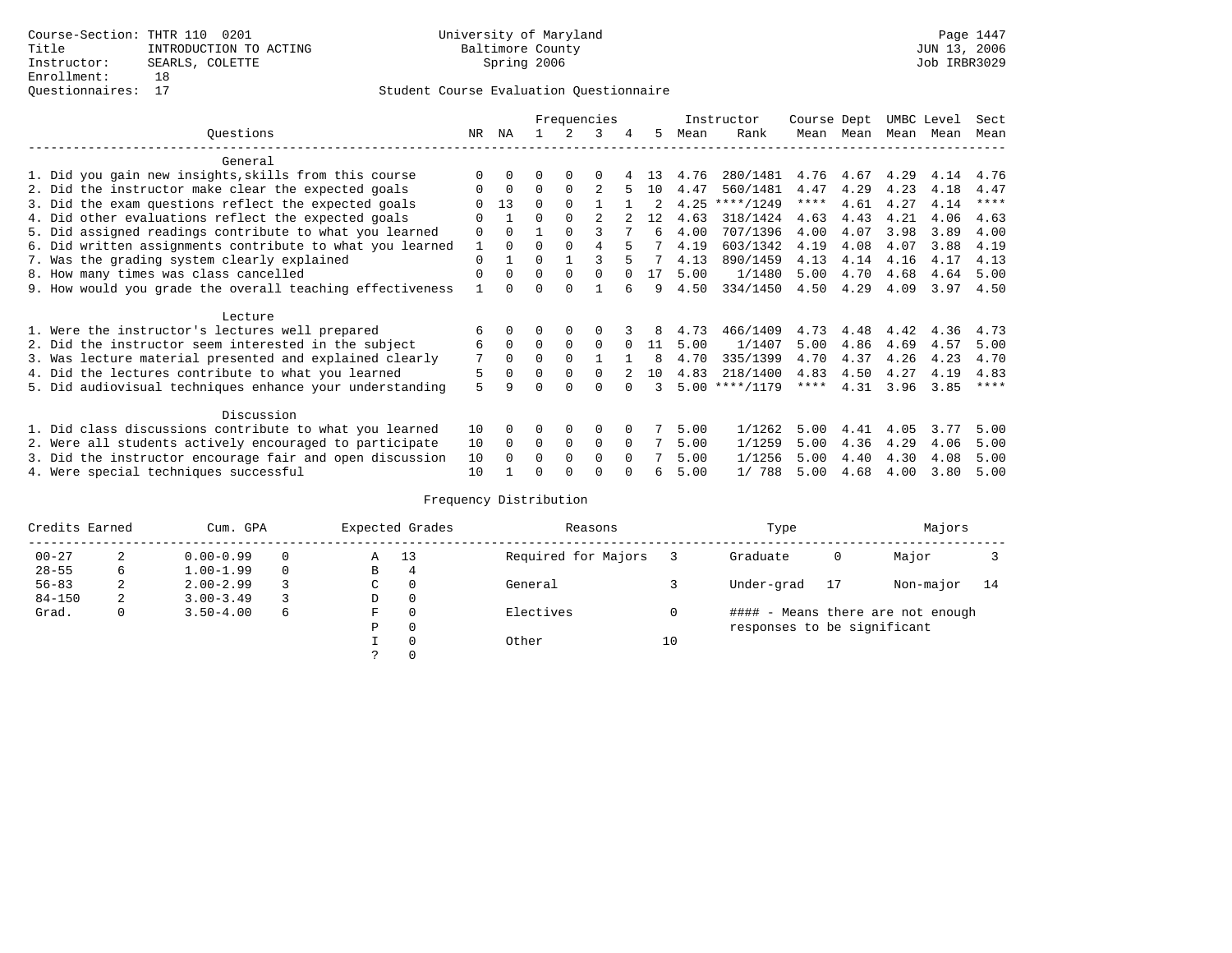Course-Section: THTR 110 0201
Title: INTRODUCTION TO ACTING
Instructor: SEARLS, COLETTE
Enrollment: 18
Questionnaires: 17

University of Maryland
Baltimore County
Spring 2006

JUN 13, 2006
Job IRBR3029

## Student Course Evaluation Questionnaire

| Questions | NR | NA | 1 | 2 | 3 | 4 | 5 | Instructor Mean | Instructor Rank | Course Mean | Dept Mean | UMBC Level Mean | Level Mean | Sect Mean |
|---|---|---|---|---|---|---|---|---|---|---|---|---|---|---|
| **General** | | | | | | | | | | | | | | |
| 1. Did you gain new insights,skills from this course | 0 | 0 | 0 | 0 | 0 | 4 | 13 | 4.76 | 280/1481 | 4.76 | 4.67 | 4.29 | 4.14 | 4.76 |
| 2. Did the instructor make clear the expected goals | 0 | 0 | 0 | 0 | 2 | 5 | 10 | 4.47 | 560/1481 | 4.47 | 4.29 | 4.23 | 4.18 | 4.47 |
| 3. Did the exam questions reflect the expected goals | 0 | 13 | 0 | 0 | 1 | 1 | 2 | 4.25 | ****/1249 | **** | 4.61 | 4.27 | 4.14 | **** |
| 4. Did other evaluations reflect the expected goals | 0 | 1 | 0 | 0 | 2 | 2 | 12 | 4.63 | 318/1424 | 4.63 | 4.43 | 4.21 | 4.06 | 4.63 |
| 5. Did assigned readings contribute to what you learned | 0 | 0 | 1 | 0 | 3 | 7 | 6 | 4.00 | 707/1396 | 4.00 | 4.07 | 3.98 | 3.89 | 4.00 |
| 6. Did written assignments contribute to what you learned | 1 | 0 | 0 | 0 | 4 | 5 | 7 | 4.19 | 603/1342 | 4.19 | 4.08 | 4.07 | 3.88 | 4.19 |
| 7. Was the grading system clearly explained | 0 | 1 | 0 | 1 | 3 | 5 | 7 | 4.13 | 890/1459 | 4.13 | 4.14 | 4.16 | 4.17 | 4.13 |
| 8. How many times was class cancelled | 0 | 0 | 0 | 0 | 0 | 0 | 17 | 5.00 | 1/1480 | 5.00 | 4.70 | 4.68 | 4.64 | 5.00 |
| 9. How would you grade the overall teaching effectiveness | 1 | 0 | 0 | 0 | 1 | 6 | 9 | 4.50 | 334/1450 | 4.50 | 4.29 | 4.09 | 3.97 | 4.50 |
| **Lecture** | | | | | | | | | | | | | | |
| 1. Were the instructor's lectures well prepared | 6 | 0 | 0 | 0 | 0 | 3 | 8 | 4.73 | 466/1409 | 4.73 | 4.48 | 4.42 | 4.36 | 4.73 |
| 2. Did the instructor seem interested in the subject | 6 | 0 | 0 | 0 | 0 | 0 | 11 | 5.00 | 1/1407 | 5.00 | 4.86 | 4.69 | 4.57 | 5.00 |
| 3. Was lecture material presented and explained clearly | 7 | 0 | 0 | 0 | 1 | 1 | 8 | 4.70 | 335/1399 | 4.70 | 4.37 | 4.26 | 4.23 | 4.70 |
| 4. Did the lectures contribute to what you learned | 5 | 0 | 0 | 0 | 0 | 2 | 10 | 4.83 | 218/1400 | 4.83 | 4.50 | 4.27 | 4.19 | 4.83 |
| 5. Did audiovisual techniques enhance your understanding | 5 | 9 | 0 | 0 | 0 | 0 | 3 | 5.00 | ****/1179 | **** | 4.31 | 3.96 | 3.85 | **** |
| **Discussion** | | | | | | | | | | | | | | |
| 1. Did class discussions contribute to what you learned | 10 | 0 | 0 | 0 | 0 | 0 | 7 | 5.00 | 1/1262 | 5.00 | 4.41 | 4.05 | 3.77 | 5.00 |
| 2. Were all students actively encouraged to participate | 10 | 0 | 0 | 0 | 0 | 0 | 7 | 5.00 | 1/1259 | 5.00 | 4.36 | 4.29 | 4.06 | 5.00 |
| 3. Did the instructor encourage fair and open discussion | 10 | 0 | 0 | 0 | 0 | 0 | 7 | 5.00 | 1/1256 | 5.00 | 4.40 | 4.30 | 4.08 | 5.00 |
| 4. Were special techniques successful | 10 | 1 | 0 | 0 | 0 | 0 | 6 | 5.00 | 1/ 788 | 5.00 | 4.68 | 4.00 | 3.80 | 5.00 |

## Frequency Distribution

| Credits Earned | | Cum. GPA | | Expected Grades | | Reasons | | Type | | Majors | |
|---|---|---|---|---|---|---|---|---|---|---|---|
| 00-27 | 2 | 0.00-0.99 | 0 | A | 13 | Required for Majors | 3 | Graduate | 0 | Major | 3 |
| 28-55 | 6 | 1.00-1.99 | 0 | B | 4 | | | | | | |
| 56-83 | 2 | 2.00-2.99 | 3 | C | 0 | General | 3 | Under-grad | 17 | Non-major | 14 |
| 84-150 | 2 | 3.00-3.49 | 3 | D | 0 | | | | | | |
| Grad. | 0 | 3.50-4.00 | 6 | F | 0 | Electives | 0 | #### - Means there are not enough responses to be significant | | | |
| | | | | P | 0 | | | | | | |
| | | | | I | 0 | Other | 10 | | | | |
| | | | | ? | 0 | | | | | | |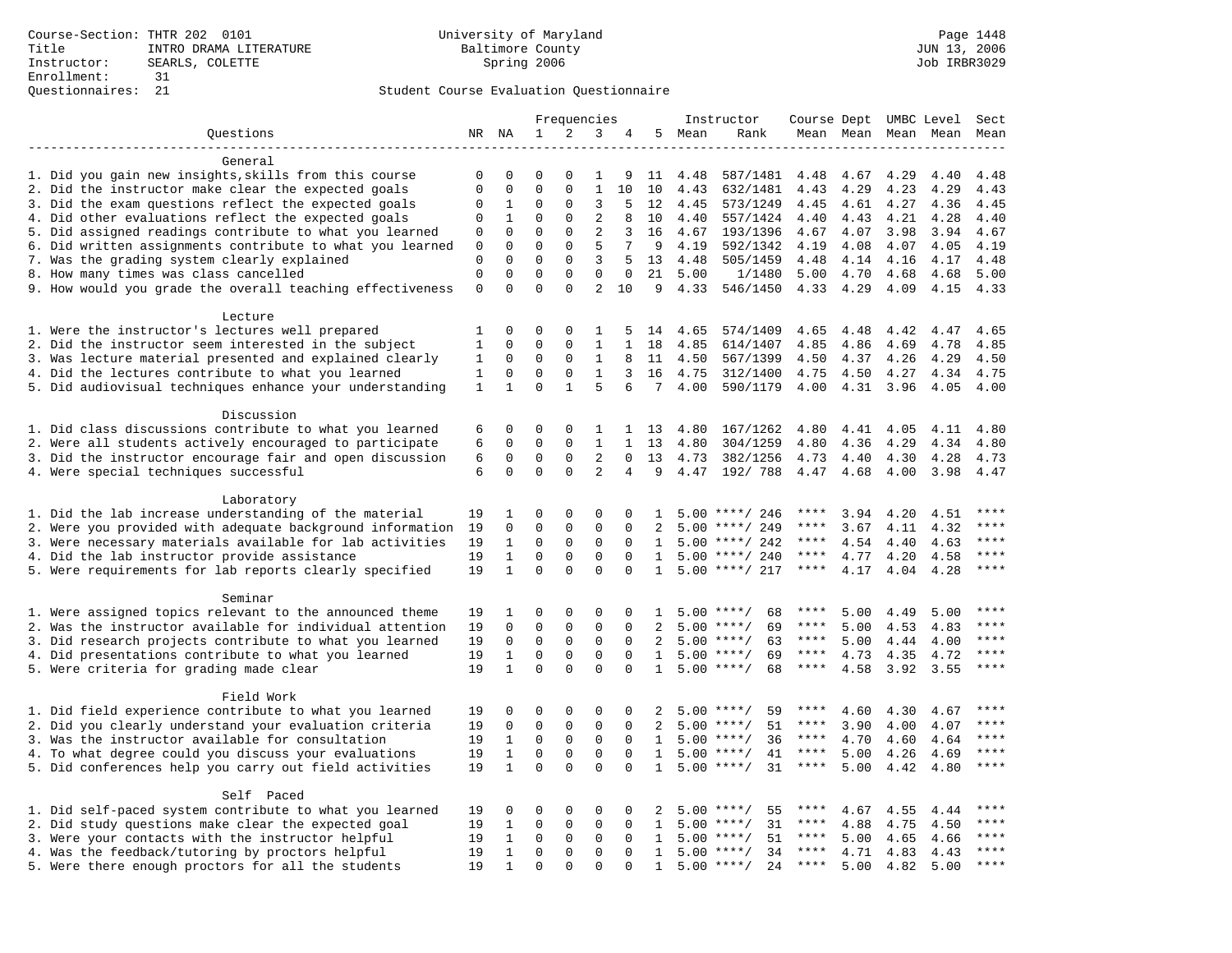Course-Section: THTR 202 0101
Title: INTRO DRAMA LITERATURE
Instructor: SEARLS, COLETTE
Enrollment: 31
Questionnaires: 21

University of Maryland
Baltimore County
Spring 2006

JUN 13, 2006
Job IRBR3029

## Student Course Evaluation Questionnaire

| Questions | NR | NA | 1 | 2 | 3 | 4 | 5 | Instructor Mean | Instructor Rank | Course Mean | Dept Mean | UMBC Level Mean | Level Mean | Sect Mean |
|---|---|---|---|---|---|---|---|---|---|---|---|---|---|---|
| **General** | | | | | | | | | | | | | | |
| 1. Did you gain new insights,skills from this course | 0 | 0 | 0 | 0 | 1 | 9 | 11 | 4.48 | 587/1481 | 4.48 | 4.67 | 4.29 | 4.40 | 4.48 |
| 2. Did the instructor make clear the expected goals | 0 | 0 | 0 | 0 | 1 | 10 | 10 | 4.43 | 632/1481 | 4.43 | 4.29 | 4.23 | 4.29 | 4.43 |
| 3. Did the exam questions reflect the expected goals | 0 | 1 | 0 | 0 | 3 | 5 | 12 | 4.45 | 573/1249 | 4.45 | 4.61 | 4.27 | 4.36 | 4.45 |
| 4. Did other evaluations reflect the expected goals | 0 | 1 | 0 | 0 | 2 | 8 | 10 | 4.40 | 557/1424 | 4.40 | 4.43 | 4.21 | 4.28 | 4.40 |
| 5. Did assigned readings contribute to what you learned | 0 | 0 | 0 | 0 | 2 | 3 | 16 | 4.67 | 193/1396 | 4.67 | 4.07 | 3.98 | 3.94 | 4.67 |
| 6. Did written assignments contribute to what you learned | 0 | 0 | 0 | 0 | 5 | 7 | 9 | 4.19 | 592/1342 | 4.19 | 4.08 | 4.07 | 4.05 | 4.19 |
| 7. Was the grading system clearly explained | 0 | 0 | 0 | 0 | 3 | 5 | 13 | 4.48 | 505/1459 | 4.48 | 4.14 | 4.16 | 4.17 | 4.48 |
| 8. How many times was class cancelled | 0 | 0 | 0 | 0 | 0 | 0 | 21 | 5.00 | 1/1480 | 5.00 | 4.70 | 4.68 | 4.68 | 5.00 |
| 9. How would you grade the overall teaching effectiveness | 0 | 0 | 0 | 0 | 2 | 10 | 9 | 4.33 | 546/1450 | 4.33 | 4.29 | 4.09 | 4.15 | 4.33 |
| **Lecture** | | | | | | | | | | | | | | |
| 1. Were the instructor's lectures well prepared | 1 | 0 | 0 | 0 | 1 | 5 | 14 | 4.65 | 574/1409 | 4.65 | 4.48 | 4.42 | 4.47 | 4.65 |
| 2. Did the instructor seem interested in the subject | 1 | 0 | 0 | 0 | 1 | 1 | 18 | 4.85 | 614/1407 | 4.85 | 4.86 | 4.69 | 4.78 | 4.85 |
| 3. Was lecture material presented and explained clearly | 1 | 0 | 0 | 0 | 1 | 8 | 11 | 4.50 | 567/1399 | 4.50 | 4.37 | 4.26 | 4.29 | 4.50 |
| 4. Did the lectures contribute to what you learned | 1 | 0 | 0 | 0 | 1 | 3 | 16 | 4.75 | 312/1400 | 4.75 | 4.50 | 4.27 | 4.34 | 4.75 |
| 5. Did audiovisual techniques enhance your understanding | 1 | 1 | 0 | 1 | 5 | 6 | 7 | 4.00 | 590/1179 | 4.00 | 4.31 | 3.96 | 4.05 | 4.00 |
| **Discussion** | | | | | | | | | | | | | | |
| 1. Did class discussions contribute to what you learned | 6 | 0 | 0 | 0 | 1 | 1 | 13 | 4.80 | 167/1262 | 4.80 | 4.41 | 4.05 | 4.11 | 4.80 |
| 2. Were all students actively encouraged to participate | 6 | 0 | 0 | 0 | 1 | 1 | 13 | 4.80 | 304/1259 | 4.80 | 4.36 | 4.29 | 4.34 | 4.80 |
| 3. Did the instructor encourage fair and open discussion | 6 | 0 | 0 | 0 | 2 | 0 | 13 | 4.73 | 382/1256 | 4.73 | 4.40 | 4.30 | 4.28 | 4.73 |
| 4. Were special techniques successful | 6 | 0 | 0 | 0 | 2 | 4 | 9 | 4.47 | 192/ 788 | 4.47 | 4.68 | 4.00 | 3.98 | 4.47 |
| **Laboratory** | | | | | | | | | | | | | | |
| 1. Did the lab increase understanding of the material | 19 | 1 | 0 | 0 | 0 | 0 | 1 | 5.00 | ****/ 246 | **** | 3.94 | 4.20 | 4.51 | **** |
| 2. Were you provided with adequate background information | 19 | 0 | 0 | 0 | 0 | 0 | 2 | 5.00 | ****/ 249 | **** | 3.67 | 4.11 | 4.32 | **** |
| 3. Were necessary materials available for lab activities | 19 | 1 | 0 | 0 | 0 | 0 | 1 | 5.00 | ****/ 242 | **** | 4.54 | 4.40 | 4.63 | **** |
| 4. Did the lab instructor provide assistance | 19 | 1 | 0 | 0 | 0 | 0 | 1 | 5.00 | ****/ 240 | **** | 4.77 | 4.20 | 4.58 | **** |
| 5. Were requirements for lab reports clearly specified | 19 | 1 | 0 | 0 | 0 | 0 | 1 | 5.00 | ****/ 217 | **** | 4.17 | 4.04 | 4.28 | **** |
| **Seminar** | | | | | | | | | | | | | | |
| 1. Were assigned topics relevant to the announced theme | 19 | 1 | 0 | 0 | 0 | 0 | 1 | 5.00 | ****/ 68 | **** | 5.00 | 4.49 | 5.00 | **** |
| 2. Was the instructor available for individual attention | 19 | 0 | 0 | 0 | 0 | 0 | 2 | 5.00 | ****/ 69 | **** | 5.00 | 4.53 | 4.83 | **** |
| 3. Did research projects contribute to what you learned | 19 | 0 | 0 | 0 | 0 | 0 | 2 | 5.00 | ****/ 63 | **** | 5.00 | 4.44 | 4.00 | **** |
| 4. Did presentations contribute to what you learned | 19 | 1 | 0 | 0 | 0 | 0 | 1 | 5.00 | ****/ 69 | **** | 4.73 | 4.35 | 4.72 | **** |
| 5. Were criteria for grading made clear | 19 | 1 | 0 | 0 | 0 | 0 | 1 | 5.00 | ****/ 68 | **** | 4.58 | 3.92 | 3.55 | **** |
| **Field Work** | | | | | | | | | | | | | | |
| 1. Did field experience contribute to what you learned | 19 | 0 | 0 | 0 | 0 | 0 | 2 | 5.00 | ****/ 59 | **** | 4.60 | 4.30 | 4.67 | **** |
| 2. Did you clearly understand your evaluation criteria | 19 | 0 | 0 | 0 | 0 | 0 | 2 | 5.00 | ****/ 51 | **** | 3.90 | 4.00 | 4.07 | **** |
| 3. Was the instructor available for consultation | 19 | 1 | 0 | 0 | 0 | 0 | 1 | 5.00 | ****/ 36 | **** | 4.70 | 4.60 | 4.64 | **** |
| 4. To what degree could you discuss your evaluations | 19 | 1 | 0 | 0 | 0 | 0 | 1 | 5.00 | ****/ 41 | **** | 5.00 | 4.26 | 4.69 | **** |
| 5. Did conferences help you carry out field activities | 19 | 1 | 0 | 0 | 0 | 0 | 1 | 5.00 | ****/ 31 | **** | 5.00 | 4.42 | 4.80 | **** |
| **Self Paced** | | | | | | | | | | | | | | |
| 1. Did self-paced system contribute to what you learned | 19 | 0 | 0 | 0 | 0 | 0 | 2 | 5.00 | ****/ 55 | **** | 4.67 | 4.55 | 4.44 | **** |
| 2. Did study questions make clear the expected goal | 19 | 1 | 0 | 0 | 0 | 0 | 1 | 5.00 | ****/ 31 | **** | 4.88 | 4.75 | 4.50 | **** |
| 3. Were your contacts with the instructor helpful | 19 | 1 | 0 | 0 | 0 | 0 | 1 | 5.00 | ****/ 51 | **** | 5.00 | 4.65 | 4.66 | **** |
| 4. Was the feedback/tutoring by proctors helpful | 19 | 1 | 0 | 0 | 0 | 0 | 1 | 5.00 | ****/ 34 | **** | 4.71 | 4.83 | 4.43 | **** |
| 5. Were there enough proctors for all the students | 19 | 1 | 0 | 0 | 0 | 0 | 1 | 5.00 | ****/ 24 | **** | 5.00 | 4.82 | 5.00 | **** |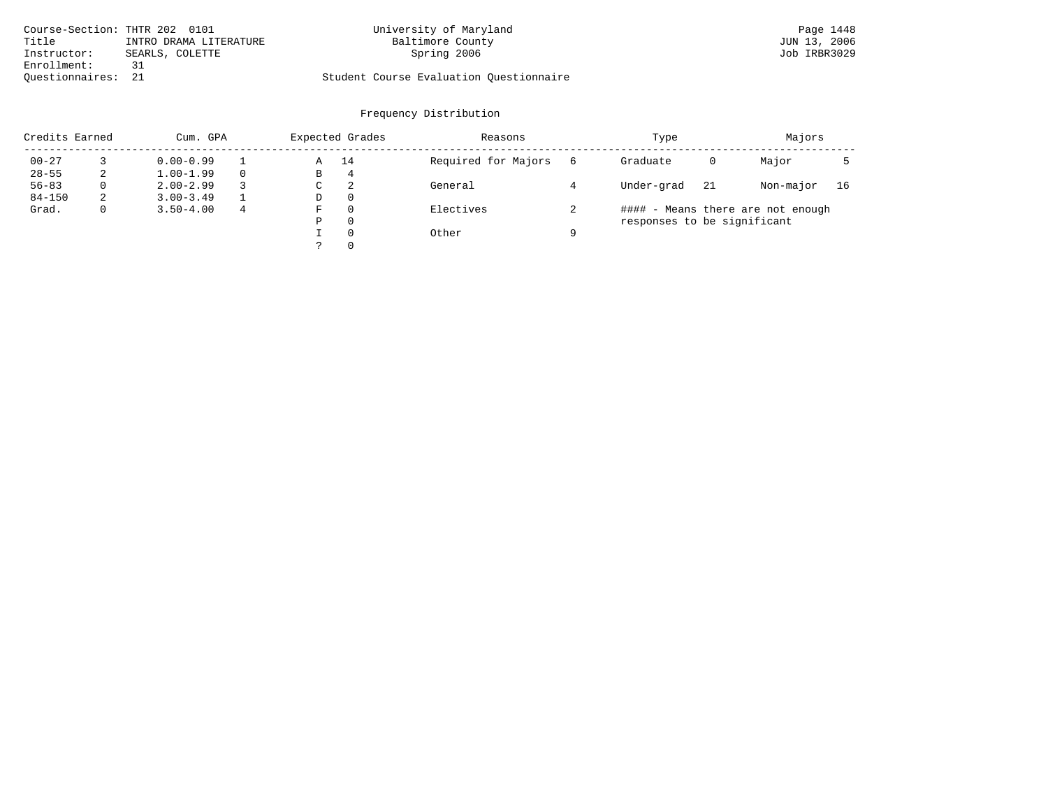Course-Section: THTR 202 0101
Title: INTRO DRAMA LITERATURE
Instructor: SEARLS, COLETTE
Enrollment: 31
Questionnaires: 21

University of Maryland
Baltimore County
Spring 2006

Student Course Evaluation Questionnaire

JUN 13, 2006
Job IRBR3029

## Frequency Distribution

| Credits Earned | | Cum. GPA | | Expected Grades | | Reasons | | Type | | Majors | |
|---|---|---|---|---|---|---|---|---|---|---|---|
| 00-27 | 3 | 0.00-0.99 | 1 | A | 14 | Required for Majors | 6 | Graduate | 0 | Major | 5 |
| 28-55 | 2 | 1.00-1.99 | 0 | B | 4 | | | | | | |
| 56-83 | 0 | 2.00-2.99 | 3 | C | 2 | General | 4 | Under-grad | 21 | Non-major | 16 |
| 84-150 | 2 | 3.00-3.49 | 1 | D | 0 | | | | | | |
| Grad. | 0 | 3.50-4.00 | 4 | F | 0 | Electives | 2 | | | | |
| | | | | P | 0 | | | | | | |
| | | | | I | 0 | Other | 9 | | | | |
| | | | | ? | 0 | | | | | | |

#### - Means there are not enough responses to be significant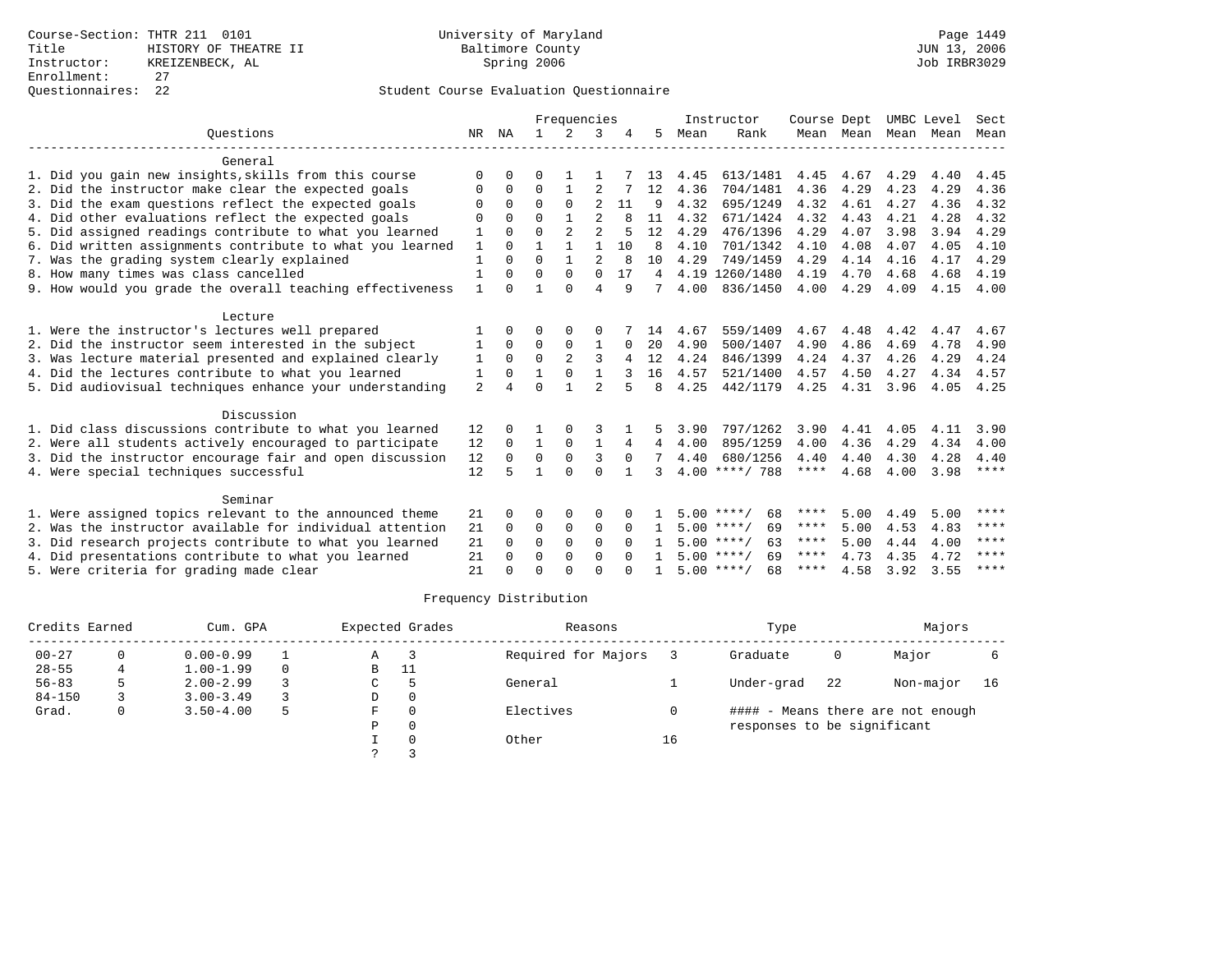Course-Section: THTR 211 0101
Title: HISTORY OF THEATRE II
Instructor: KREIZENBECK, AL
Enrollment: 27
Questionnaires: 22

University of Maryland
Baltimore County
Spring 2006

Student Course Evaluation Questionnaire

| Questions | NR | NA | 1 | 2 | 3 | 4 | 5 | Instructor Mean | Instructor Rank | Course Mean | Dept Mean | UMBC Mean | Level Mean | Sect Mean |
|---|---|---|---|---|---|---|---|---|---|---|---|---|---|---|
| **General** | | | | | | | | | | | | | | |
| 1. Did you gain new insights,skills from this course | 0 | 0 | 0 | 1 | 1 | 7 | 13 | 4.45 | 613/1481 | 4.45 | 4.67 | 4.29 | 4.40 | 4.45 |
| 2. Did the instructor make clear the expected goals | 0 | 0 | 0 | 1 | 2 | 7 | 12 | 4.36 | 704/1481 | 4.36 | 4.29 | 4.23 | 4.29 | 4.36 |
| 3. Did the exam questions reflect the expected goals | 0 | 0 | 0 | 0 | 2 | 11 | 9 | 4.32 | 695/1249 | 4.32 | 4.61 | 4.27 | 4.36 | 4.32 |
| 4. Did other evaluations reflect the expected goals | 0 | 0 | 0 | 1 | 2 | 8 | 11 | 4.32 | 671/1424 | 4.32 | 4.43 | 4.21 | 4.28 | 4.32 |
| 5. Did assigned readings contribute to what you learned | 1 | 0 | 0 | 2 | 2 | 5 | 12 | 4.29 | 476/1396 | 4.29 | 4.07 | 3.98 | 3.94 | 4.29 |
| 6. Did written assignments contribute to what you learned | 1 | 0 | 1 | 1 | 1 | 10 | 8 | 4.10 | 701/1342 | 4.10 | 4.08 | 4.07 | 4.05 | 4.10 |
| 7. Was the grading system clearly explained | 1 | 0 | 0 | 1 | 2 | 8 | 10 | 4.29 | 749/1459 | 4.29 | 4.14 | 4.16 | 4.17 | 4.29 |
| 8. How many times was class cancelled | 1 | 0 | 0 | 0 | 0 | 17 | 4 | 4.19 | 1260/1480 | 4.19 | 4.70 | 4.68 | 4.68 | 4.19 |
| 9. How would you grade the overall teaching effectiveness | 1 | 0 | 1 | 0 | 4 | 9 | 7 | 4.00 | 836/1450 | 4.00 | 4.29 | 4.09 | 4.15 | 4.00 |
| **Lecture** | | | | | | | | | | | | | | |
| 1. Were the instructor's lectures well prepared | 1 | 0 | 0 | 0 | 0 | 7 | 14 | 4.67 | 559/1409 | 4.67 | 4.48 | 4.42 | 4.47 | 4.67 |
| 2. Did the instructor seem interested in the subject | 1 | 0 | 0 | 0 | 1 | 0 | 20 | 4.90 | 500/1407 | 4.90 | 4.86 | 4.69 | 4.78 | 4.90 |
| 3. Was lecture material presented and explained clearly | 1 | 0 | 0 | 2 | 3 | 4 | 12 | 4.24 | 846/1399 | 4.24 | 4.37 | 4.26 | 4.29 | 4.24 |
| 4. Did the lectures contribute to what you learned | 1 | 0 | 1 | 0 | 1 | 3 | 16 | 4.57 | 521/1400 | 4.57 | 4.50 | 4.27 | 4.34 | 4.57 |
| 5. Did audiovisual techniques enhance your understanding | 2 | 4 | 0 | 1 | 2 | 5 | 8 | 4.25 | 442/1179 | 4.25 | 4.31 | 3.96 | 4.05 | 4.25 |
| **Discussion** | | | | | | | | | | | | | | |
| 1. Did class discussions contribute to what you learned | 12 | 0 | 1 | 0 | 3 | 1 | 5 | 3.90 | 797/1262 | 3.90 | 4.41 | 4.05 | 4.11 | 3.90 |
| 2. Were all students actively encouraged to participate | 12 | 0 | 1 | 0 | 1 | 4 | 4 | 4.00 | 895/1259 | 4.00 | 4.36 | 4.29 | 4.34 | 4.00 |
| 3. Did the instructor encourage fair and open discussion | 12 | 0 | 0 | 0 | 3 | 0 | 7 | 4.40 | 680/1256 | 4.40 | 4.40 | 4.30 | 4.28 | 4.40 |
| 4. Were special techniques successful | 12 | 5 | 1 | 0 | 0 | 1 | 3 | 4.00 | ****/ 788 | **** | 4.68 | 4.00 | 3.98 | **** |
| **Seminar** | | | | | | | | | | | | | | |
| 1. Were assigned topics relevant to the announced theme | 21 | 0 | 0 | 0 | 0 | 0 | 1 | 5.00 | ****/ 68 | **** | 5.00 | 4.49 | 5.00 | **** |
| 2. Was the instructor available for individual attention | 21 | 0 | 0 | 0 | 0 | 0 | 1 | 5.00 | ****/ 69 | **** | 5.00 | 4.53 | 4.83 | **** |
| 3. Did research projects contribute to what you learned | 21 | 0 | 0 | 0 | 0 | 0 | 1 | 5.00 | ****/ 63 | **** | 5.00 | 4.44 | 4.00 | **** |
| 4. Did presentations contribute to what you learned | 21 | 0 | 0 | 0 | 0 | 0 | 1 | 5.00 | ****/ 69 | **** | 4.73 | 4.35 | 4.72 | **** |
| 5. Were criteria for grading made clear | 21 | 0 | 0 | 0 | 0 | 0 | 1 | 5.00 | ****/ 68 | **** | 4.58 | 3.92 | 3.55 | **** |

## Frequency Distribution

| Credits Earned | | Cum. GPA | | Expected Grades | | Reasons | | Type | | Majors | |
|---|---|---|---|---|---|---|---|---|---|---|---|
| 00-27 | 0 | 0.00-0.99 | 1 | A | 3 | Required for Majors | 3 | Graduate | 0 | Major | 6 |
| 28-55 | 4 | 1.00-1.99 | 0 | B | 11 | | | | | | |
| 56-83 | 5 | 2.00-2.99 | 3 | C | 5 | General | 1 | Under-grad | 22 | Non-major | 16 |
| 84-150 | 3 | 3.00-3.49 | 3 | D | 0 | | | | | | |
| Grad. | 0 | 3.50-4.00 | 5 | F | 0 | Electives | 0 | #### - Means there are not enough responses to be significant | | | |
| | | | | P | 0 | | | | | | |
| | | | | I | 0 | Other | 16 | | | | |
| | | | | ? | 3 | | | | | | |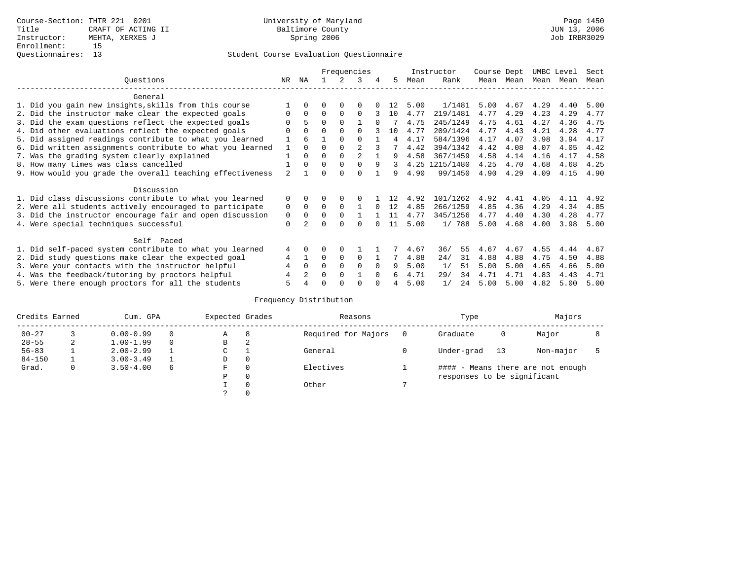Course-Section: THTR 221 0201
Title: CRAFT OF ACTING II
Instructor: MEHTA, XERXES J
Enrollment: 15
Questionnaires: 13

University of Maryland
Baltimore County
Spring 2006

Page 1450
JUN 13, 2006
Job IRBR3029

Student Course Evaluation Questionnaire

| Questions | NR | NA | 1 | 2 | 3 | 4 | 5 | Instructor Mean | Rank | Course Mean | Dept Mean | UMBC Mean | Level Mean | Sect Mean |
|---|---|---|---|---|---|---|---|---|---|---|---|---|---|---|
| **General** | | | | | | | | | | | | | | |
| 1. Did you gain new insights,skills from this course | 1 | 0 | 0 | 0 | 0 | 0 | 12 | 5.00 | 1/1481 | 5.00 | 4.67 | 4.29 | 4.40 | 5.00 |
| 2. Did the instructor make clear the expected goals | 0 | 0 | 0 | 0 | 0 | 3 | 10 | 4.77 | 219/1481 | 4.77 | 4.29 | 4.23 | 4.29 | 4.77 |
| 3. Did the exam questions reflect the expected goals | 0 | 5 | 0 | 0 | 1 | 0 | 7 | 4.75 | 245/1249 | 4.75 | 4.61 | 4.27 | 4.36 | 4.75 |
| 4. Did other evaluations reflect the expected goals | 0 | 0 | 0 | 0 | 0 | 3 | 10 | 4.77 | 209/1424 | 4.77 | 4.43 | 4.21 | 4.28 | 4.77 |
| 5. Did assigned readings contribute to what you learned | 1 | 6 | 1 | 0 | 0 | 1 | 4 | 4.17 | 584/1396 | 4.17 | 4.07 | 3.98 | 3.94 | 4.17 |
| 6. Did written assignments contribute to what you learned | 1 | 0 | 0 | 0 | 2 | 3 | 7 | 4.42 | 394/1342 | 4.42 | 4.08 | 4.07 | 4.05 | 4.42 |
| 7. Was the grading system clearly explained | 1 | 0 | 0 | 0 | 2 | 1 | 9 | 4.58 | 367/1459 | 4.58 | 4.14 | 4.16 | 4.17 | 4.58 |
| 8. How many times was class cancelled | 1 | 0 | 0 | 0 | 0 | 9 | 3 | 4.25 | 1215/1480 | 4.25 | 4.70 | 4.68 | 4.68 | 4.25 |
| 9. How would you grade the overall teaching effectiveness | 2 | 1 | 0 | 0 | 0 | 1 | 9 | 4.90 | 99/1450 | 4.90 | 4.29 | 4.09 | 4.15 | 4.90 |
| **Discussion** | | | | | | | | | | | | | | |
| 1. Did class discussions contribute to what you learned | 0 | 0 | 0 | 0 | 0 | 1 | 12 | 4.92 | 101/1262 | 4.92 | 4.41 | 4.05 | 4.11 | 4.92 |
| 2. Were all students actively encouraged to participate | 0 | 0 | 0 | 0 | 1 | 0 | 12 | 4.85 | 266/1259 | 4.85 | 4.36 | 4.29 | 4.34 | 4.85 |
| 3. Did the instructor encourage fair and open discussion | 0 | 0 | 0 | 0 | 1 | 1 | 11 | 4.77 | 345/1256 | 4.77 | 4.40 | 4.30 | 4.28 | 4.77 |
| 4. Were special techniques successful | 0 | 2 | 0 | 0 | 0 | 0 | 11 | 5.00 | 1/ 788 | 5.00 | 4.68 | 4.00 | 3.98 | 5.00 |
| **Self Paced** | | | | | | | | | | | | | | |
| 1. Did self-paced system contribute to what you learned | 4 | 0 | 0 | 0 | 1 | 1 | 7 | 4.67 | 36/ 55 | 4.67 | 4.67 | 4.55 | 4.44 | 4.67 |
| 2. Did study questions make clear the expected goal | 4 | 1 | 0 | 0 | 0 | 1 | 7 | 4.88 | 24/ 31 | 4.88 | 4.88 | 4.75 | 4.50 | 4.88 |
| 3. Were your contacts with the instructor helpful | 4 | 0 | 0 | 0 | 0 | 0 | 9 | 5.00 | 1/ 51 | 5.00 | 5.00 | 4.65 | 4.66 | 5.00 |
| 4. Was the feedback/tutoring by proctors helpful | 4 | 2 | 0 | 0 | 1 | 0 | 6 | 4.71 | 29/ 34 | 4.71 | 4.71 | 4.83 | 4.43 | 4.71 |
| 5. Were there enough proctors for all the students | 5 | 4 | 0 | 0 | 0 | 0 | 4 | 5.00 | 1/ 24 | 5.00 | 5.00 | 4.82 | 5.00 | 5.00 |

Frequency Distribution

| Credits Earned | | Cum. GPA | | Expected Grades | | Reasons | | Type | | Majors | |
|---|---|---|---|---|---|---|---|---|---|---|---|
| 00-27 | 3 | 0.00-0.99 | 0 | A | 8 | Required for Majors | 0 | Graduate | 0 | Major | 8 |
| 28-55 | 2 | 1.00-1.99 | 0 | B | 2 | | | | | | |
| 56-83 | 1 | 2.00-2.99 | 1 | C | 1 | General | 0 | Under-grad | 13 | Non-major | 5 |
| 84-150 | 1 | 3.00-3.49 | 1 | D | 0 | | | | | | |
| Grad. | 0 | 3.50-4.00 | 6 | F | 0 | Electives | 1 | #### - Means there are not enough responses to be significant | | | |
| | | | | P | 0 | | | | | | |
| | | | | I | 0 | Other | 7 | | | | |
| | | | | ? | 0 | | | | | | |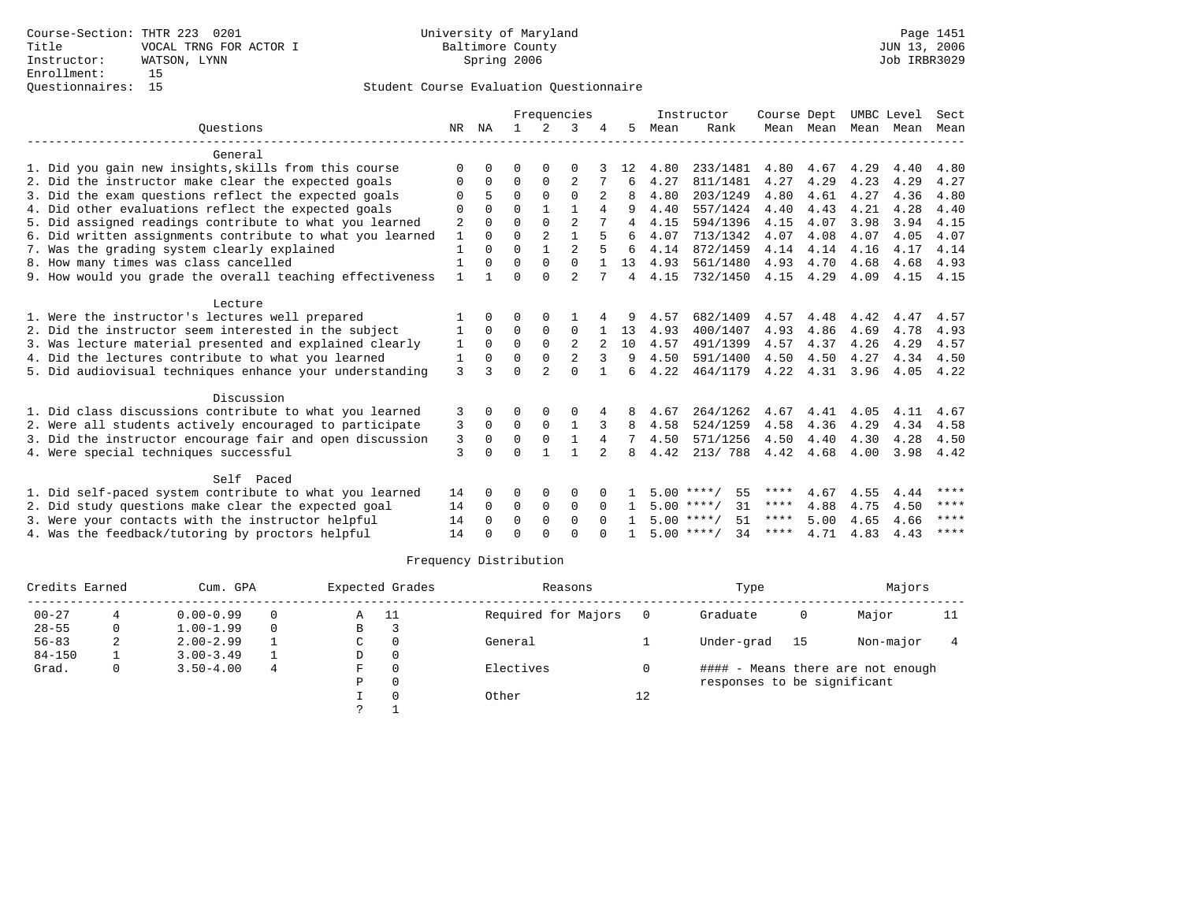Course-Section: THTR 223 0201
Title: VOCAL TRNG FOR ACTOR I
Instructor: WATSON, LYNN
Enrollment: 15
Questionnaires: 15

University of Maryland
Baltimore County
Spring 2006

Student Course Evaluation Questionnaire

| Questions | NR | NA | 1 | 2 | 3 | 4 | 5 | Instructor Mean | Rank | Course Mean | Dept Mean | UMBC Mean | Level Mean | Sect Mean |
|---|---|---|---|---|---|---|---|---|---|---|---|---|---|---|
| **General** | | | | | | | | | | | | | | |
| 1. Did you gain new insights,skills from this course | 0 | 0 | 0 | 0 | 0 | 3 | 12 | 4.80 | 233/1481 | 4.80 | 4.67 | 4.29 | 4.40 | 4.80 |
| 2. Did the instructor make clear the expected goals | 0 | 0 | 0 | 0 | 2 | 7 | 6 | 4.27 | 811/1481 | 4.27 | 4.29 | 4.23 | 4.29 | 4.27 |
| 3. Did the exam questions reflect the expected goals | 0 | 5 | 0 | 0 | 0 | 2 | 8 | 4.80 | 203/1249 | 4.80 | 4.61 | 4.27 | 4.36 | 4.80 |
| 4. Did other evaluations reflect the expected goals | 0 | 0 | 0 | 1 | 1 | 4 | 9 | 4.40 | 557/1424 | 4.40 | 4.43 | 4.21 | 4.28 | 4.40 |
| 5. Did assigned readings contribute to what you learned | 2 | 0 | 0 | 0 | 2 | 7 | 4 | 4.15 | 594/1396 | 4.15 | 4.07 | 3.98 | 3.94 | 4.15 |
| 6. Did written assignments contribute to what you learned | 1 | 0 | 0 | 2 | 1 | 5 | 6 | 4.07 | 713/1342 | 4.07 | 4.08 | 4.07 | 4.05 | 4.07 |
| 7. Was the grading system clearly explained | 1 | 0 | 0 | 1 | 2 | 5 | 6 | 4.14 | 872/1459 | 4.14 | 4.14 | 4.16 | 4.17 | 4.14 |
| 8. How many times was class cancelled | 1 | 0 | 0 | 0 | 0 | 1 | 13 | 4.93 | 561/1480 | 4.93 | 4.70 | 4.68 | 4.68 | 4.93 |
| 9. How would you grade the overall teaching effectiveness | 1 | 1 | 0 | 0 | 2 | 7 | 4 | 4.15 | 732/1450 | 4.15 | 4.29 | 4.09 | 4.15 | 4.15 |
| **Lecture** | | | | | | | | | | | | | | |
| 1. Were the instructor's lectures well prepared | 1 | 0 | 0 | 0 | 1 | 4 | 9 | 4.57 | 682/1409 | 4.57 | 4.48 | 4.42 | 4.47 | 4.57 |
| 2. Did the instructor seem interested in the subject | 1 | 0 | 0 | 0 | 0 | 1 | 13 | 4.93 | 400/1407 | 4.93 | 4.86 | 4.69 | 4.78 | 4.93 |
| 3. Was lecture material presented and explained clearly | 1 | 0 | 0 | 0 | 2 | 2 | 10 | 4.57 | 491/1399 | 4.57 | 4.37 | 4.26 | 4.29 | 4.57 |
| 4. Did the lectures contribute to what you learned | 1 | 0 | 0 | 0 | 2 | 3 | 9 | 4.50 | 591/1400 | 4.50 | 4.50 | 4.27 | 4.34 | 4.50 |
| 5. Did audiovisual techniques enhance your understanding | 3 | 3 | 0 | 2 | 0 | 1 | 6 | 4.22 | 464/1179 | 4.22 | 4.31 | 3.96 | 4.05 | 4.22 |
| **Discussion** | | | | | | | | | | | | | | |
| 1. Did class discussions contribute to what you learned | 3 | 0 | 0 | 0 | 0 | 4 | 8 | 4.67 | 264/1262 | 4.67 | 4.41 | 4.05 | 4.11 | 4.67 |
| 2. Were all students actively encouraged to participate | 3 | 0 | 0 | 0 | 1 | 3 | 8 | 4.58 | 524/1259 | 4.58 | 4.36 | 4.29 | 4.34 | 4.58 |
| 3. Did the instructor encourage fair and open discussion | 3 | 0 | 0 | 0 | 1 | 4 | 7 | 4.50 | 571/1256 | 4.50 | 4.40 | 4.30 | 4.28 | 4.50 |
| 4. Were special techniques successful | 3 | 0 | 0 | 1 | 1 | 2 | 8 | 4.42 | 213/ 788 | 4.42 | 4.68 | 4.00 | 3.98 | 4.42 |
| **Self Paced** | | | | | | | | | | | | | | |
| 1. Did self-paced system contribute to what you learned | 14 | 0 | 0 | 0 | 0 | 0 | 1 | 5.00 | ****/ 55 | **** | 4.67 | 4.55 | 4.44 | **** |
| 2. Did study questions make clear the expected goal | 14 | 0 | 0 | 0 | 0 | 0 | 1 | 5.00 | ****/ 31 | **** | 4.88 | 4.75 | 4.50 | **** |
| 3. Were your contacts with the instructor helpful | 14 | 0 | 0 | 0 | 0 | 0 | 1 | 5.00 | ****/ 51 | **** | 5.00 | 4.65 | 4.66 | **** |
| 4. Was the feedback/tutoring by proctors helpful | 14 | 0 | 0 | 0 | 0 | 0 | 1 | 5.00 | ****/ 34 | **** | 4.71 | 4.83 | 4.43 | **** |

Frequency Distribution

| Credits Earned | | Cum. GPA | | Expected Grades | | Reasons | | Type | | Majors | |
|---|---|---|---|---|---|---|---|---|---|---|---|
| 00-27 | 4 | 0.00-0.99 | 0 | A | 11 | Required for Majors | 0 | Graduate | 0 | Major | 11 |
| 28-55 | 0 | 1.00-1.99 | 0 | B | 3 | | | | | | |
| 56-83 | 2 | 2.00-2.99 | 1 | C | 0 | General | 1 | Under-grad | 15 | Non-major | 4 |
| 84-150 | 1 | 3.00-3.49 | 1 | D | 0 | | | | | | |
| Grad. | 0 | 3.50-4.00 | 4 | F | 0 | Electives | 0 | #### - Means there are not enough responses to be significant | | | |
| | | | | P | 0 | | | | | | |
| | | | | I | 0 | Other | 12 | | | | |
| | | | | ? | 1 | | | | | | |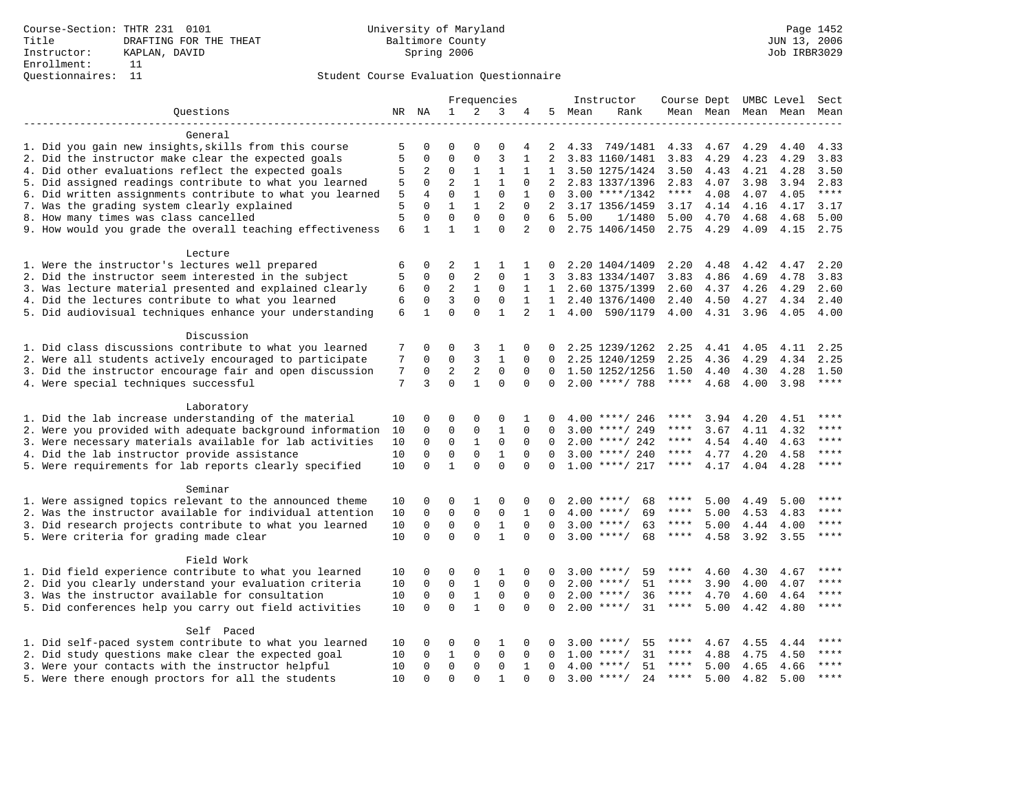Course-Section: THTR 231 0101
Title: DRAFTING FOR THE THEAT
Instructor: KAPLAN, DAVID
Enrollment: 11
Questionnaires: 11

University of Maryland
Baltimore County
Spring 2006

Page 1452
JUN 13, 2006
Job IRBR3029

Student Course Evaluation Questionnaire

| Questions | NR | NA | 1 | 2 | 3 | 4 | 5 | Instructor Mean | Instructor Rank | Course Mean | Dept Mean | UMBC Mean | Level Mean | Sect Mean |
|---|---|---|---|---|---|---|---|---|---|---|---|---|---|---|
| **General** | | | | | | | | | | | | | | |
| 1. Did you gain new insights,skills from this course | 5 | 0 | 0 | 0 | 0 | 4 | 2 | 4.33 | 749/1481 | 4.33 | 4.67 | 4.29 | 4.40 | 4.33 |
| 2. Did the instructor make clear the expected goals | 5 | 0 | 0 | 0 | 3 | 1 | 2 | 3.83 | 1160/1481 | 3.83 | 4.29 | 4.23 | 4.29 | 3.83 |
| 4. Did other evaluations reflect the expected goals | 5 | 2 | 0 | 1 | 1 | 1 | 1 | 3.50 | 1275/1424 | 3.50 | 4.43 | 4.21 | 4.28 | 3.50 |
| 5. Did assigned readings contribute to what you learned | 5 | 0 | 2 | 1 | 1 | 0 | 2 | 2.83 | 1337/1396 | 2.83 | 4.07 | 3.98 | 3.94 | 2.83 |
| 6. Did written assignments contribute to what you learned | 5 | 4 | 0 | 1 | 0 | 1 | 0 | 3.00 | ****/1342 | **** | 4.08 | 4.07 | 4.05 | **** |
| 7. Was the grading system clearly explained | 5 | 0 | 1 | 1 | 2 | 0 | 2 | 3.17 | 1356/1459 | 3.17 | 4.14 | 4.16 | 4.17 | 3.17 |
| 8. How many times was class cancelled | 5 | 0 | 0 | 0 | 0 | 0 | 6 | 5.00 | 1/1480 | 5.00 | 4.70 | 4.68 | 4.68 | 5.00 |
| 9. How would you grade the overall teaching effectiveness | 6 | 1 | 1 | 1 | 0 | 2 | 0 | 2.75 | 1406/1450 | 2.75 | 4.29 | 4.09 | 4.15 | 2.75 |
| **Lecture** | | | | | | | | | | | | | | |
| 1. Were the instructor's lectures well prepared | 6 | 0 | 2 | 1 | 1 | 1 | 0 | 2.20 | 1404/1409 | 2.20 | 4.48 | 4.42 | 4.47 | 2.20 |
| 2. Did the instructor seem interested in the subject | 5 | 0 | 0 | 2 | 0 | 1 | 3 | 3.83 | 1334/1407 | 3.83 | 4.86 | 4.69 | 4.78 | 3.83 |
| 3. Was lecture material presented and explained clearly | 6 | 0 | 2 | 1 | 0 | 1 | 1 | 2.60 | 1375/1399 | 2.60 | 4.37 | 4.26 | 4.29 | 2.60 |
| 4. Did the lectures contribute to what you learned | 6 | 0 | 3 | 0 | 0 | 1 | 1 | 2.40 | 1376/1400 | 2.40 | 4.50 | 4.27 | 4.34 | 2.40 |
| 5. Did audiovisual techniques enhance your understanding | 6 | 1 | 0 | 0 | 1 | 2 | 1 | 4.00 | 590/1179 | 4.00 | 4.31 | 3.96 | 4.05 | 4.00 |
| **Discussion** | | | | | | | | | | | | | | |
| 1. Did class discussions contribute to what you learned | 7 | 0 | 0 | 3 | 1 | 0 | 0 | 2.25 | 1239/1262 | 2.25 | 4.41 | 4.05 | 4.11 | 2.25 |
| 2. Were all students actively encouraged to participate | 7 | 0 | 0 | 3 | 1 | 0 | 0 | 2.25 | 1240/1259 | 2.25 | 4.36 | 4.29 | 4.34 | 2.25 |
| 3. Did the instructor encourage fair and open discussion | 7 | 0 | 2 | 2 | 0 | 0 | 0 | 1.50 | 1252/1256 | 1.50 | 4.40 | 4.30 | 4.28 | 1.50 |
| 4. Were special techniques successful | 7 | 3 | 0 | 1 | 0 | 0 | 0 | 2.00 | ****/ 788 | **** | 4.68 | 4.00 | 3.98 | **** |
| **Laboratory** | | | | | | | | | | | | | | |
| 1. Did the lab increase understanding of the material | 10 | 0 | 0 | 0 | 0 | 1 | 0 | 4.00 | ****/ 246 | **** | 3.94 | 4.20 | 4.51 | **** |
| 2. Were you provided with adequate background information | 10 | 0 | 0 | 0 | 1 | 0 | 0 | 3.00 | ****/ 249 | **** | 3.67 | 4.11 | 4.32 | **** |
| 3. Were necessary materials available for lab activities | 10 | 0 | 0 | 1 | 0 | 0 | 0 | 2.00 | ****/ 242 | **** | 4.54 | 4.40 | 4.63 | **** |
| 4. Did the lab instructor provide assistance | 10 | 0 | 0 | 0 | 1 | 0 | 0 | 3.00 | ****/ 240 | **** | 4.77 | 4.20 | 4.58 | **** |
| 5. Were requirements for lab reports clearly specified | 10 | 0 | 1 | 0 | 0 | 0 | 0 | 1.00 | ****/ 217 | **** | 4.17 | 4.04 | 4.28 | **** |
| **Seminar** | | | | | | | | | | | | | | |
| 1. Were assigned topics relevant to the announced theme | 10 | 0 | 0 | 1 | 0 | 0 | 0 | 2.00 | ****/ 68 | **** | 5.00 | 4.49 | 5.00 | **** |
| 2. Was the instructor available for individual attention | 10 | 0 | 0 | 0 | 0 | 1 | 0 | 4.00 | ****/ 69 | **** | 5.00 | 4.53 | 4.83 | **** |
| 3. Did research projects contribute to what you learned | 10 | 0 | 0 | 0 | 1 | 0 | 0 | 3.00 | ****/ 63 | **** | 5.00 | 4.44 | 4.00 | **** |
| 5. Were criteria for grading made clear | 10 | 0 | 0 | 0 | 1 | 0 | 0 | 3.00 | ****/ 68 | **** | 4.58 | 3.92 | 3.55 | **** |
| **Field Work** | | | | | | | | | | | | | | |
| 1. Did field experience contribute to what you learned | 10 | 0 | 0 | 0 | 1 | 0 | 0 | 3.00 | ****/ 59 | **** | 4.60 | 4.30 | 4.67 | **** |
| 2. Did you clearly understand your evaluation criteria | 10 | 0 | 0 | 1 | 0 | 0 | 0 | 2.00 | ****/ 51 | **** | 3.90 | 4.00 | 4.07 | **** |
| 3. Was the instructor available for consultation | 10 | 0 | 0 | 1 | 0 | 0 | 0 | 2.00 | ****/ 36 | **** | 4.70 | 4.60 | 4.64 | **** |
| 5. Did conferences help you carry out field activities | 10 | 0 | 0 | 1 | 0 | 0 | 0 | 2.00 | ****/ 31 | **** | 5.00 | 4.42 | 4.80 | **** |
| **Self Paced** | | | | | | | | | | | | | | |
| 1. Did self-paced system contribute to what you learned | 10 | 0 | 0 | 0 | 1 | 0 | 0 | 3.00 | ****/ 55 | **** | 4.67 | 4.55 | 4.44 | **** |
| 2. Did study questions make clear the expected goal | 10 | 0 | 1 | 0 | 0 | 0 | 0 | 1.00 | ****/ 31 | **** | 4.88 | 4.75 | 4.50 | **** |
| 3. Were your contacts with the instructor helpful | 10 | 0 | 0 | 0 | 0 | 1 | 0 | 4.00 | ****/ 51 | **** | 5.00 | 4.65 | 4.66 | **** |
| 5. Were there enough proctors for all the students | 10 | 0 | 0 | 0 | 1 | 0 | 0 | 3.00 | ****/ 24 | **** | 5.00 | 4.82 | 5.00 | **** |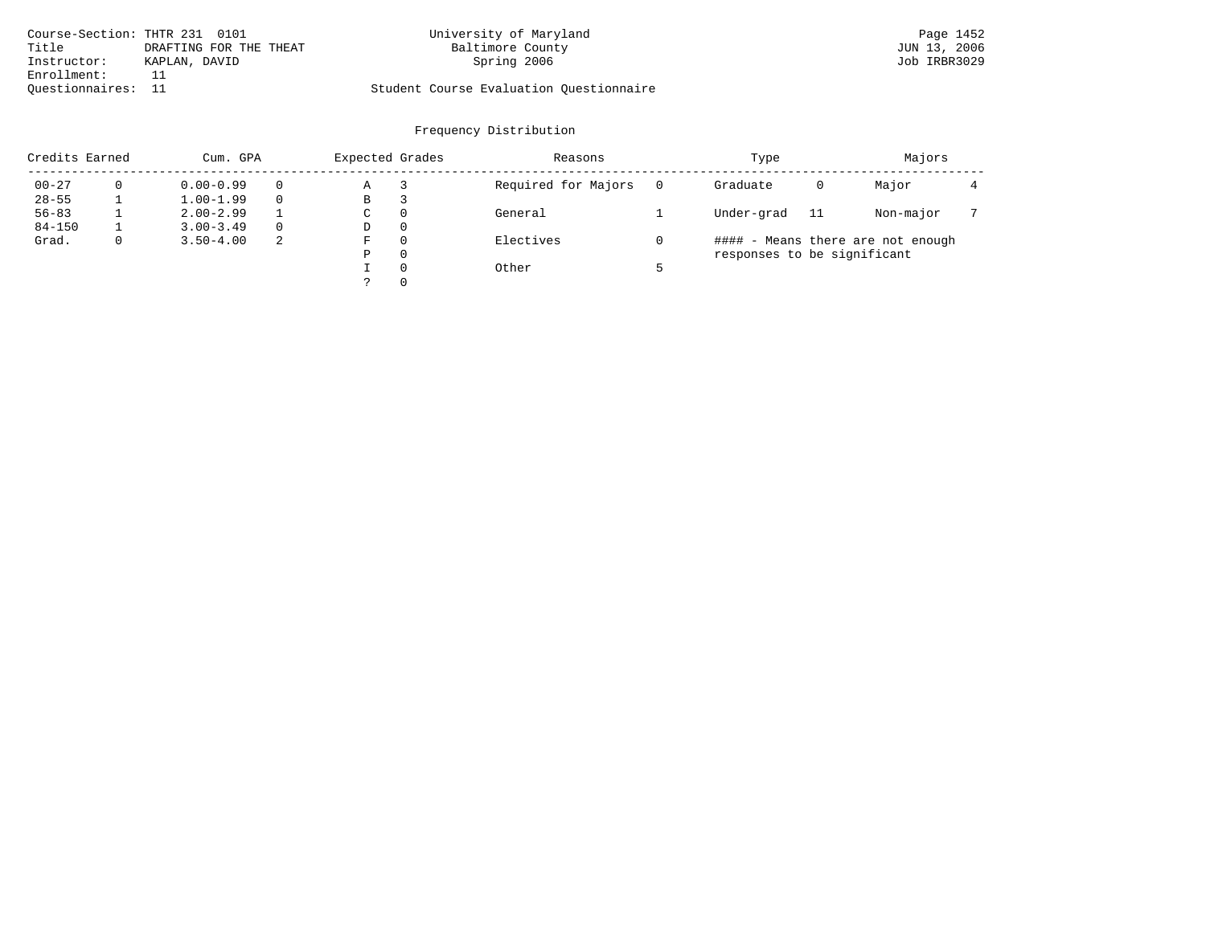Course-Section: THTR 231 0101
Title: DRAFTING FOR THE THEAT
Instructor: KAPLAN, DAVID
Enrollment: 11
Questionnaires: 11

University of Maryland
Baltimore County
Spring 2006

Student Course Evaluation Questionnaire

JUN 13, 2006
Job IRBR3029

## Frequency Distribution

| Credits Earned | | Cum. GPA | | Expected Grades | | Reasons | | Type | | Majors | |
|---|---|---|---|---|---|---|---|---|---|---|---|
| 00-27 | 0 | 0.00-0.99 | 0 | A | 3 | Required for Majors | 0 | Graduate | 0 | Major | 4 |
| 28-55 | 1 | 1.00-1.99 | 0 | B | 3 | | | | | | |
| 56-83 | 1 | 2.00-2.99 | 1 | C | 0 | General | 1 | Under-grad | 11 | Non-major | 7 |
| 84-150 | 1 | 3.00-3.49 | 0 | D | 0 | | | | | | |
| Grad. | 0 | 3.50-4.00 | 2 | F | 0 | Electives | 0 | | | | |
| | | | | P | 0 | | | | | | |
| | | | | I | 0 | Other | 5 | | | | |
| | | | | ? | 0 | | | | | | |

#### - Means there are not enough responses to be significant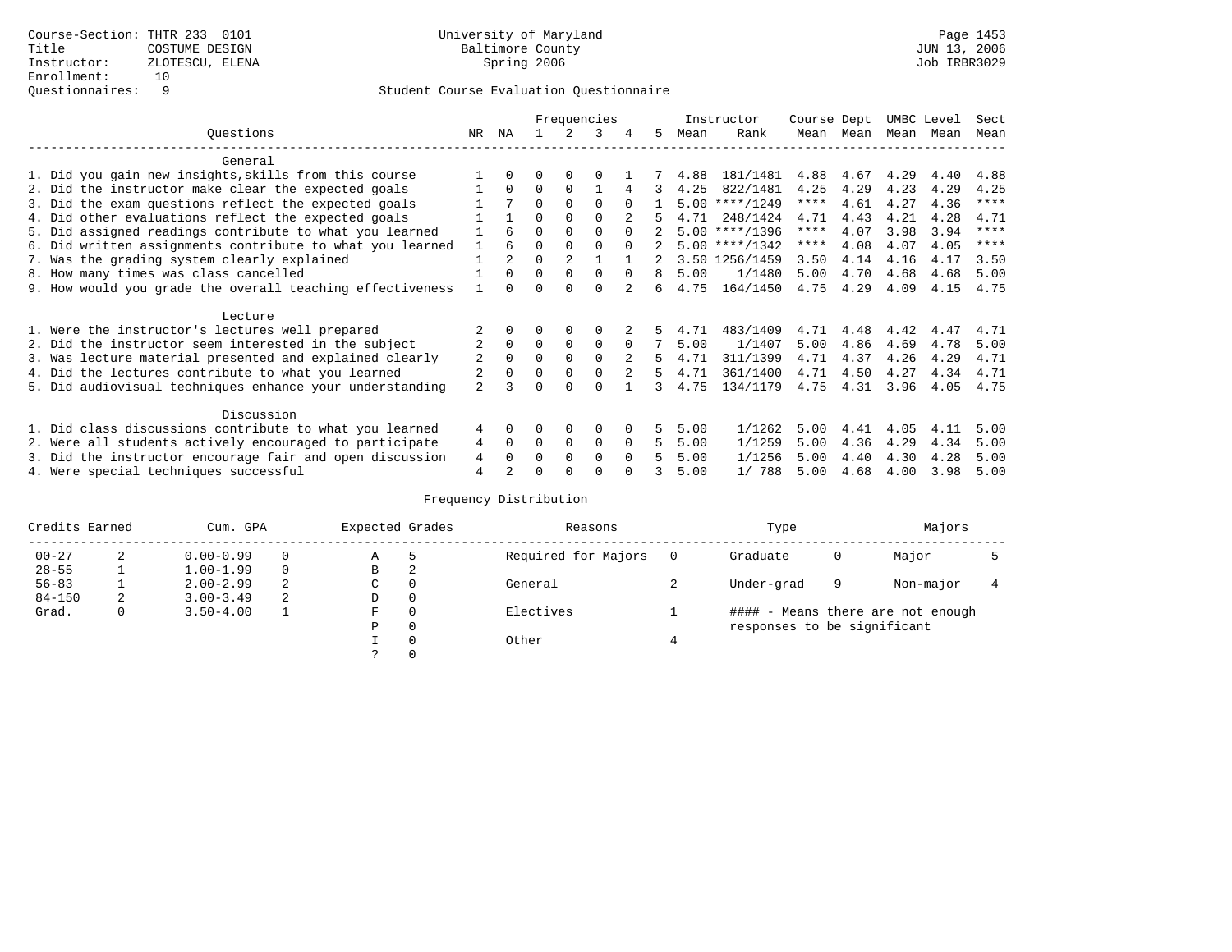Course-Section: THTR 233 0101
Title: COSTUME DESIGN
Instructor: ZLOTESCU, ELENA
Enrollment: 10
Questionnaires: 9

University of Maryland
Baltimore County
Spring 2006

Page 1453
JUN 13, 2006
Job IRBR3029

## Student Course Evaluation Questionnaire

| Questions | NR | NA | 1 | 2 | 3 | 4 | 5 | Instructor Mean | Instructor Rank | Course Mean | Dept Mean | UMBC Mean | Level Mean | Sect Mean |
|---|---|---|---|---|---|---|---|---|---|---|---|---|---|---|
| **General** | | | | | | | | | | | | | | |
| 1. Did you gain new insights,skills from this course | 1 | 0 | 0 | 0 | 0 | 1 | 7 | 4.88 | 181/1481 | 4.88 | 4.67 | 4.29 | 4.40 | 4.88 |
| 2. Did the instructor make clear the expected goals | 1 | 0 | 0 | 0 | 1 | 4 | 3 | 4.25 | 822/1481 | 4.25 | 4.29 | 4.23 | 4.29 | 4.25 |
| 3. Did the exam questions reflect the expected goals | 1 | 7 | 0 | 0 | 0 | 0 | 1 | 5.00 | ****/1249 | **** | 4.61 | 4.27 | 4.36 | **** |
| 4. Did other evaluations reflect the expected goals | 1 | 1 | 0 | 0 | 0 | 2 | 5 | 4.71 | 248/1424 | 4.71 | 4.43 | 4.21 | 4.28 | 4.71 |
| 5. Did assigned readings contribute to what you learned | 1 | 6 | 0 | 0 | 0 | 0 | 2 | 5.00 | ****/1396 | **** | 4.07 | 3.98 | 3.94 | **** |
| 6. Did written assignments contribute to what you learned | 1 | 6 | 0 | 0 | 0 | 0 | 2 | 5.00 | ****/1342 | **** | 4.08 | 4.07 | 4.05 | **** |
| 7. Was the grading system clearly explained | 1 | 2 | 0 | 2 | 1 | 1 | 2 | 3.50 | 1256/1459 | 3.50 | 4.14 | 4.16 | 4.17 | 3.50 |
| 8. How many times was class cancelled | 1 | 0 | 0 | 0 | 0 | 0 | 8 | 5.00 | 1/1480 | 5.00 | 4.70 | 4.68 | 4.68 | 5.00 |
| 9. How would you grade the overall teaching effectiveness | 1 | 0 | 0 | 0 | 0 | 2 | 6 | 4.75 | 164/1450 | 4.75 | 4.29 | 4.09 | 4.15 | 4.75 |
| **Lecture** | | | | | | | | | | | | | | |
| 1. Were the instructor's lectures well prepared | 2 | 0 | 0 | 0 | 0 | 2 | 5 | 4.71 | 483/1409 | 4.71 | 4.48 | 4.42 | 4.47 | 4.71 |
| 2. Did the instructor seem interested in the subject | 2 | 0 | 0 | 0 | 0 | 0 | 7 | 5.00 | 1/1407 | 5.00 | 4.86 | 4.69 | 4.78 | 5.00 |
| 3. Was lecture material presented and explained clearly | 2 | 0 | 0 | 0 | 0 | 2 | 5 | 4.71 | 311/1399 | 4.71 | 4.37 | 4.26 | 4.29 | 4.71 |
| 4. Did the lectures contribute to what you learned | 2 | 0 | 0 | 0 | 0 | 2 | 5 | 4.71 | 361/1400 | 4.71 | 4.50 | 4.27 | 4.34 | 4.71 |
| 5. Did audiovisual techniques enhance your understanding | 2 | 3 | 0 | 0 | 0 | 1 | 3 | 4.75 | 134/1179 | 4.75 | 4.31 | 3.96 | 4.05 | 4.75 |
| **Discussion** | | | | | | | | | | | | | | |
| 1. Did class discussions contribute to what you learned | 4 | 0 | 0 | 0 | 0 | 0 | 5 | 5.00 | 1/1262 | 5.00 | 4.41 | 4.05 | 4.11 | 5.00 |
| 2. Were all students actively encouraged to participate | 4 | 0 | 0 | 0 | 0 | 0 | 5 | 5.00 | 1/1259 | 5.00 | 4.36 | 4.29 | 4.34 | 5.00 |
| 3. Did the instructor encourage fair and open discussion | 4 | 0 | 0 | 0 | 0 | 0 | 5 | 5.00 | 1/1256 | 5.00 | 4.40 | 4.30 | 4.28 | 5.00 |
| 4. Were special techniques successful | 4 | 2 | 0 | 0 | 0 | 0 | 3 | 5.00 | 1/ 788 | 5.00 | 4.68 | 4.00 | 3.98 | 5.00 |

### Frequency Distribution

| Credits Earned | | Cum. GPA | | Expected Grades | | Reasons | | Type | | Majors | |
|---|---|---|---|---|---|---|---|---|---|---|---|
| 00-27 | 2 | 0.00-0.99 | 0 | A | 5 | Required for Majors | 0 | Graduate | 0 | Major | 5 |
| 28-55 | 1 | 1.00-1.99 | 0 | B | 2 | | | | | | |
| 56-83 | 1 | 2.00-2.99 | 2 | C | 0 | General | 2 | Under-grad | 9 | Non-major | 4 |
| 84-150 | 2 | 3.00-3.49 | 2 | D | 0 | | | | | | |
| Grad. | 0 | 3.50-4.00 | 1 | F | 0 | Electives | 1 | #### - Means there are not enough responses to be significant | | | |
| | | | | P | 0 | | | | | | |
| | | | | I | 0 | Other | 4 | | | | |
| | | | | ? | 0 | | | | | | |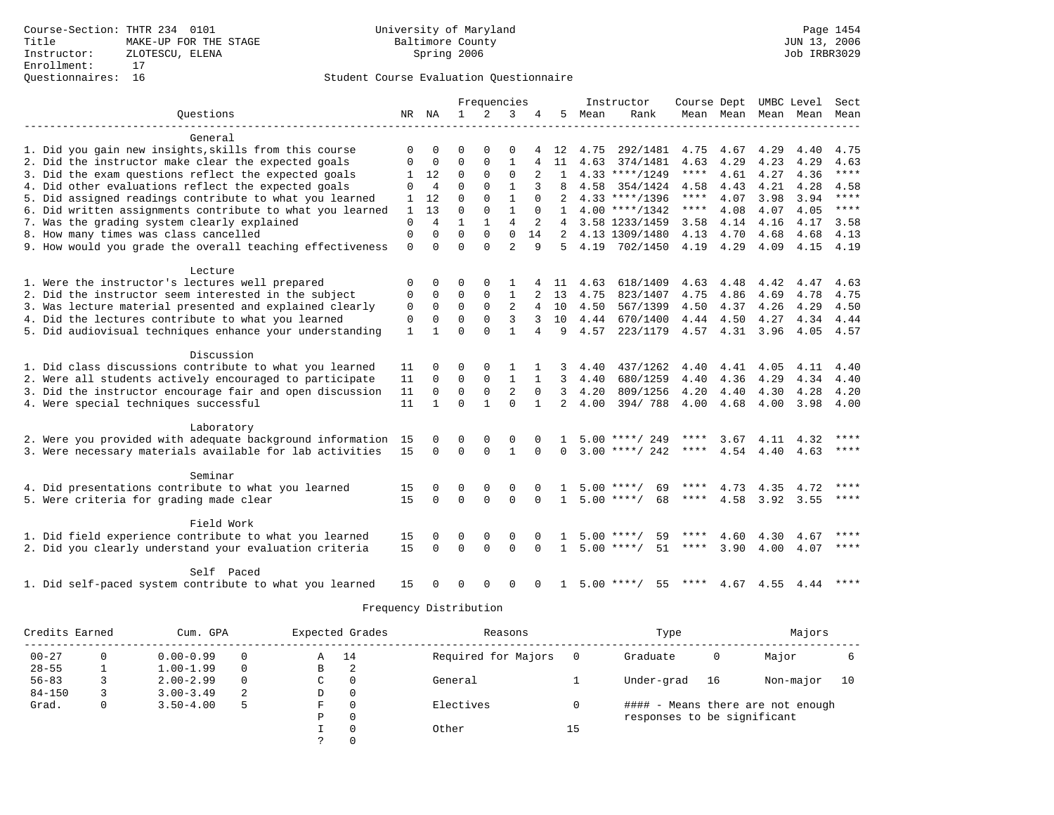Course-Section: THTR 234 0101
Title: MAKE-UP FOR THE STAGE
Instructor: ZLOTESCU, ELENA
Enrollment: 17
Questionnaires: 16

University of Maryland
Baltimore County
Spring 2006

JUN 13, 2006
Job IRBR3029

## Student Course Evaluation Questionnaire

| Questions | NR | NA | 1 | 2 | 3 | 4 | 5 | Instructor Mean | Instructor Rank | Course Mean | Dept Mean | UMBC Level Mean | Level Mean | Sect Mean |
|---|---|---|---|---|---|---|---|---|---|---|---|---|---|---|
| **General** | | | | | | | | | | | | | | |
| 1. Did you gain new insights,skills from this course | 0 | 0 | 0 | 0 | 0 | 4 | 12 | 4.75 | 292/1481 | 4.75 | 4.67 | 4.29 | 4.40 | 4.75 |
| 2. Did the instructor make clear the expected goals | 0 | 0 | 0 | 0 | 1 | 4 | 11 | 4.63 | 374/1481 | 4.63 | 4.29 | 4.23 | 4.29 | 4.63 |
| 3. Did the exam questions reflect the expected goals | 1 | 12 | 0 | 0 | 0 | 2 | 1 | 4.33 | ****/1249 | **** | 4.61 | 4.27 | 4.36 | **** |
| 4. Did other evaluations reflect the expected goals | 0 | 4 | 0 | 0 | 1 | 3 | 8 | 4.58 | 354/1424 | 4.58 | 4.43 | 4.21 | 4.28 | 4.58 |
| 5. Did assigned readings contribute to what you learned | 1 | 12 | 0 | 0 | 1 | 0 | 2 | 4.33 | ****/1396 | **** | 4.07 | 3.98 | 3.94 | **** |
| 6. Did written assignments contribute to what you learned | 1 | 13 | 0 | 0 | 1 | 0 | 1 | 4.00 | ****/1342 | **** | 4.08 | 4.07 | 4.05 | **** |
| 7. Was the grading system clearly explained | 0 | 4 | 1 | 1 | 4 | 2 | 4 | 3.58 | 1233/1459 | 3.58 | 4.14 | 4.16 | 4.17 | 3.58 |
| 8. How many times was class cancelled | 0 | 0 | 0 | 0 | 0 | 14 | 2 | 4.13 | 1309/1480 | 4.13 | 4.70 | 4.68 | 4.68 | 4.13 |
| 9. How would you grade the overall teaching effectiveness | 0 | 0 | 0 | 0 | 2 | 9 | 5 | 4.19 | 702/1450 | 4.19 | 4.29 | 4.09 | 4.15 | 4.19 |
| **Lecture** | | | | | | | | | | | | | | |
| 1. Were the instructor's lectures well prepared | 0 | 0 | 0 | 0 | 1 | 4 | 11 | 4.63 | 618/1409 | 4.63 | 4.48 | 4.42 | 4.47 | 4.63 |
| 2. Did the instructor seem interested in the subject | 0 | 0 | 0 | 0 | 1 | 2 | 13 | 4.75 | 823/1407 | 4.75 | 4.86 | 4.69 | 4.78 | 4.75 |
| 3. Was lecture material presented and explained clearly | 0 | 0 | 0 | 0 | 2 | 4 | 10 | 4.50 | 567/1399 | 4.50 | 4.37 | 4.26 | 4.29 | 4.50 |
| 4. Did the lectures contribute to what you learned | 0 | 0 | 0 | 0 | 3 | 3 | 10 | 4.44 | 670/1400 | 4.44 | 4.50 | 4.27 | 4.34 | 4.44 |
| 5. Did audiovisual techniques enhance your understanding | 1 | 1 | 0 | 0 | 1 | 4 | 9 | 4.57 | 223/1179 | 4.57 | 4.31 | 3.96 | 4.05 | 4.57 |
| **Discussion** | | | | | | | | | | | | | | |
| 1. Did class discussions contribute to what you learned | 11 | 0 | 0 | 0 | 1 | 1 | 3 | 4.40 | 437/1262 | 4.40 | 4.41 | 4.05 | 4.11 | 4.40 |
| 2. Were all students actively encouraged to participate | 11 | 0 | 0 | 0 | 1 | 1 | 3 | 4.40 | 680/1259 | 4.40 | 4.36 | 4.29 | 4.34 | 4.40 |
| 3. Did the instructor encourage fair and open discussion | 11 | 0 | 0 | 0 | 2 | 0 | 3 | 4.20 | 809/1256 | 4.20 | 4.40 | 4.30 | 4.28 | 4.20 |
| 4. Were special techniques successful | 11 | 1 | 0 | 1 | 0 | 1 | 2 | 4.00 | 394/ 788 | 4.00 | 4.68 | 4.00 | 3.98 | 4.00 |
| **Laboratory** | | | | | | | | | | | | | | |
| 2. Were you provided with adequate background information | 15 | 0 | 0 | 0 | 0 | 0 | 1 | 5.00 | ****/ 249 | **** | 3.67 | 4.11 | 4.32 | **** |
| 3. Were necessary materials available for lab activities | 15 | 0 | 0 | 0 | 1 | 0 | 0 | 3.00 | ****/ 242 | **** | 4.54 | 4.40 | 4.63 | **** |
| **Seminar** | | | | | | | | | | | | | | |
| 4. Did presentations contribute to what you learned | 15 | 0 | 0 | 0 | 0 | 0 | 1 | 5.00 | ****/ 69 | **** | 4.73 | 4.35 | 4.72 | **** |
| 5. Were criteria for grading made clear | 15 | 0 | 0 | 0 | 0 | 0 | 1 | 5.00 | ****/ 68 | **** | 4.58 | 3.92 | 3.55 | **** |
| **Field Work** | | | | | | | | | | | | | | |
| 1. Did field experience contribute to what you learned | 15 | 0 | 0 | 0 | 0 | 0 | 1 | 5.00 | ****/ 59 | **** | 4.60 | 4.30 | 4.67 | **** |
| 2. Did you clearly understand your evaluation criteria | 15 | 0 | 0 | 0 | 0 | 0 | 1 | 5.00 | ****/ 51 | **** | 3.90 | 4.00 | 4.07 | **** |
| **Self Paced** | | | | | | | | | | | | | | |
| 1. Did self-paced system contribute to what you learned | 15 | 0 | 0 | 0 | 0 | 0 | 1 | 5.00 | ****/ 55 | **** | 4.67 | 4.55 | 4.44 | **** |

## Frequency Distribution

| Credits Earned | | Cum. GPA | | Expected Grades | | Reasons | | Type | | Majors | |
|---|---|---|---|---|---|---|---|---|---|---|---|
| 00-27 | 0 | 0.00-0.99 | 0 | A | 14 | Required for Majors | 0 | Graduate | 0 | Major | 6 |
| 28-55 | 1 | 1.00-1.99 | 0 | B | 2 | | | | | | |
| 56-83 | 3 | 2.00-2.99 | 0 | C | 0 | General | 1 | Under-grad | 16 | Non-major | 10 |
| 84-150 | 3 | 3.00-3.49 | 2 | D | 0 | | | | | | |
| Grad. | 0 | 3.50-4.00 | 5 | F | 0 | Electives | 0 | #### - Means there are not enough responses to be significant | | | |
| | | | | P | 0 | | | | | | |
| | | | | I | 0 | Other | 15 | | | | |
| | | | | ? | 0 | | | | | | |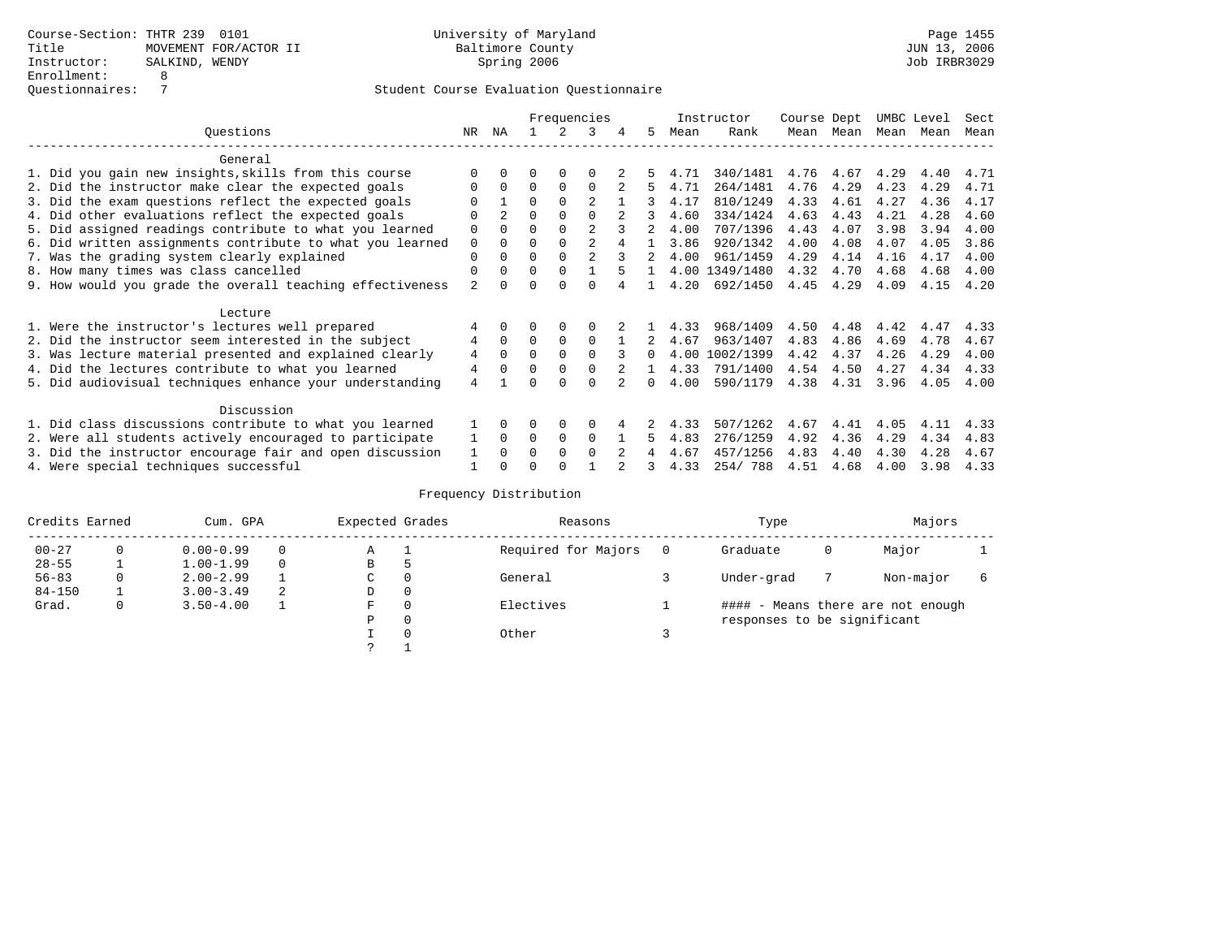Course-Section: THTR 239 0101
Title: MOVEMENT FOR/ACTOR II
Instructor: SALKIND, WENDY
Enrollment: 8
Questionnaires: 7

University of Maryland
Baltimore County
Spring 2006

Page 1455
JUN 13, 2006
Job IRBR3029

## Student Course Evaluation Questionnaire

| Questions | NR | NA | 1 | 2 | 3 | 4 | 5 | Instructor Mean | Rank | Course Mean | Dept Mean | UMBC Mean | Level Mean | Sect Mean |
|---|---|---|---|---|---|---|---|---|---|---|---|---|---|---|
| **General** | | | | | | | | | | | | | | |
| 1. Did you gain new insights,skills from this course | 0 | 0 | 0 | 0 | 0 | 2 | 5 | 4.71 | 340/1481 | 4.76 | 4.67 | 4.29 | 4.40 | 4.71 |
| 2. Did the instructor make clear the expected goals | 0 | 0 | 0 | 0 | 0 | 2 | 5 | 4.71 | 264/1481 | 4.76 | 4.29 | 4.23 | 4.29 | 4.71 |
| 3. Did the exam questions reflect the expected goals | 0 | 1 | 0 | 0 | 2 | 1 | 3 | 4.17 | 810/1249 | 4.33 | 4.61 | 4.27 | 4.36 | 4.17 |
| 4. Did other evaluations reflect the expected goals | 0 | 2 | 0 | 0 | 0 | 2 | 3 | 4.60 | 334/1424 | 4.63 | 4.43 | 4.21 | 4.28 | 4.60 |
| 5. Did assigned readings contribute to what you learned | 0 | 0 | 0 | 0 | 2 | 3 | 2 | 4.00 | 707/1396 | 4.43 | 4.07 | 3.98 | 3.94 | 4.00 |
| 6. Did written assignments contribute to what you learned | 0 | 0 | 0 | 0 | 2 | 4 | 1 | 3.86 | 920/1342 | 4.00 | 4.08 | 4.07 | 4.05 | 3.86 |
| 7. Was the grading system clearly explained | 0 | 0 | 0 | 0 | 2 | 3 | 2 | 4.00 | 961/1459 | 4.29 | 4.14 | 4.16 | 4.17 | 4.00 |
| 8. How many times was class cancelled | 0 | 0 | 0 | 0 | 1 | 5 | 1 | 4.00 | 1349/1480 | 4.32 | 4.70 | 4.68 | 4.68 | 4.00 |
| 9. How would you grade the overall teaching effectiveness | 2 | 0 | 0 | 0 | 0 | 4 | 1 | 4.20 | 692/1450 | 4.45 | 4.29 | 4.09 | 4.15 | 4.20 |
| **Lecture** | | | | | | | | | | | | | | |
| 1. Were the instructor's lectures well prepared | 4 | 0 | 0 | 0 | 0 | 2 | 1 | 4.33 | 968/1409 | 4.50 | 4.48 | 4.42 | 4.47 | 4.33 |
| 2. Did the instructor seem interested in the subject | 4 | 0 | 0 | 0 | 0 | 1 | 2 | 4.67 | 963/1407 | 4.83 | 4.86 | 4.69 | 4.78 | 4.67 |
| 3. Was lecture material presented and explained clearly | 4 | 0 | 0 | 0 | 0 | 3 | 0 | 4.00 | 1002/1399 | 4.42 | 4.37 | 4.26 | 4.29 | 4.00 |
| 4. Did the lectures contribute to what you learned | 4 | 0 | 0 | 0 | 0 | 2 | 1 | 4.33 | 791/1400 | 4.54 | 4.50 | 4.27 | 4.34 | 4.33 |
| 5. Did audiovisual techniques enhance your understanding | 4 | 1 | 0 | 0 | 0 | 2 | 0 | 4.00 | 590/1179 | 4.38 | 4.31 | 3.96 | 4.05 | 4.00 |
| **Discussion** | | | | | | | | | | | | | | |
| 1. Did class discussions contribute to what you learned | 1 | 0 | 0 | 0 | 0 | 4 | 2 | 4.33 | 507/1262 | 4.67 | 4.41 | 4.05 | 4.11 | 4.33 |
| 2. Were all students actively encouraged to participate | 1 | 0 | 0 | 0 | 0 | 1 | 5 | 4.83 | 276/1259 | 4.92 | 4.36 | 4.29 | 4.34 | 4.83 |
| 3. Did the instructor encourage fair and open discussion | 1 | 0 | 0 | 0 | 0 | 2 | 4 | 4.67 | 457/1256 | 4.83 | 4.40 | 4.30 | 4.28 | 4.67 |
| 4. Were special techniques successful | 1 | 0 | 0 | 0 | 1 | 2 | 3 | 4.33 | 254/ 788 | 4.51 | 4.68 | 4.00 | 3.98 | 4.33 |

### Frequency Distribution

| Credits Earned | | Cum. GPA | | Expected Grades | | Reasons | | Type | | Majors | |
|---|---|---|---|---|---|---|---|---|---|---|---|
| 00-27 | 0 | 0.00-0.99 | 0 | A | 1 | Required for Majors | 0 | Graduate | 0 | Major | 1 |
| 28-55 | 1 | 1.00-1.99 | 0 | B | 5 | | | | | | |
| 56-83 | 0 | 2.00-2.99 | 1 | C | 0 | General | 3 | Under-grad | 7 | Non-major | 6 |
| 84-150 | 1 | 3.00-3.49 | 2 | D | 0 | | | | | | |
| Grad. | 0 | 3.50-4.00 | 1 | F | 0 | Electives | 1 | | | | |
| | | | | P | 0 | | | | | | |
| | | | | I | 0 | Other | 3 | | | | |
| | | | | ? | 1 | | | | | | |

#### - Means there are not enough responses to be significant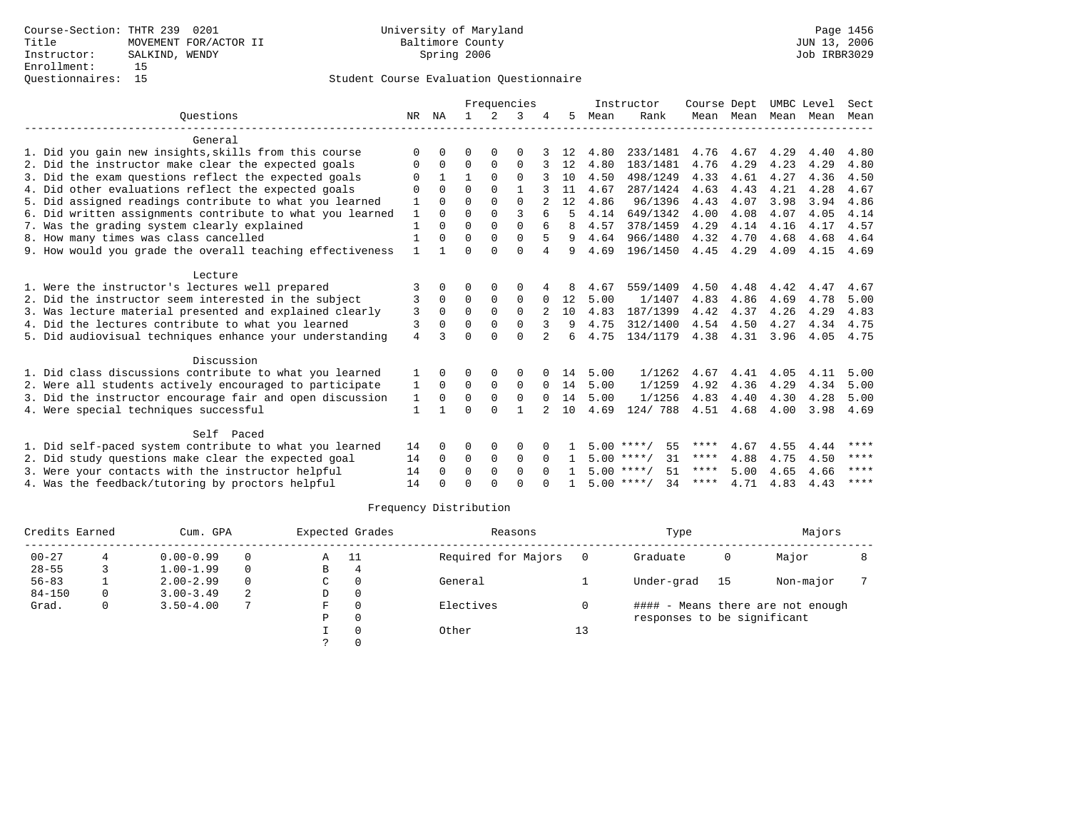Course-Section: THTR 239 0201
Title: MOVEMENT FOR/ACTOR II
Instructor: SALKIND, WENDY
Enrollment: 15
Questionnaires: 15

University of Maryland
Baltimore County
Spring 2006

JUN 13, 2006
Job IRBR3029

## Student Course Evaluation Questionnaire

| Questions | NR | NA | 1 | 2 | 3 | 4 | 5 | Instructor Mean | Rank | Course Mean | Dept Mean | UMBC Mean | Level Mean | Sect Mean |
|---|---|---|---|---|---|---|---|---|---|---|---|---|---|---|
| **General** | | | | | | | | | | | | | | |
| 1. Did you gain new insights,skills from this course | 0 | 0 | 0 | 0 | 0 | 3 | 12 | 4.80 | 233/1481 | 4.76 | 4.67 | 4.29 | 4.40 | 4.80 |
| 2. Did the instructor make clear the expected goals | 0 | 0 | 0 | 0 | 0 | 3 | 12 | 4.80 | 183/1481 | 4.76 | 4.29 | 4.23 | 4.29 | 4.80 |
| 3. Did the exam questions reflect the expected goals | 0 | 1 | 1 | 0 | 0 | 3 | 10 | 4.50 | 498/1249 | 4.33 | 4.61 | 4.27 | 4.36 | 4.50 |
| 4. Did other evaluations reflect the expected goals | 0 | 0 | 0 | 0 | 1 | 3 | 11 | 4.67 | 287/1424 | 4.63 | 4.43 | 4.21 | 4.28 | 4.67 |
| 5. Did assigned readings contribute to what you learned | 1 | 0 | 0 | 0 | 0 | 2 | 12 | 4.86 | 96/1396 | 4.43 | 4.07 | 3.98 | 3.94 | 4.86 |
| 6. Did written assignments contribute to what you learned | 1 | 0 | 0 | 0 | 3 | 6 | 5 | 4.14 | 649/1342 | 4.00 | 4.08 | 4.07 | 4.05 | 4.14 |
| 7. Was the grading system clearly explained | 1 | 0 | 0 | 0 | 0 | 6 | 8 | 4.57 | 378/1459 | 4.29 | 4.14 | 4.16 | 4.17 | 4.57 |
| 8. How many times was class cancelled | 1 | 0 | 0 | 0 | 0 | 5 | 9 | 4.64 | 966/1480 | 4.32 | 4.70 | 4.68 | 4.68 | 4.64 |
| 9. How would you grade the overall teaching effectiveness | 1 | 1 | 0 | 0 | 0 | 4 | 9 | 4.69 | 196/1450 | 4.45 | 4.29 | 4.09 | 4.15 | 4.69 |
| **Lecture** | | | | | | | | | | | | | | |
| 1. Were the instructor's lectures well prepared | 3 | 0 | 0 | 0 | 0 | 4 | 8 | 4.67 | 559/1409 | 4.50 | 4.48 | 4.42 | 4.47 | 4.67 |
| 2. Did the instructor seem interested in the subject | 3 | 0 | 0 | 0 | 0 | 0 | 12 | 5.00 | 1/1407 | 4.83 | 4.86 | 4.69 | 4.78 | 5.00 |
| 3. Was lecture material presented and explained clearly | 3 | 0 | 0 | 0 | 0 | 2 | 10 | 4.83 | 187/1399 | 4.42 | 4.37 | 4.26 | 4.29 | 4.83 |
| 4. Did the lectures contribute to what you learned | 3 | 0 | 0 | 0 | 0 | 3 | 9 | 4.75 | 312/1400 | 4.54 | 4.50 | 4.27 | 4.34 | 4.75 |
| 5. Did audiovisual techniques enhance your understanding | 4 | 3 | 0 | 0 | 0 | 2 | 6 | 4.75 | 134/1179 | 4.38 | 4.31 | 3.96 | 4.05 | 4.75 |
| **Discussion** | | | | | | | | | | | | | | |
| 1. Did class discussions contribute to what you learned | 1 | 0 | 0 | 0 | 0 | 0 | 14 | 5.00 | 1/1262 | 4.67 | 4.41 | 4.05 | 4.11 | 5.00 |
| 2. Were all students actively encouraged to participate | 1 | 0 | 0 | 0 | 0 | 0 | 14 | 5.00 | 1/1259 | 4.92 | 4.36 | 4.29 | 4.34 | 5.00 |
| 3. Did the instructor encourage fair and open discussion | 1 | 0 | 0 | 0 | 0 | 0 | 14 | 5.00 | 1/1256 | 4.83 | 4.40 | 4.30 | 4.28 | 5.00 |
| 4. Were special techniques successful | 1 | 1 | 0 | 0 | 1 | 2 | 10 | 4.69 | 124/ 788 | 4.51 | 4.68 | 4.00 | 3.98 | 4.69 |
| **Self Paced** | | | | | | | | | | | | | | |
| 1. Did self-paced system contribute to what you learned | 14 | 0 | 0 | 0 | 0 | 0 | 1 | 5.00 | ****/ 55 | **** | 4.67 | 4.55 | 4.44 | **** |
| 2. Did study questions make clear the expected goal | 14 | 0 | 0 | 0 | 0 | 0 | 1 | 5.00 | ****/ 31 | **** | 4.88 | 4.75 | 4.50 | **** |
| 3. Were your contacts with the instructor helpful | 14 | 0 | 0 | 0 | 0 | 0 | 1 | 5.00 | ****/ 51 | **** | 5.00 | 4.65 | 4.66 | **** |
| 4. Was the feedback/tutoring by proctors helpful | 14 | 0 | 0 | 0 | 0 | 0 | 1 | 5.00 | ****/ 34 | **** | 4.71 | 4.83 | 4.43 | **** |

## Frequency Distribution

| Credits Earned | | Cum. GPA | | Expected Grades | | Reasons | | Type | | Majors | |
|---|---|---|---|---|---|---|---|---|---|---|---|
| 00-27 | 4 | 0.00-0.99 | 0 | A | 11 | Required for Majors | 0 | Graduate | 0 | Major | 8 |
| 28-55 | 3 | 1.00-1.99 | 0 | B | 4 | | | | | | |
| 56-83 | 1 | 2.00-2.99 | 0 | C | 0 | General | 1 | Under-grad | 15 | Non-major | 7 |
| 84-150 | 0 | 3.00-3.49 | 2 | D | 0 | | | | | | |
| Grad. | 0 | 3.50-4.00 | 7 | F | 0 | Electives | 0 | #### - Means there are not enough responses to be significant | | | |
| | | | | P | 0 | | | | | | |
| | | | | I | 0 | Other | 13 | | | | |
| | | | | ? | 0 | | | | | | |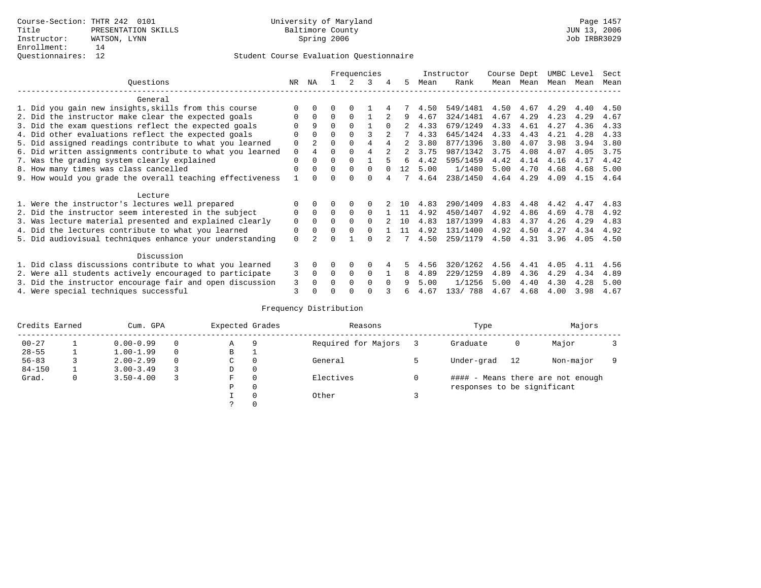Course-Section: THTR 242 0101
Title: PRESENTATION SKILLS
Instructor: WATSON, LYNN
Enrollment: 14
Questionnaires: 12

University of Maryland
Baltimore County
Spring 2006

Page 1457
JUN 13, 2006
Job IRBR3029

## Student Course Evaluation Questionnaire

| Questions | NR | NA | 1 | 2 | 3 | 4 | 5 | Instructor Mean | Rank | Course Mean | Dept Mean | UMBC Mean | Level Mean | Sect Mean |
|---|---|---|---|---|---|---|---|---|---|---|---|---|---|---|
| **General** | | | | | | | | | | | | | | |
| 1. Did you gain new insights,skills from this course | 0 | 0 | 0 | 0 | 1 | 4 | 7 | 4.50 | 549/1481 | 4.50 | 4.67 | 4.29 | 4.40 | 4.50 |
| 2. Did the instructor make clear the expected goals | 0 | 0 | 0 | 0 | 1 | 2 | 9 | 4.67 | 324/1481 | 4.67 | 4.29 | 4.23 | 4.29 | 4.67 |
| 3. Did the exam questions reflect the expected goals | 0 | 9 | 0 | 0 | 1 | 0 | 2 | 4.33 | 679/1249 | 4.33 | 4.61 | 4.27 | 4.36 | 4.33 |
| 4. Did other evaluations reflect the expected goals | 0 | 0 | 0 | 0 | 3 | 2 | 7 | 4.33 | 645/1424 | 4.33 | 4.43 | 4.21 | 4.28 | 4.33 |
| 5. Did assigned readings contribute to what you learned | 0 | 2 | 0 | 0 | 4 | 4 | 2 | 3.80 | 877/1396 | 3.80 | 4.07 | 3.98 | 3.94 | 3.80 |
| 6. Did written assignments contribute to what you learned | 0 | 4 | 0 | 0 | 4 | 2 | 2 | 3.75 | 987/1342 | 3.75 | 4.08 | 4.07 | 4.05 | 3.75 |
| 7. Was the grading system clearly explained | 0 | 0 | 0 | 0 | 1 | 5 | 6 | 4.42 | 595/1459 | 4.42 | 4.14 | 4.16 | 4.17 | 4.42 |
| 8. How many times was class cancelled | 0 | 0 | 0 | 0 | 0 | 0 | 12 | 5.00 | 1/1480 | 5.00 | 4.70 | 4.68 | 4.68 | 5.00 |
| 9. How would you grade the overall teaching effectiveness | 1 | 0 | 0 | 0 | 0 | 4 | 7 | 4.64 | 238/1450 | 4.64 | 4.29 | 4.09 | 4.15 | 4.64 |
| **Lecture** | | | | | | | | | | | | | | |
| 1. Were the instructor's lectures well prepared | 0 | 0 | 0 | 0 | 0 | 2 | 10 | 4.83 | 290/1409 | 4.83 | 4.48 | 4.42 | 4.47 | 4.83 |
| 2. Did the instructor seem interested in the subject | 0 | 0 | 0 | 0 | 0 | 1 | 11 | 4.92 | 450/1407 | 4.92 | 4.86 | 4.69 | 4.78 | 4.92 |
| 3. Was lecture material presented and explained clearly | 0 | 0 | 0 | 0 | 0 | 2 | 10 | 4.83 | 187/1399 | 4.83 | 4.37 | 4.26 | 4.29 | 4.83 |
| 4. Did the lectures contribute to what you learned | 0 | 0 | 0 | 0 | 0 | 1 | 11 | 4.92 | 131/1400 | 4.92 | 4.50 | 4.27 | 4.34 | 4.92 |
| 5. Did audiovisual techniques enhance your understanding | 0 | 2 | 0 | 1 | 0 | 2 | 7 | 4.50 | 259/1179 | 4.50 | 4.31 | 3.96 | 4.05 | 4.50 |
| **Discussion** | | | | | | | | | | | | | | |
| 1. Did class discussions contribute to what you learned | 3 | 0 | 0 | 0 | 0 | 4 | 5 | 4.56 | 320/1262 | 4.56 | 4.41 | 4.05 | 4.11 | 4.56 |
| 2. Were all students actively encouraged to participate | 3 | 0 | 0 | 0 | 0 | 1 | 8 | 4.89 | 229/1259 | 4.89 | 4.36 | 4.29 | 4.34 | 4.89 |
| 3. Did the instructor encourage fair and open discussion | 3 | 0 | 0 | 0 | 0 | 0 | 9 | 5.00 | 1/1256 | 5.00 | 4.40 | 4.30 | 4.28 | 5.00 |
| 4. Were special techniques successful | 3 | 0 | 0 | 0 | 0 | 3 | 6 | 4.67 | 133/ 788 | 4.67 | 4.68 | 4.00 | 3.98 | 4.67 |

## Frequency Distribution

| Credits Earned | | Cum. GPA | | Expected Grades | | Reasons | | Type | | Majors | |
|---|---|---|---|---|---|---|---|---|---|---|---|
| 00-27 | 1 | 0.00-0.99 | 0 | A | 9 | Required for Majors | 3 | Graduate | 0 | Major | 3 |
| 28-55 | 1 | 1.00-1.99 | 0 | B | 1 | | | | | | |
| 56-83 | 3 | 2.00-2.99 | 0 | C | 0 | General | 5 | Under-grad | 12 | Non-major | 9 |
| 84-150 | 1 | 3.00-3.49 | 3 | D | 0 | | | | | | |
| Grad. | 0 | 3.50-4.00 | 3 | F | 0 | Electives | 0 | #### - Means there are not enough responses to be significant | | | |
| | | | | P | 0 | | | | | | |
| | | | | I | 0 | Other | 3 | | | | |
| | | | | ? | 0 | | | | | | |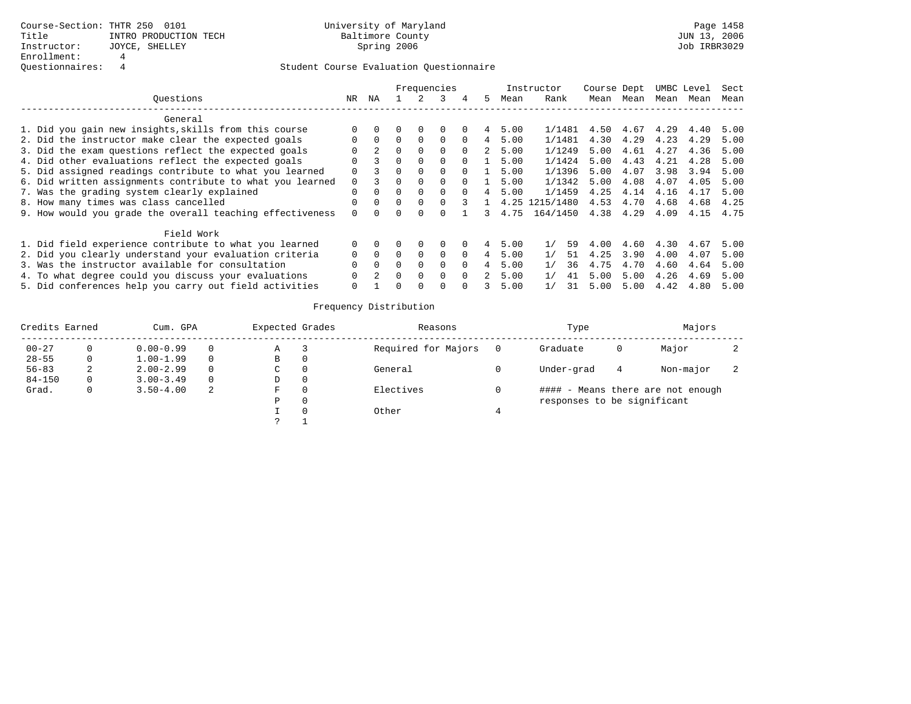Course-Section: THTR 250 0101
Title: INTRO PRODUCTION TECH
Instructor: JOYCE, SHELLEY
Enrollment: 4
Questionnaires: 4

University of Maryland
Baltimore County
Spring 2006

Student Course Evaluation Questionnaire

| Questions | NR | NA | 1 | 2 | 3 | 4 | 5 | Instructor Mean | Instructor Rank | Course Mean | Dept Mean | UMBC Mean | Level Mean | Sect Mean |
|---|---|---|---|---|---|---|---|---|---|---|---|---|---|---|
| **General** | | | | | | | | | | | | | | |
| 1. Did you gain new insights,skills from this course | 0 | 0 | 0 | 0 | 0 | 0 | 4 | 5.00 | 1/1481 | 4.50 | 4.67 | 4.29 | 4.40 | 5.00 |
| 2. Did the instructor make clear the expected goals | 0 | 0 | 0 | 0 | 0 | 0 | 4 | 5.00 | 1/1481 | 4.30 | 4.29 | 4.23 | 4.29 | 5.00 |
| 3. Did the exam questions reflect the expected goals | 0 | 2 | 0 | 0 | 0 | 0 | 2 | 5.00 | 1/1249 | 5.00 | 4.61 | 4.27 | 4.36 | 5.00 |
| 4. Did other evaluations reflect the expected goals | 0 | 3 | 0 | 0 | 0 | 0 | 1 | 5.00 | 1/1424 | 5.00 | 4.43 | 4.21 | 4.28 | 5.00 |
| 5. Did assigned readings contribute to what you learned | 0 | 3 | 0 | 0 | 0 | 0 | 1 | 5.00 | 1/1396 | 5.00 | 4.07 | 3.98 | 3.94 | 5.00 |
| 6. Did written assignments contribute to what you learned | 0 | 3 | 0 | 0 | 0 | 0 | 1 | 5.00 | 1/1342 | 5.00 | 4.08 | 4.07 | 4.05 | 5.00 |
| 7. Was the grading system clearly explained | 0 | 0 | 0 | 0 | 0 | 0 | 4 | 5.00 | 1/1459 | 4.25 | 4.14 | 4.16 | 4.17 | 5.00 |
| 8. How many times was class cancelled | 0 | 0 | 0 | 0 | 0 | 3 | 1 | 4.25 | 1215/1480 | 4.53 | 4.70 | 4.68 | 4.68 | 4.25 |
| 9. How would you grade the overall teaching effectiveness | 0 | 0 | 0 | 0 | 0 | 1 | 3 | 4.75 | 164/1450 | 4.38 | 4.29 | 4.09 | 4.15 | 4.75 |
| **Field Work** | | | | | | | | | | | | | | |
| 1. Did field experience contribute to what you learned | 0 | 0 | 0 | 0 | 0 | 0 | 4 | 5.00 | 1/ 59 | 4.00 | 4.60 | 4.30 | 4.67 | 5.00 |
| 2. Did you clearly understand your evaluation criteria | 0 | 0 | 0 | 0 | 0 | 0 | 4 | 5.00 | 1/ 51 | 4.25 | 3.90 | 4.00 | 4.07 | 5.00 |
| 3. Was the instructor available for consultation | 0 | 0 | 0 | 0 | 0 | 0 | 4 | 5.00 | 1/ 36 | 4.75 | 4.70 | 4.60 | 4.64 | 5.00 |
| 4. To what degree could you discuss your evaluations | 0 | 2 | 0 | 0 | 0 | 0 | 2 | 5.00 | 1/ 41 | 5.00 | 5.00 | 4.26 | 4.69 | 5.00 |
| 5. Did conferences help you carry out field activities | 0 | 1 | 0 | 0 | 0 | 0 | 3 | 5.00 | 1/ 31 | 5.00 | 5.00 | 4.42 | 4.80 | 5.00 |

Frequency Distribution

| Credits Earned | | Cum. GPA | | Expected Grades | | Reasons | | Type | | Majors | |
|---|---|---|---|---|---|---|---|---|---|---|---|
| 00-27 | 0 | 0.00-0.99 | 0 | A | 3 | Required for Majors | 0 | Graduate | 0 | Major | 2 |
| 28-55 | 0 | 1.00-1.99 | 0 | B | 0 | | | | | | |
| 56-83 | 2 | 2.00-2.99 | 0 | C | 0 | General | 0 | Under-grad | 4 | Non-major | 2 |
| 84-150 | 0 | 3.00-3.49 | 0 | D | 0 | | | | | | |
| Grad. | 0 | 3.50-4.00 | 2 | F | 0 | Electives | 0 | #### - Means there are not enough responses to be significant | | | |
| | | | | P | 0 | | | | | | |
| | | | | I | 0 | Other | 4 | | | | |
| | | | | ? | 1 | | | | | | |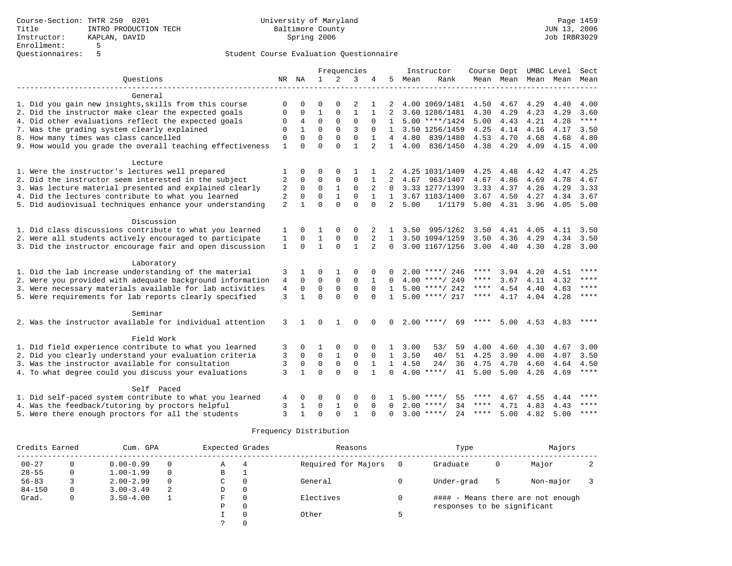Course-Section: THTR 250 0201
Title: INTRO PRODUCTION TECH
Instructor: KAPLAN, DAVID
Enrollment: 5
Questionnaires: 5

University of Maryland
Baltimore County
Spring 2006

JUN 13, 2006
Job IRBR3029

## Student Course Evaluation Questionnaire

| Questions | NR | NA | 1 | 2 | 3 | 4 | 5 | Instructor Mean | Rank | Course Mean | Dept Mean | UMBC Mean | Level Mean | Sect Mean |
|---|---|---|---|---|---|---|---|---|---|---|---|---|---|---|
| **General** | | | | | | | | | | | | | | |
| 1. Did you gain new insights,skills from this course | 0 | 0 | 0 | 0 | 2 | 1 | 2 | 4.00 | 1069/1481 | 4.50 | 4.67 | 4.29 | 4.40 | 4.00 |
| 2. Did the instructor make clear the expected goals | 0 | 0 | 1 | 0 | 1 | 1 | 2 | 3.60 | 1286/1481 | 4.30 | 4.29 | 4.23 | 4.29 | 3.60 |
| 4. Did other evaluations reflect the expected goals | 0 | 4 | 0 | 0 | 0 | 0 | 1 | 5.00 | ****/1424 | 5.00 | 4.43 | 4.21 | 4.28 | **** |
| 7. Was the grading system clearly explained | 0 | 1 | 0 | 0 | 3 | 0 | 1 | 3.50 | 1256/1459 | 4.25 | 4.14 | 4.16 | 4.17 | 3.50 |
| 8. How many times was class cancelled | 0 | 0 | 0 | 0 | 0 | 1 | 4 | 4.80 | 839/1480 | 4.53 | 4.70 | 4.68 | 4.68 | 4.80 |
| 9. How would you grade the overall teaching effectiveness | 1 | 0 | 0 | 0 | 1 | 2 | 1 | 4.00 | 836/1450 | 4.38 | 4.29 | 4.09 | 4.15 | 4.00 |
| **Lecture** | | | | | | | | | | | | | | |
| 1. Were the instructor's lectures well prepared | 1 | 0 | 0 | 0 | 1 | 1 | 2 | 4.25 | 1031/1409 | 4.25 | 4.48 | 4.42 | 4.47 | 4.25 |
| 2. Did the instructor seem interested in the subject | 2 | 0 | 0 | 0 | 0 | 1 | 2 | 4.67 | 963/1407 | 4.67 | 4.86 | 4.69 | 4.78 | 4.67 |
| 3. Was lecture material presented and explained clearly | 2 | 0 | 0 | 1 | 0 | 2 | 0 | 3.33 | 1277/1399 | 3.33 | 4.37 | 4.26 | 4.29 | 3.33 |
| 4. Did the lectures contribute to what you learned | 2 | 0 | 0 | 1 | 0 | 1 | 1 | 3.67 | 1183/1400 | 3.67 | 4.50 | 4.27 | 4.34 | 3.67 |
| 5. Did audiovisual techniques enhance your understanding | 2 | 1 | 0 | 0 | 0 | 0 | 2 | 5.00 | 1/1179 | 5.00 | 4.31 | 3.96 | 4.05 | 5.00 |
| **Discussion** | | | | | | | | | | | | | | |
| 1. Did class discussions contribute to what you learned | 1 | 0 | 1 | 0 | 0 | 2 | 1 | 3.50 | 995/1262 | 3.50 | 4.41 | 4.05 | 4.11 | 3.50 |
| 2. Were all students actively encouraged to participate | 1 | 0 | 1 | 0 | 0 | 2 | 1 | 3.50 | 1094/1259 | 3.50 | 4.36 | 4.29 | 4.34 | 3.50 |
| 3. Did the instructor encourage fair and open discussion | 1 | 0 | 1 | 0 | 1 | 2 | 0 | 3.00 | 1167/1256 | 3.00 | 4.40 | 4.30 | 4.28 | 3.00 |
| **Laboratory** | | | | | | | | | | | | | | |
| 1. Did the lab increase understanding of the material | 3 | 1 | 0 | 1 | 0 | 0 | 0 | 2.00 | ****/ 246 | **** | 3.94 | 4.20 | 4.51 | **** |
| 2. Were you provided with adequate background information | 4 | 0 | 0 | 0 | 0 | 1 | 0 | 4.00 | ****/ 249 | **** | 3.67 | 4.11 | 4.32 | **** |
| 3. Were necessary materials available for lab activities | 4 | 0 | 0 | 0 | 0 | 0 | 1 | 5.00 | ****/ 242 | **** | 4.54 | 4.40 | 4.63 | **** |
| 5. Were requirements for lab reports clearly specified | 3 | 1 | 0 | 0 | 0 | 0 | 1 | 5.00 | ****/ 217 | **** | 4.17 | 4.04 | 4.28 | **** |
| **Seminar** | | | | | | | | | | | | | | |
| 2. Was the instructor available for individual attention | 3 | 1 | 0 | 1 | 0 | 0 | 0 | 2.00 | ****/ 69 | **** | 5.00 | 4.53 | 4.83 | **** |
| **Field Work** | | | | | | | | | | | | | | |
| 1. Did field experience contribute to what you learned | 3 | 0 | 1 | 0 | 0 | 0 | 1 | 3.00 | 53/ 59 | 4.00 | 4.60 | 4.30 | 4.67 | 3.00 |
| 2. Did you clearly understand your evaluation criteria | 3 | 0 | 0 | 1 | 0 | 0 | 1 | 3.50 | 40/ 51 | 4.25 | 3.90 | 4.00 | 4.07 | 3.50 |
| 3. Was the instructor available for consultation | 3 | 0 | 0 | 0 | 0 | 1 | 1 | 4.50 | 24/ 36 | 4.75 | 4.70 | 4.60 | 4.64 | 4.50 |
| 4. To what degree could you discuss your evaluations | 3 | 1 | 0 | 0 | 0 | 1 | 0 | 4.00 | ****/ 41 | 5.00 | 5.00 | 4.26 | 4.69 | **** |
| **Self Paced** | | | | | | | | | | | | | | |
| 1. Did self-paced system contribute to what you learned | 4 | 0 | 0 | 0 | 0 | 0 | 1 | 5.00 | ****/ 55 | **** | 4.67 | 4.55 | 4.44 | **** |
| 4. Was the feedback/tutoring by proctors helpful | 3 | 1 | 0 | 1 | 0 | 0 | 0 | 2.00 | ****/ 34 | **** | 4.71 | 4.83 | 4.43 | **** |
| 5. Were there enough proctors for all the students | 3 | 1 | 0 | 0 | 1 | 0 | 0 | 3.00 | ****/ 24 | **** | 5.00 | 4.82 | 5.00 | **** |

### Frequency Distribution

| Credits Earned | | Cum. GPA | | Expected Grades | | Reasons | | Type | | Majors | |
|---|---|---|---|---|---|---|---|---|---|---|---|
| 00-27 | 0 | 0.00-0.99 | 0 | A | 4 | Required for Majors | 0 | Graduate | 0 | Major | 2 |
| 28-55 | 0 | 1.00-1.99 | 0 | B | 1 | | | | | | |
| 56-83 | 3 | 2.00-2.99 | 0 | C | 0 | General | 0 | Under-grad | 5 | Non-major | 3 |
| 84-150 | 0 | 3.00-3.49 | 2 | D | 0 | | | | | | |
| Grad. | 0 | 3.50-4.00 | 1 | F | 0 | Electives | 0 | | | | |
| | | | | P | 0 | | | | | | |
| | | | | I | 0 | Other | 5 | | | | |
| | | | | ? | 0 | | | | | | |

#### - Means there are not enough responses to be significant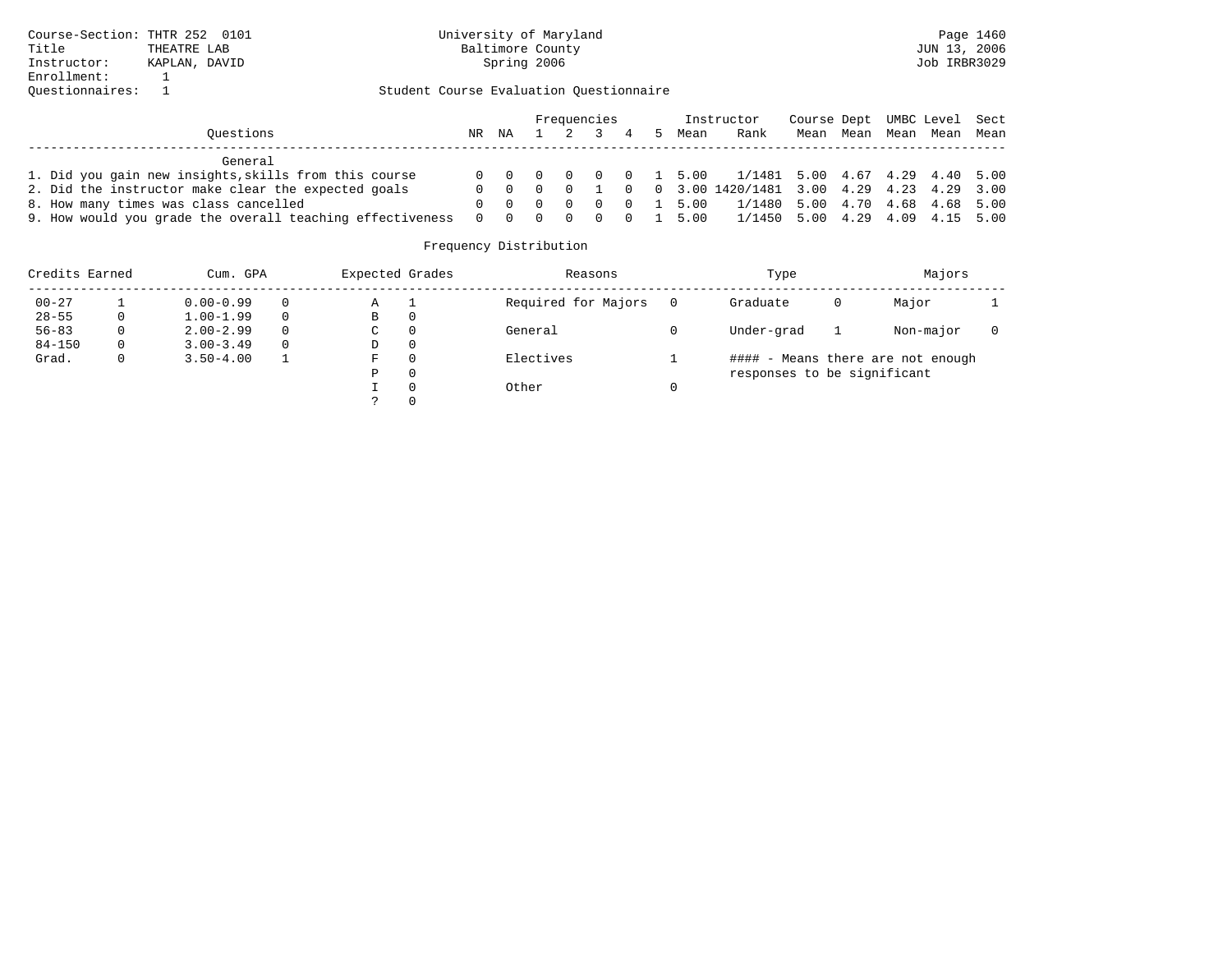Course-Section: THTR 252 0101
Title: THEATRE LAB
Instructor: KAPLAN, DAVID
Enrollment: 1
Questionnaires: 1

University of Maryland
Baltimore County
Spring 2006

Page 1460
JUN 13, 2006
Job IRBR3029

Student Course Evaluation Questionnaire

| Questions | NR | NA | 1 | 2 | 3 | 4 | 5 | Instructor Mean | Instructor Rank | Course Mean | Dept Mean | UMBC Mean | Level Mean | Sect Mean |
|---|---|---|---|---|---|---|---|---|---|---|---|---|---|---|
| **General** | | | | | | | | | | | | | | |
| 1. Did you gain new insights,skills from this course | 0 | 0 | 0 | 0 | 0 | 0 | 1 | 5.00 | 1/1481 | 5.00 | 4.67 | 4.29 | 4.40 | 5.00 |
| 2. Did the instructor make clear the expected goals | 0 | 0 | 0 | 0 | 1 | 0 | 0 | 3.00 | 1420/1481 | 3.00 | 4.29 | 4.23 | 4.29 | 3.00 |
| 8. How many times was class cancelled | 0 | 0 | 0 | 0 | 0 | 0 | 1 | 5.00 | 1/1480 | 5.00 | 4.70 | 4.68 | 4.68 | 5.00 |
| 9. How would you grade the overall teaching effectiveness | 0 | 0 | 0 | 0 | 0 | 0 | 1 | 5.00 | 1/1450 | 5.00 | 4.29 | 4.09 | 4.15 | 5.00 |

Frequency Distribution

| Credits Earned | | Cum. GPA | | Expected Grades | | Reasons | | Type | | Majors | |
|---|---|---|---|---|---|---|---|---|---|---|---|
| 00-27 | 1 | 0.00-0.99 | 0 | A | 1 | Required for Majors | 0 | Graduate | 0 | Major | 1 |
| 28-55 | 0 | 1.00-1.99 | 0 | B | 0 | | | | | | |
| 56-83 | 0 | 2.00-2.99 | 0 | C | 0 | General | 0 | Under-grad | 1 | Non-major | 0 |
| 84-150 | 0 | 3.00-3.49 | 0 | D | 0 | | | | | | |
| Grad. | 0 | 3.50-4.00 | 1 | F | 0 | Electives | 1 | | | | |
| | | | | P | 0 | | | | | | |
| | | | | I | 0 | Other | 0 | | | | |
| | | | | ? | 0 | | | | | | |

#### - Means there are not enough responses to be significant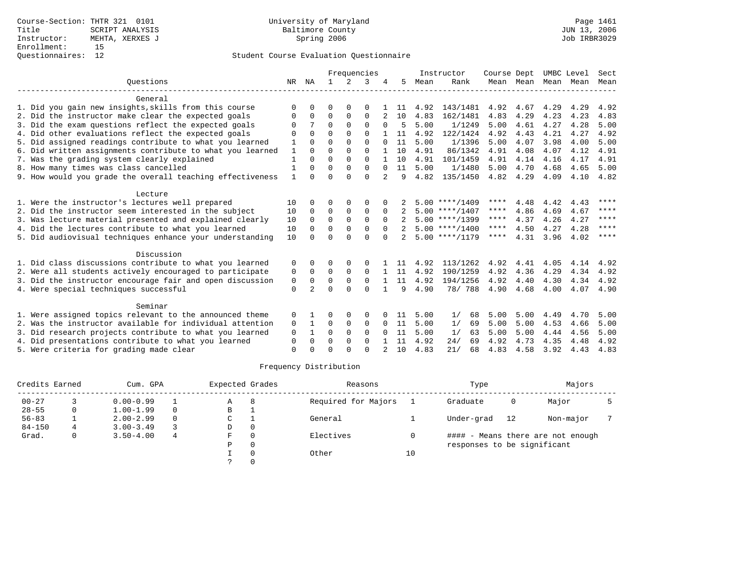Course-Section: THTR 321 0101
Title: SCRIPT ANALYSIS
Instructor: MEHTA, XERXES J
Enrollment: 15
Questionnaires: 12

University of Maryland
Baltimore County
Spring 2006

Student Course Evaluation Questionnaire

| Questions | NR | NA | 1 | 2 | 3 | 4 | 5 | Instructor Mean | Instructor Rank | Course Mean | Dept Mean | UMBC Mean | Level Mean | Sect Mean |
|---|---|---|---|---|---|---|---|---|---|---|---|---|---|---|
| **General** | | | | | | | | | | | | | | |
| 1. Did you gain new insights,skills from this course | 0 | 0 | 0 | 0 | 0 | 1 | 11 | 4.92 | 143/1481 | 4.92 | 4.67 | 4.29 | 4.29 | 4.92 |
| 2. Did the instructor make clear the expected goals | 0 | 0 | 0 | 0 | 0 | 2 | 10 | 4.83 | 162/1481 | 4.83 | 4.29 | 4.23 | 4.23 | 4.83 |
| 3. Did the exam questions reflect the expected goals | 0 | 7 | 0 | 0 | 0 | 0 | 5 | 5.00 | 1/1249 | 5.00 | 4.61 | 4.27 | 4.28 | 5.00 |
| 4. Did other evaluations reflect the expected goals | 0 | 0 | 0 | 0 | 0 | 1 | 11 | 4.92 | 122/1424 | 4.92 | 4.43 | 4.21 | 4.27 | 4.92 |
| 5. Did assigned readings contribute to what you learned | 1 | 0 | 0 | 0 | 0 | 0 | 11 | 5.00 | 1/1396 | 5.00 | 4.07 | 3.98 | 4.00 | 5.00 |
| 6. Did written assignments contribute to what you learned | 1 | 0 | 0 | 0 | 0 | 1 | 10 | 4.91 | 86/1342 | 4.91 | 4.08 | 4.07 | 4.12 | 4.91 |
| 7. Was the grading system clearly explained | 1 | 0 | 0 | 0 | 0 | 1 | 10 | 4.91 | 101/1459 | 4.91 | 4.14 | 4.16 | 4.17 | 4.91 |
| 8. How many times was class cancelled | 1 | 0 | 0 | 0 | 0 | 0 | 11 | 5.00 | 1/1480 | 5.00 | 4.70 | 4.68 | 4.65 | 5.00 |
| 9. How would you grade the overall teaching effectiveness | 1 | 0 | 0 | 0 | 0 | 2 | 9 | 4.82 | 135/1450 | 4.82 | 4.29 | 4.09 | 4.10 | 4.82 |
| **Lecture** | | | | | | | | | | | | | | |
| 1. Were the instructor's lectures well prepared | 10 | 0 | 0 | 0 | 0 | 0 | 2 | 5.00 | ****/1409 | **** | 4.48 | 4.42 | 4.43 | **** |
| 2. Did the instructor seem interested in the subject | 10 | 0 | 0 | 0 | 0 | 0 | 2 | 5.00 | ****/1407 | **** | 4.86 | 4.69 | 4.67 | **** |
| 3. Was lecture material presented and explained clearly | 10 | 0 | 0 | 0 | 0 | 0 | 2 | 5.00 | ****/1399 | **** | 4.37 | 4.26 | 4.27 | **** |
| 4. Did the lectures contribute to what you learned | 10 | 0 | 0 | 0 | 0 | 0 | 2 | 5.00 | ****/1400 | **** | 4.50 | 4.27 | 4.28 | **** |
| 5. Did audiovisual techniques enhance your understanding | 10 | 0 | 0 | 0 | 0 | 0 | 2 | 5.00 | ****/1179 | **** | 4.31 | 3.96 | 4.02 | **** |
| **Discussion** | | | | | | | | | | | | | | |
| 1. Did class discussions contribute to what you learned | 0 | 0 | 0 | 0 | 0 | 1 | 11 | 4.92 | 113/1262 | 4.92 | 4.41 | 4.05 | 4.14 | 4.92 |
| 2. Were all students actively encouraged to participate | 0 | 0 | 0 | 0 | 0 | 1 | 11 | 4.92 | 190/1259 | 4.92 | 4.36 | 4.29 | 4.34 | 4.92 |
| 3. Did the instructor encourage fair and open discussion | 0 | 0 | 0 | 0 | 0 | 1 | 11 | 4.92 | 194/1256 | 4.92 | 4.40 | 4.30 | 4.34 | 4.92 |
| 4. Were special techniques successful | 0 | 2 | 0 | 0 | 0 | 1 | 9 | 4.90 | 78/ 788 | 4.90 | 4.68 | 4.00 | 4.07 | 4.90 |
| **Seminar** | | | | | | | | | | | | | | |
| 1. Were assigned topics relevant to the announced theme | 0 | 1 | 0 | 0 | 0 | 0 | 11 | 5.00 | 1/ 68 | 5.00 | 5.00 | 4.49 | 4.70 | 5.00 |
| 2. Was the instructor available for individual attention | 0 | 1 | 0 | 0 | 0 | 0 | 11 | 5.00 | 1/ 69 | 5.00 | 5.00 | 4.53 | 4.66 | 5.00 |
| 3. Did research projects contribute to what you learned | 0 | 1 | 0 | 0 | 0 | 0 | 11 | 5.00 | 1/ 63 | 5.00 | 5.00 | 4.44 | 4.56 | 5.00 |
| 4. Did presentations contribute to what you learned | 0 | 0 | 0 | 0 | 0 | 1 | 11 | 4.92 | 24/ 69 | 4.92 | 4.73 | 4.35 | 4.48 | 4.92 |
| 5. Were criteria for grading made clear | 0 | 0 | 0 | 0 | 0 | 2 | 10 | 4.83 | 21/ 68 | 4.83 | 4.58 | 3.92 | 4.43 | 4.83 |

Frequency Distribution

| Credits Earned | | Cum. GPA | | Expected Grades | | Reasons | | Type | | Majors | |
|---|---|---|---|---|---|---|---|---|---|---|---|
| 00-27 | 3 | 0.00-0.99 | 1 | A | 8 | Required for Majors | 1 | Graduate | 0 | Major | 5 |
| 28-55 | 0 | 1.00-1.99 | 0 | B | 1 | | | | | | |
| 56-83 | 1 | 2.00-2.99 | 0 | C | 1 | General | 1 | Under-grad | 12 | Non-major | 7 |
| 84-150 | 4 | 3.00-3.49 | 3 | D | 0 | | | | | | |
| Grad. | 0 | 3.50-4.00 | 4 | F | 0 | Electives | 0 | #### - Means there are not enough responses to be significant | | | |
| | | | | P | 0 | | | | | | |
| | | | | I | 0 | Other | 10 | | | | |
| | | | | ? | 0 | | | | | | |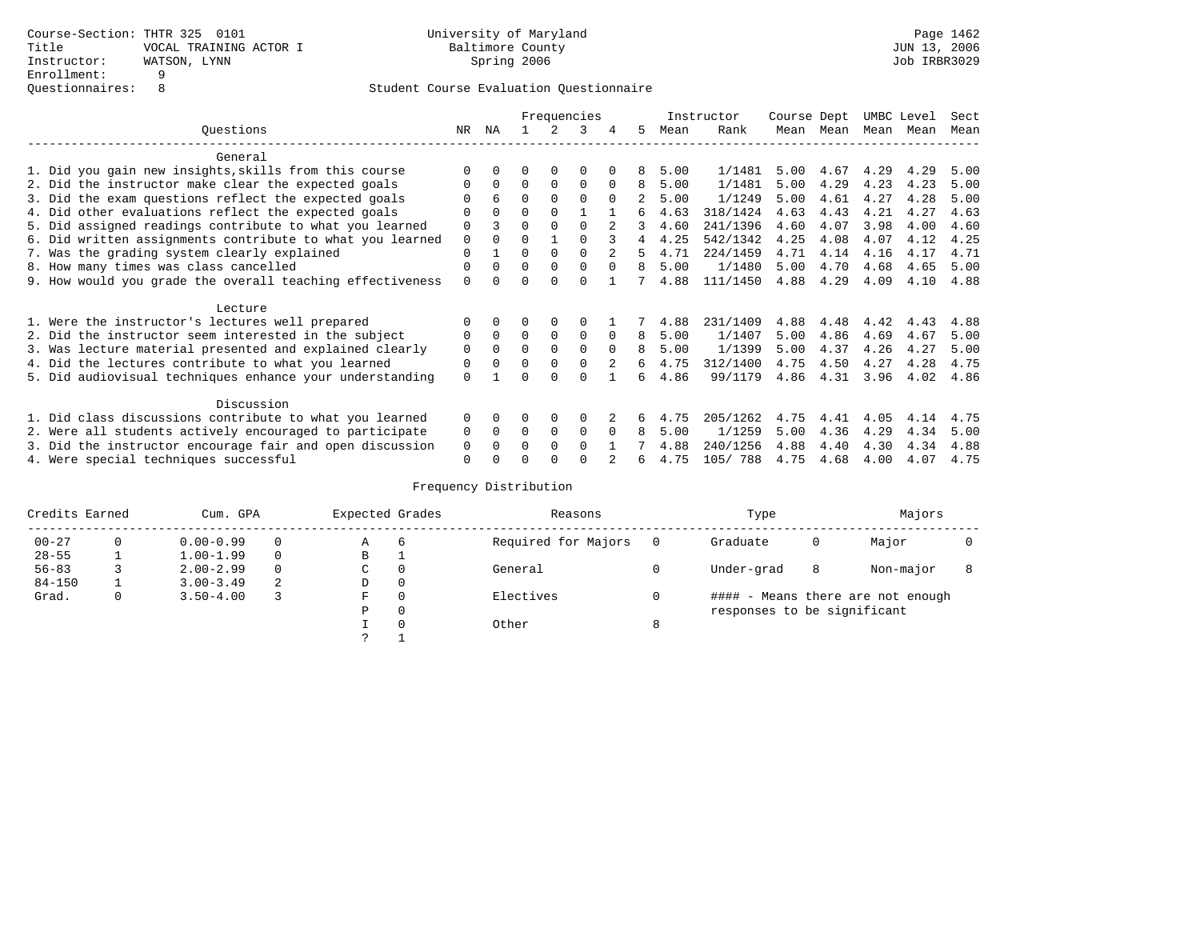Course-Section: THTR 325 0101
Title: VOCAL TRAINING ACTOR I
Instructor: WATSON, LYNN
Enrollment: 9
Questionnaires: 8

University of Maryland
Baltimore County
Spring 2006

JUN 13, 2006
Job IRBR3029

## Student Course Evaluation Questionnaire

| Questions | NR | NA | 1 | 2 | 3 | 4 | 5 | Instructor Mean | Instructor Rank | Course Mean | Dept Mean | UMBC Mean | Level Mean | Sect Mean |
|---|---|---|---|---|---|---|---|---|---|---|---|---|---|---|
| **General** | | | | | | | | | | | | | | |
| 1. Did you gain new insights,skills from this course | 0 | 0 | 0 | 0 | 0 | 0 | 8 | 5.00 | 1/1481 | 5.00 | 4.67 | 4.29 | 4.29 | 5.00 |
| 2. Did the instructor make clear the expected goals | 0 | 0 | 0 | 0 | 0 | 0 | 8 | 5.00 | 1/1481 | 5.00 | 4.29 | 4.23 | 4.23 | 5.00 |
| 3. Did the exam questions reflect the expected goals | 0 | 6 | 0 | 0 | 0 | 0 | 2 | 5.00 | 1/1249 | 5.00 | 4.61 | 4.27 | 4.28 | 5.00 |
| 4. Did other evaluations reflect the expected goals | 0 | 0 | 0 | 0 | 1 | 1 | 6 | 4.63 | 318/1424 | 4.63 | 4.43 | 4.21 | 4.27 | 4.63 |
| 5. Did assigned readings contribute to what you learned | 0 | 3 | 0 | 0 | 0 | 2 | 3 | 4.60 | 241/1396 | 4.60 | 4.07 | 3.98 | 4.00 | 4.60 |
| 6. Did written assignments contribute to what you learned | 0 | 0 | 0 | 1 | 0 | 3 | 4 | 4.25 | 542/1342 | 4.25 | 4.08 | 4.07 | 4.12 | 4.25 |
| 7. Was the grading system clearly explained | 0 | 1 | 0 | 0 | 0 | 2 | 5 | 4.71 | 224/1459 | 4.71 | 4.14 | 4.16 | 4.17 | 4.71 |
| 8. How many times was class cancelled | 0 | 0 | 0 | 0 | 0 | 0 | 8 | 5.00 | 1/1480 | 5.00 | 4.70 | 4.68 | 4.65 | 5.00 |
| 9. How would you grade the overall teaching effectiveness | 0 | 0 | 0 | 0 | 0 | 1 | 7 | 4.88 | 111/1450 | 4.88 | 4.29 | 4.09 | 4.10 | 4.88 |
| **Lecture** | | | | | | | | | | | | | | |
| 1. Were the instructor's lectures well prepared | 0 | 0 | 0 | 0 | 0 | 1 | 7 | 4.88 | 231/1409 | 4.88 | 4.48 | 4.42 | 4.43 | 4.88 |
| 2. Did the instructor seem interested in the subject | 0 | 0 | 0 | 0 | 0 | 0 | 8 | 5.00 | 1/1407 | 5.00 | 4.86 | 4.69 | 4.67 | 5.00 |
| 3. Was lecture material presented and explained clearly | 0 | 0 | 0 | 0 | 0 | 0 | 8 | 5.00 | 1/1399 | 5.00 | 4.37 | 4.26 | 4.27 | 5.00 |
| 4. Did the lectures contribute to what you learned | 0 | 0 | 0 | 0 | 0 | 2 | 6 | 4.75 | 312/1400 | 4.75 | 4.50 | 4.27 | 4.28 | 4.75 |
| 5. Did audiovisual techniques enhance your understanding | 0 | 1 | 0 | 0 | 0 | 1 | 6 | 4.86 | 99/1179 | 4.86 | 4.31 | 3.96 | 4.02 | 4.86 |
| **Discussion** | | | | | | | | | | | | | | |
| 1. Did class discussions contribute to what you learned | 0 | 0 | 0 | 0 | 0 | 2 | 6 | 4.75 | 205/1262 | 4.75 | 4.41 | 4.05 | 4.14 | 4.75 |
| 2. Were all students actively encouraged to participate | 0 | 0 | 0 | 0 | 0 | 0 | 8 | 5.00 | 1/1259 | 5.00 | 4.36 | 4.29 | 4.34 | 5.00 |
| 3. Did the instructor encourage fair and open discussion | 0 | 0 | 0 | 0 | 0 | 1 | 7 | 4.88 | 240/1256 | 4.88 | 4.40 | 4.30 | 4.34 | 4.88 |
| 4. Were special techniques successful | 0 | 0 | 0 | 0 | 0 | 2 | 6 | 4.75 | 105/ 788 | 4.75 | 4.68 | 4.00 | 4.07 | 4.75 |

## Frequency Distribution

| Credits Earned | | Cum. GPA | | Expected Grades | | Reasons | | Type | | Majors | |
|---|---|---|---|---|---|---|---|---|---|---|---|
| 00-27 | 0 | 0.00-0.99 | 0 | A | 6 | Required for Majors | 0 | Graduate | 0 | Major | 0 |
| 28-55 | 1 | 1.00-1.99 | 0 | B | 1 | | | | | | |
| 56-83 | 3 | 2.00-2.99 | 0 | C | 0 | General | 0 | Under-grad | 8 | Non-major | 8 |
| 84-150 | 1 | 3.00-3.49 | 2 | D | 0 | | | | | | |
| Grad. | 0 | 3.50-4.00 | 3 | F | 0 | Electives | 0 | | | | |
| | | | | P | 0 | | | | | | |
| | | | | I | 0 | Other | 8 | | | | |
| | | | | ? | 1 | | | | | | |

#### - Means there are not enough responses to be significant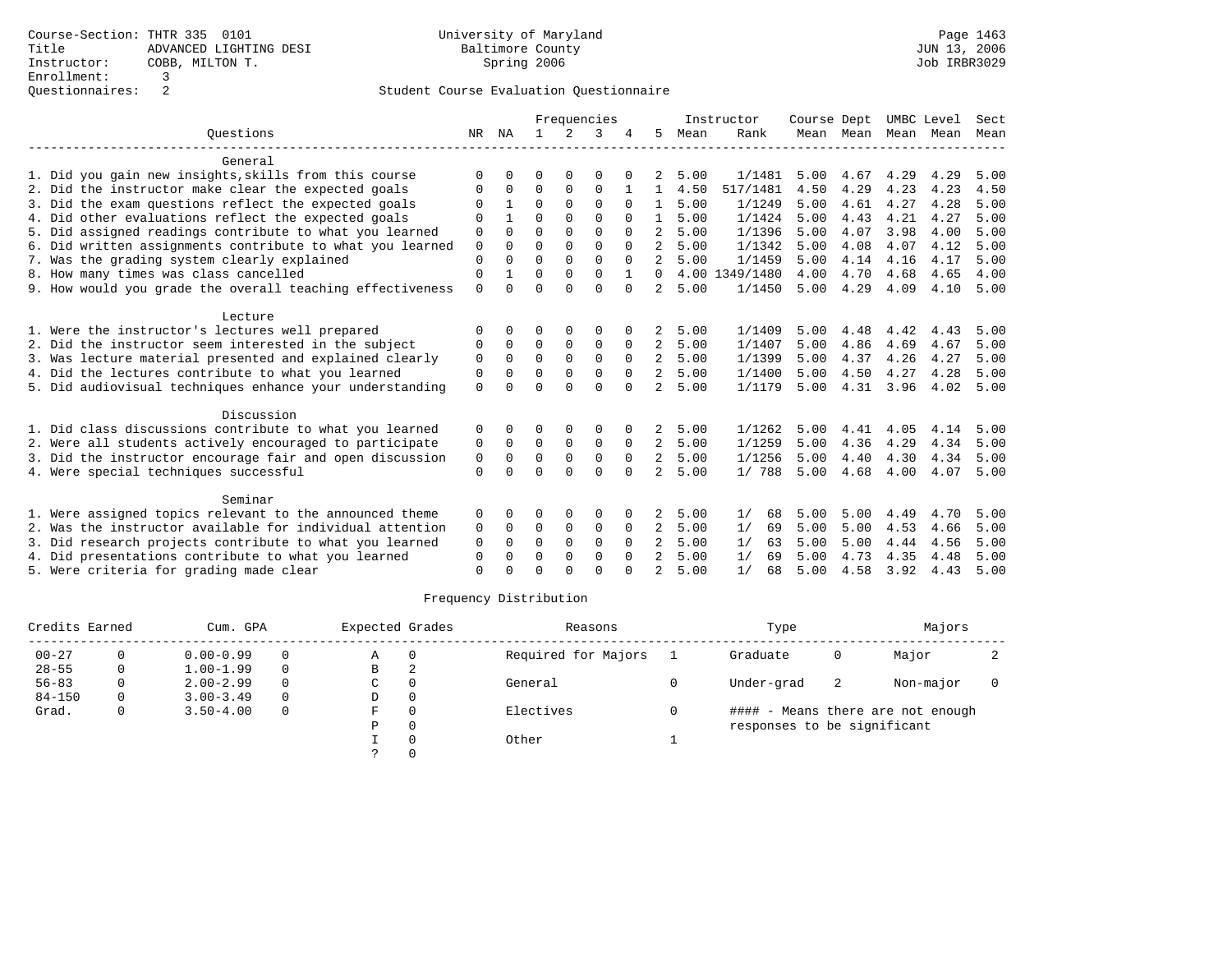Course-Section: THTR 335 0101
Title: ADVANCED LIGHTING DESI
Instructor: COBB, MILTON T.
Enrollment: 3
Questionnaires: 2

University of Maryland
Baltimore County
Spring 2006

Page 1463
JUN 13, 2006
Job IRBR3029

## Student Course Evaluation Questionnaire

| Questions | NR | NA | 1 | 2 | 3 | 4 | 5 | Instructor Mean | Instructor Rank | Course Mean | Dept Mean | UMBC Mean | Level Mean | Sect Mean |
|---|---|---|---|---|---|---|---|---|---|---|---|---|---|---|
| **General** | | | | | | | | | | | | | | |
| 1. Did you gain new insights,skills from this course | 0 | 0 | 0 | 0 | 0 | 0 | 2 | 5.00 | 1/1481 | 5.00 | 4.67 | 4.29 | 4.29 | 5.00 |
| 2. Did the instructor make clear the expected goals | 0 | 0 | 0 | 0 | 0 | 1 | 1 | 4.50 | 517/1481 | 4.50 | 4.29 | 4.23 | 4.23 | 4.50 |
| 3. Did the exam questions reflect the expected goals | 0 | 1 | 0 | 0 | 0 | 0 | 1 | 5.00 | 1/1249 | 5.00 | 4.61 | 4.27 | 4.28 | 5.00 |
| 4. Did other evaluations reflect the expected goals | 0 | 1 | 0 | 0 | 0 | 0 | 1 | 5.00 | 1/1424 | 5.00 | 4.43 | 4.21 | 4.27 | 5.00 |
| 5. Did assigned readings contribute to what you learned | 0 | 0 | 0 | 0 | 0 | 0 | 2 | 5.00 | 1/1396 | 5.00 | 4.07 | 3.98 | 4.00 | 5.00 |
| 6. Did written assignments contribute to what you learned | 0 | 0 | 0 | 0 | 0 | 0 | 2 | 5.00 | 1/1342 | 5.00 | 4.08 | 4.07 | 4.12 | 5.00 |
| 7. Was the grading system clearly explained | 0 | 0 | 0 | 0 | 0 | 0 | 2 | 5.00 | 1/1459 | 5.00 | 4.14 | 4.16 | 4.17 | 5.00 |
| 8. How many times was class cancelled | 0 | 1 | 0 | 0 | 0 | 1 | 0 | 4.00 | 1349/1480 | 4.00 | 4.70 | 4.68 | 4.65 | 4.00 |
| 9. How would you grade the overall teaching effectiveness | 0 | 0 | 0 | 0 | 0 | 0 | 2 | 5.00 | 1/1450 | 5.00 | 4.29 | 4.09 | 4.10 | 5.00 |
| **Lecture** | | | | | | | | | | | | | | |
| 1. Were the instructor's lectures well prepared | 0 | 0 | 0 | 0 | 0 | 0 | 2 | 5.00 | 1/1409 | 5.00 | 4.48 | 4.42 | 4.43 | 5.00 |
| 2. Did the instructor seem interested in the subject | 0 | 0 | 0 | 0 | 0 | 0 | 2 | 5.00 | 1/1407 | 5.00 | 4.86 | 4.69 | 4.67 | 5.00 |
| 3. Was lecture material presented and explained clearly | 0 | 0 | 0 | 0 | 0 | 0 | 2 | 5.00 | 1/1399 | 5.00 | 4.37 | 4.26 | 4.27 | 5.00 |
| 4. Did the lectures contribute to what you learned | 0 | 0 | 0 | 0 | 0 | 0 | 2 | 5.00 | 1/1400 | 5.00 | 4.50 | 4.27 | 4.28 | 5.00 |
| 5. Did audiovisual techniques enhance your understanding | 0 | 0 | 0 | 0 | 0 | 0 | 2 | 5.00 | 1/1179 | 5.00 | 4.31 | 3.96 | 4.02 | 5.00 |
| **Discussion** | | | | | | | | | | | | | | |
| 1. Did class discussions contribute to what you learned | 0 | 0 | 0 | 0 | 0 | 0 | 2 | 5.00 | 1/1262 | 5.00 | 4.41 | 4.05 | 4.14 | 5.00 |
| 2. Were all students actively encouraged to participate | 0 | 0 | 0 | 0 | 0 | 0 | 2 | 5.00 | 1/1259 | 5.00 | 4.36 | 4.29 | 4.34 | 5.00 |
| 3. Did the instructor encourage fair and open discussion | 0 | 0 | 0 | 0 | 0 | 0 | 2 | 5.00 | 1/1256 | 5.00 | 4.40 | 4.30 | 4.34 | 5.00 |
| 4. Were special techniques successful | 0 | 0 | 0 | 0 | 0 | 0 | 2 | 5.00 | 1/ 788 | 5.00 | 4.68 | 4.00 | 4.07 | 5.00 |
| **Seminar** | | | | | | | | | | | | | | |
| 1. Were assigned topics relevant to the announced theme | 0 | 0 | 0 | 0 | 0 | 0 | 2 | 5.00 | 1/ 68 | 5.00 | 5.00 | 4.49 | 4.70 | 5.00 |
| 2. Was the instructor available for individual attention | 0 | 0 | 0 | 0 | 0 | 0 | 2 | 5.00 | 1/ 69 | 5.00 | 5.00 | 4.53 | 4.66 | 5.00 |
| 3. Did research projects contribute to what you learned | 0 | 0 | 0 | 0 | 0 | 0 | 2 | 5.00 | 1/ 63 | 5.00 | 5.00 | 4.44 | 4.56 | 5.00 |
| 4. Did presentations contribute to what you learned | 0 | 0 | 0 | 0 | 0 | 0 | 2 | 5.00 | 1/ 69 | 5.00 | 4.73 | 4.35 | 4.48 | 5.00 |
| 5. Were criteria for grading made clear | 0 | 0 | 0 | 0 | 0 | 0 | 2 | 5.00 | 1/ 68 | 5.00 | 4.58 | 3.92 | 4.43 | 5.00 |

## Frequency Distribution

| Credits Earned | | Cum. GPA | | Expected Grades | | Reasons | | Type | | Majors | |
|---|---|---|---|---|---|---|---|---|---|---|---|
| 00-27 | 0 | 0.00-0.99 | 0 | A | 0 | Required for Majors | 1 | Graduate | 0 | Major | 2 |
| 28-55 | 0 | 1.00-1.99 | 0 | B | 2 | | | | | | |
| 56-83 | 0 | 2.00-2.99 | 0 | C | 0 | General | 0 | Under-grad | 2 | Non-major | 0 |
| 84-150 | 0 | 3.00-3.49 | 0 | D | 0 | | | | | | |
| Grad. | 0 | 3.50-4.00 | 0 | F | 0 | Electives | 0 | #### - Means there are not enough responses to be significant | | | |
| | | | | P | 0 | | | | | | |
| | | | | I | 0 | Other | 1 | | | | |
| | | | | ? | 0 | | | | | | |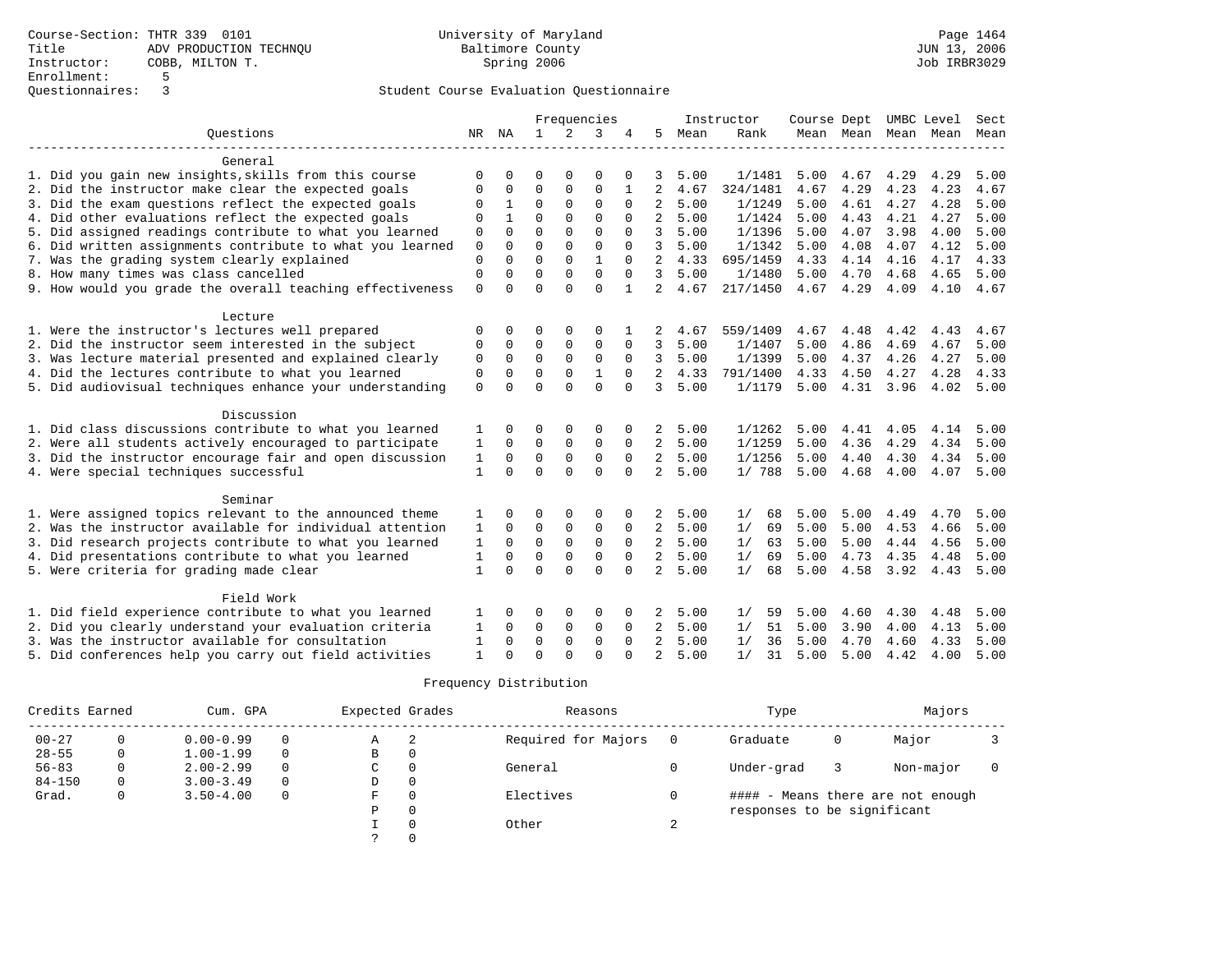Course-Section: THTR 339 0101
Title: ADV PRODUCTION TECHNQU
Instructor: COBB, MILTON T.
Enrollment: 5
Questionnaires: 3

University of Maryland
Baltimore County
Spring 2006

JUN 13, 2006
Job IRBR3029

Student Course Evaluation Questionnaire

| Questions | NR | NA | 1 | 2 | 3 | 4 | 5 | Instructor Mean | Instructor Rank | Course Mean | Dept Mean | UMBC Mean | Level Mean | Sect Mean |
|---|---|---|---|---|---|---|---|---|---|---|---|---|---|---|
| **General** | | | | | | | | | | | | | | |
| 1. Did you gain new insights,skills from this course | 0 | 0 | 0 | 0 | 0 | 0 | 3 | 5.00 | 1/1481 | 5.00 | 4.67 | 4.29 | 4.29 | 5.00 |
| 2. Did the instructor make clear the expected goals | 0 | 0 | 0 | 0 | 0 | 1 | 2 | 4.67 | 324/1481 | 4.67 | 4.29 | 4.23 | 4.23 | 4.67 |
| 3. Did the exam questions reflect the expected goals | 0 | 1 | 0 | 0 | 0 | 0 | 2 | 5.00 | 1/1249 | 5.00 | 4.61 | 4.27 | 4.28 | 5.00 |
| 4. Did other evaluations reflect the expected goals | 0 | 1 | 0 | 0 | 0 | 0 | 2 | 5.00 | 1/1424 | 5.00 | 4.43 | 4.21 | 4.27 | 5.00 |
| 5. Did assigned readings contribute to what you learned | 0 | 0 | 0 | 0 | 0 | 0 | 3 | 5.00 | 1/1396 | 5.00 | 4.07 | 3.98 | 4.00 | 5.00 |
| 6. Did written assignments contribute to what you learned | 0 | 0 | 0 | 0 | 0 | 0 | 3 | 5.00 | 1/1342 | 5.00 | 4.08 | 4.07 | 4.12 | 5.00 |
| 7. Was the grading system clearly explained | 0 | 0 | 0 | 0 | 1 | 0 | 2 | 4.33 | 695/1459 | 4.33 | 4.14 | 4.16 | 4.17 | 4.33 |
| 8. How many times was class cancelled | 0 | 0 | 0 | 0 | 0 | 0 | 3 | 5.00 | 1/1480 | 5.00 | 4.70 | 4.68 | 4.65 | 5.00 |
| 9. How would you grade the overall teaching effectiveness | 0 | 0 | 0 | 0 | 0 | 1 | 2 | 4.67 | 217/1450 | 4.67 | 4.29 | 4.09 | 4.10 | 4.67 |
| **Lecture** | | | | | | | | | | | | | | |
| 1. Were the instructor's lectures well prepared | 0 | 0 | 0 | 0 | 0 | 1 | 2 | 4.67 | 559/1409 | 4.67 | 4.48 | 4.42 | 4.43 | 4.67 |
| 2. Did the instructor seem interested in the subject | 0 | 0 | 0 | 0 | 0 | 0 | 3 | 5.00 | 1/1407 | 5.00 | 4.86 | 4.69 | 4.67 | 5.00 |
| 3. Was lecture material presented and explained clearly | 0 | 0 | 0 | 0 | 0 | 0 | 3 | 5.00 | 1/1399 | 5.00 | 4.37 | 4.26 | 4.27 | 5.00 |
| 4. Did the lectures contribute to what you learned | 0 | 0 | 0 | 0 | 1 | 0 | 2 | 4.33 | 791/1400 | 4.33 | 4.50 | 4.27 | 4.28 | 4.33 |
| 5. Did audiovisual techniques enhance your understanding | 0 | 0 | 0 | 0 | 0 | 0 | 3 | 5.00 | 1/1179 | 5.00 | 4.31 | 3.96 | 4.02 | 5.00 |
| **Discussion** | | | | | | | | | | | | | | |
| 1. Did class discussions contribute to what you learned | 1 | 0 | 0 | 0 | 0 | 0 | 2 | 5.00 | 1/1262 | 5.00 | 4.41 | 4.05 | 4.14 | 5.00 |
| 2. Were all students actively encouraged to participate | 1 | 0 | 0 | 0 | 0 | 0 | 2 | 5.00 | 1/1259 | 5.00 | 4.36 | 4.29 | 4.34 | 5.00 |
| 3. Did the instructor encourage fair and open discussion | 1 | 0 | 0 | 0 | 0 | 0 | 2 | 5.00 | 1/1256 | 5.00 | 4.40 | 4.30 | 4.34 | 5.00 |
| 4. Were special techniques successful | 1 | 0 | 0 | 0 | 0 | 0 | 2 | 5.00 | 1/ 788 | 5.00 | 4.68 | 4.00 | 4.07 | 5.00 |
| **Seminar** | | | | | | | | | | | | | | |
| 1. Were assigned topics relevant to the announced theme | 1 | 0 | 0 | 0 | 0 | 0 | 2 | 5.00 | 1/ 68 | 5.00 | 5.00 | 4.49 | 4.70 | 5.00 |
| 2. Was the instructor available for individual attention | 1 | 0 | 0 | 0 | 0 | 0 | 2 | 5.00 | 1/ 69 | 5.00 | 5.00 | 4.53 | 4.66 | 5.00 |
| 3. Did research projects contribute to what you learned | 1 | 0 | 0 | 0 | 0 | 0 | 2 | 5.00 | 1/ 63 | 5.00 | 5.00 | 4.44 | 4.56 | 5.00 |
| 4. Did presentations contribute to what you learned | 1 | 0 | 0 | 0 | 0 | 0 | 2 | 5.00 | 1/ 69 | 5.00 | 4.73 | 4.35 | 4.48 | 5.00 |
| 5. Were criteria for grading made clear | 1 | 0 | 0 | 0 | 0 | 0 | 2 | 5.00 | 1/ 68 | 5.00 | 4.58 | 3.92 | 4.43 | 5.00 |
| **Field Work** | | | | | | | | | | | | | | |
| 1. Did field experience contribute to what you learned | 1 | 0 | 0 | 0 | 0 | 0 | 2 | 5.00 | 1/ 59 | 5.00 | 4.60 | 4.30 | 4.48 | 5.00 |
| 2. Did you clearly understand your evaluation criteria | 1 | 0 | 0 | 0 | 0 | 0 | 2 | 5.00 | 1/ 51 | 5.00 | 3.90 | 4.00 | 4.13 | 5.00 |
| 3. Was the instructor available for consultation | 1 | 0 | 0 | 0 | 0 | 0 | 2 | 5.00 | 1/ 36 | 5.00 | 4.70 | 4.60 | 4.33 | 5.00 |
| 5. Did conferences help you carry out field activities | 1 | 0 | 0 | 0 | 0 | 0 | 2 | 5.00 | 1/ 31 | 5.00 | 5.00 | 4.42 | 4.00 | 5.00 |

Frequency Distribution

| Credits Earned | | Cum. GPA | | Expected Grades | | Reasons | | Type | | Majors | |
|---|---|---|---|---|---|---|---|---|---|---|---|
| 00-27 | 0 | 0.00-0.99 | 0 | A | 2 | Required for Majors | 0 | Graduate | 0 | Major | 3 |
| 28-55 | 0 | 1.00-1.99 | 0 | B | 0 | | | | | | |
| 56-83 | 0 | 2.00-2.99 | 0 | C | 0 | General | 0 | Under-grad | 3 | Non-major | 0 |
| 84-150 | 0 | 3.00-3.49 | 0 | D | 0 | | | | | | |
| Grad. | 0 | 3.50-4.00 | 0 | F | 0 | Electives | 0 | #### - Means there are not enough responses to be significant | | | |
| | | | | P | 0 | | | | | | |
| | | | | I | 0 | Other | 2 | | | | |
| | | | | ? | 0 | | | | | | |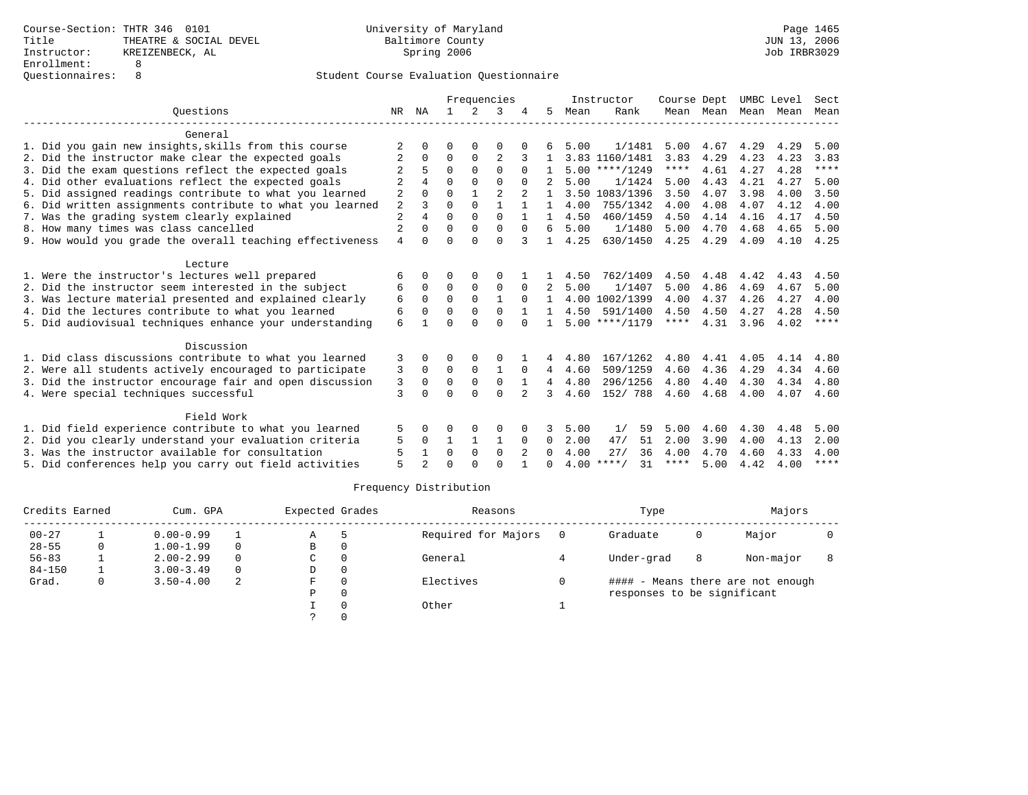Course-Section: THTR 346 0101
Title: THEATRE & SOCIAL DEVEL
Instructor: KREIZENBECK, AL
Enrollment: 8
Questionnaires: 8

University of Maryland
Baltimore County
Spring 2006

JUN 13, 2006
Job IRBR3029

## Student Course Evaluation Questionnaire

| Questions | NR | NA | 1 | 2 | 3 | 4 | 5 | Instructor Mean | Rank | Course Mean | Dept Mean | UMBC Mean | Level Mean | Sect Mean |
|---|---|---|---|---|---|---|---|---|---|---|---|---|---|---|
| **General** | | | | | | | | | | | | | | |
| 1. Did you gain new insights,skills from this course | 2 | 0 | 0 | 0 | 0 | 0 | 6 | 5.00 | 1/1481 | 5.00 | 4.67 | 4.29 | 4.29 | 5.00 |
| 2. Did the instructor make clear the expected goals | 2 | 0 | 0 | 0 | 2 | 3 | 1 | 3.83 | 1160/1481 | 3.83 | 4.29 | 4.23 | 4.23 | 3.83 |
| 3. Did the exam questions reflect the expected goals | 2 | 5 | 0 | 0 | 0 | 0 | 1 | 5.00 | ****/1249 | **** | 4.61 | 4.27 | 4.28 | **** |
| 4. Did other evaluations reflect the expected goals | 2 | 4 | 0 | 0 | 0 | 0 | 2 | 5.00 | 1/1424 | 5.00 | 4.43 | 4.21 | 4.27 | 5.00 |
| 5. Did assigned readings contribute to what you learned | 2 | 0 | 0 | 1 | 2 | 2 | 1 | 3.50 | 1083/1396 | 3.50 | 4.07 | 3.98 | 4.00 | 3.50 |
| 6. Did written assignments contribute to what you learned | 2 | 3 | 0 | 0 | 1 | 1 | 1 | 4.00 | 755/1342 | 4.00 | 4.08 | 4.07 | 4.12 | 4.00 |
| 7. Was the grading system clearly explained | 2 | 4 | 0 | 0 | 0 | 1 | 1 | 4.50 | 460/1459 | 4.50 | 4.14 | 4.16 | 4.17 | 4.50 |
| 8. How many times was class cancelled | 2 | 0 | 0 | 0 | 0 | 0 | 6 | 5.00 | 1/1480 | 5.00 | 4.70 | 4.68 | 4.65 | 5.00 |
| 9. How would you grade the overall teaching effectiveness | 4 | 0 | 0 | 0 | 0 | 3 | 1 | 4.25 | 630/1450 | 4.25 | 4.29 | 4.09 | 4.10 | 4.25 |
| **Lecture** | | | | | | | | | | | | | | |
| 1. Were the instructor's lectures well prepared | 6 | 0 | 0 | 0 | 0 | 1 | 1 | 4.50 | 762/1409 | 4.50 | 4.48 | 4.42 | 4.43 | 4.50 |
| 2. Did the instructor seem interested in the subject | 6 | 0 | 0 | 0 | 0 | 0 | 2 | 5.00 | 1/1407 | 5.00 | 4.86 | 4.69 | 4.67 | 5.00 |
| 3. Was lecture material presented and explained clearly | 6 | 0 | 0 | 0 | 1 | 0 | 1 | 4.00 | 1002/1399 | 4.00 | 4.37 | 4.26 | 4.27 | 4.00 |
| 4. Did the lectures contribute to what you learned | 6 | 0 | 0 | 0 | 0 | 1 | 1 | 4.50 | 591/1400 | 4.50 | 4.50 | 4.27 | 4.28 | 4.50 |
| 5. Did audiovisual techniques enhance your understanding | 6 | 1 | 0 | 0 | 0 | 0 | 1 | 5.00 | ****/1179 | **** | 4.31 | 3.96 | 4.02 | **** |
| **Discussion** | | | | | | | | | | | | | | |
| 1. Did class discussions contribute to what you learned | 3 | 0 | 0 | 0 | 0 | 1 | 4 | 4.80 | 167/1262 | 4.80 | 4.41 | 4.05 | 4.14 | 4.80 |
| 2. Were all students actively encouraged to participate | 3 | 0 | 0 | 0 | 1 | 0 | 4 | 4.60 | 509/1259 | 4.60 | 4.36 | 4.29 | 4.34 | 4.60 |
| 3. Did the instructor encourage fair and open discussion | 3 | 0 | 0 | 0 | 0 | 1 | 4 | 4.80 | 296/1256 | 4.80 | 4.40 | 4.30 | 4.34 | 4.80 |
| 4. Were special techniques successful | 3 | 0 | 0 | 0 | 0 | 2 | 3 | 4.60 | 152/ 788 | 4.60 | 4.68 | 4.00 | 4.07 | 4.60 |
| **Field Work** | | | | | | | | | | | | | | |
| 1. Did field experience contribute to what you learned | 5 | 0 | 0 | 0 | 0 | 0 | 3 | 5.00 | 1/ 59 | 5.00 | 4.60 | 4.30 | 4.48 | 5.00 |
| 2. Did you clearly understand your evaluation criteria | 5 | 0 | 1 | 1 | 1 | 0 | 0 | 2.00 | 47/ 51 | 2.00 | 3.90 | 4.00 | 4.13 | 2.00 |
| 3. Was the instructor available for consultation | 5 | 1 | 0 | 0 | 0 | 2 | 0 | 4.00 | 27/ 36 | 4.00 | 4.70 | 4.60 | 4.33 | 4.00 |
| 5. Did conferences help you carry out field activities | 5 | 2 | 0 | 0 | 0 | 1 | 0 | 4.00 | ****/ 31 | **** | 5.00 | 4.42 | 4.00 | **** |

## Frequency Distribution

| Credits Earned | | Cum. GPA | | Expected Grades | | Reasons | | Type | | Majors | |
|---|---|---|---|---|---|---|---|---|---|---|---|
| 00-27 | 1 | 0.00-0.99 | 1 | A | 5 | Required for Majors | 0 | Graduate | 0 | Major | 0 |
| 28-55 | 0 | 1.00-1.99 | 0 | B | 0 | | | | | | |
| 56-83 | 1 | 2.00-2.99 | 0 | C | 0 | General | 4 | Under-grad | 8 | Non-major | 8 |
| 84-150 | 1 | 3.00-3.49 | 0 | D | 0 | | | | | | |
| Grad. | 0 | 3.50-4.00 | 2 | F | 0 | Electives | 0 | | | | |
| | | | | P | 0 | | | | | | |
| | | | | I | 0 | Other | 1 | | | | |
| | | | | ? | 0 | | | | | | |

#### - Means there are not enough responses to be significant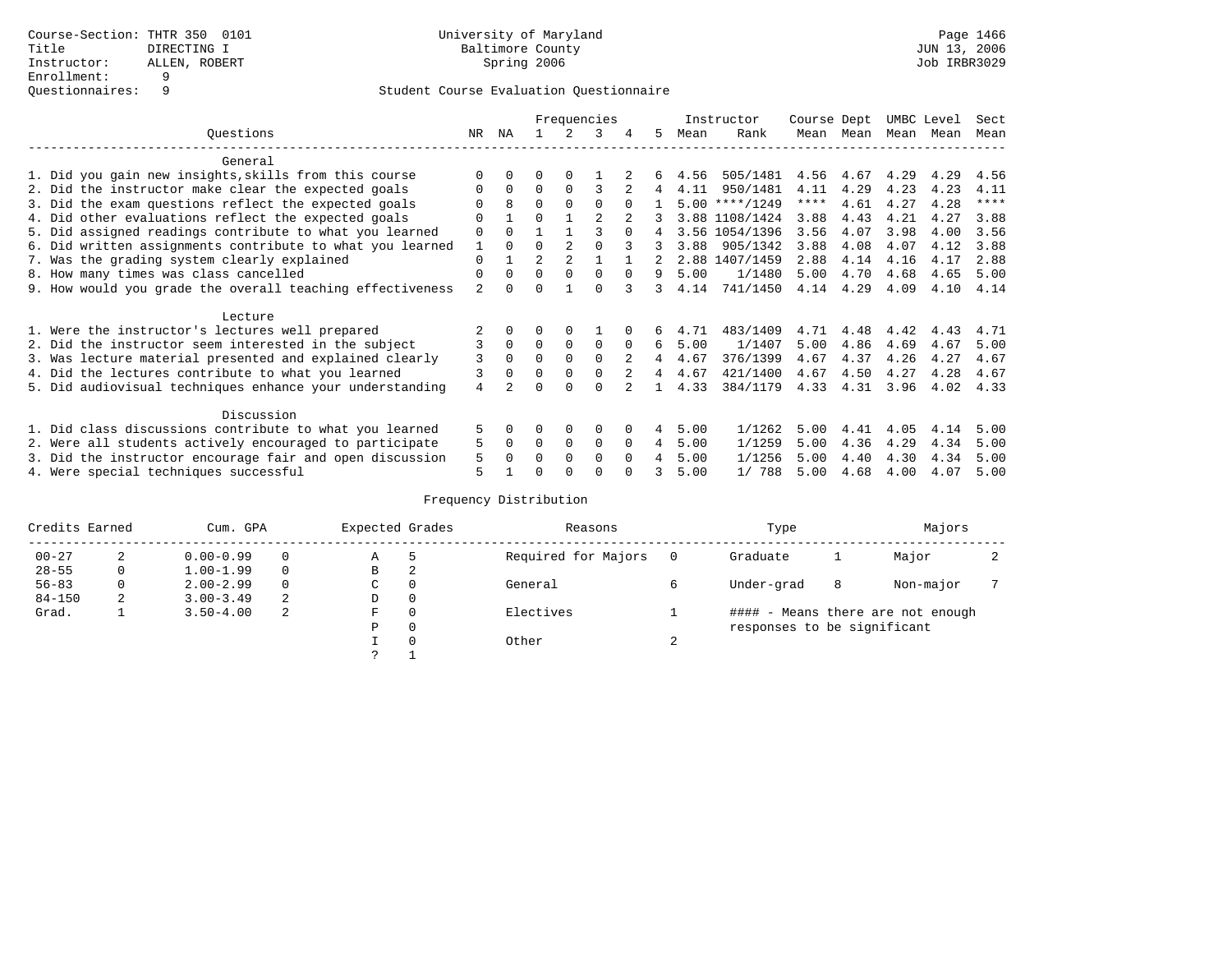Course-Section: THTR 350 0101
Title: DIRECTING I
Instructor: ALLEN, ROBERT
Enrollment: 9
Questionnaires: 9

University of Maryland
Baltimore County
Spring 2006

Page 1466
JUN 13, 2006
Job IRBR3029

Student Course Evaluation Questionnaire

| Questions | NR | NA | 1 | 2 | 3 | 4 | 5 | Instructor Mean | Rank | Course Mean | Dept Mean | UMBC Mean | Level Mean | Sect Mean |
|---|---|---|---|---|---|---|---|---|---|---|---|---|---|---|
| **General** | | | | | | | | | | | | | | |
| 1. Did you gain new insights,skills from this course | 0 | 0 | 0 | 0 | 1 | 2 | 6 | 4.56 | 505/1481 | 4.56 | 4.67 | 4.29 | 4.29 | 4.56 |
| 2. Did the instructor make clear the expected goals | 0 | 0 | 0 | 0 | 3 | 2 | 4 | 4.11 | 950/1481 | 4.11 | 4.29 | 4.23 | 4.23 | 4.11 |
| 3. Did the exam questions reflect the expected goals | 0 | 8 | 0 | 0 | 0 | 0 | 1 | 5.00 | ****/1249 | **** | 4.61 | 4.27 | 4.28 | **** |
| 4. Did other evaluations reflect the expected goals | 0 | 1 | 0 | 1 | 2 | 2 | 3 | 3.88 | 1108/1424 | 3.88 | 4.43 | 4.21 | 4.27 | 3.88 |
| 5. Did assigned readings contribute to what you learned | 0 | 0 | 1 | 1 | 3 | 0 | 4 | 3.56 | 1054/1396 | 3.56 | 4.07 | 3.98 | 4.00 | 3.56 |
| 6. Did written assignments contribute to what you learned | 1 | 0 | 0 | 2 | 0 | 3 | 3 | 3.88 | 905/1342 | 3.88 | 4.08 | 4.07 | 4.12 | 3.88 |
| 7. Was the grading system clearly explained | 0 | 1 | 2 | 2 | 1 | 1 | 2 | 2.88 | 1407/1459 | 2.88 | 4.14 | 4.16 | 4.17 | 2.88 |
| 8. How many times was class cancelled | 0 | 0 | 0 | 0 | 0 | 0 | 9 | 5.00 | 1/1480 | 5.00 | 4.70 | 4.68 | 4.65 | 5.00 |
| 9. How would you grade the overall teaching effectiveness | 2 | 0 | 0 | 1 | 0 | 3 | 3 | 4.14 | 741/1450 | 4.14 | 4.29 | 4.09 | 4.10 | 4.14 |
| **Lecture** | | | | | | | | | | | | | | |
| 1. Were the instructor's lectures well prepared | 2 | 0 | 0 | 0 | 1 | 0 | 6 | 4.71 | 483/1409 | 4.71 | 4.48 | 4.42 | 4.43 | 4.71 |
| 2. Did the instructor seem interested in the subject | 3 | 0 | 0 | 0 | 0 | 0 | 6 | 5.00 | 1/1407 | 5.00 | 4.86 | 4.69 | 4.67 | 5.00 |
| 3. Was lecture material presented and explained clearly | 3 | 0 | 0 | 0 | 0 | 2 | 4 | 4.67 | 376/1399 | 4.67 | 4.37 | 4.26 | 4.27 | 4.67 |
| 4. Did the lectures contribute to what you learned | 3 | 0 | 0 | 0 | 0 | 2 | 4 | 4.67 | 421/1400 | 4.67 | 4.50 | 4.27 | 4.28 | 4.67 |
| 5. Did audiovisual techniques enhance your understanding | 4 | 2 | 0 | 0 | 0 | 2 | 1 | 4.33 | 384/1179 | 4.33 | 4.31 | 3.96 | 4.02 | 4.33 |
| **Discussion** | | | | | | | | | | | | | | |
| 1. Did class discussions contribute to what you learned | 5 | 0 | 0 | 0 | 0 | 0 | 4 | 5.00 | 1/1262 | 5.00 | 4.41 | 4.05 | 4.14 | 5.00 |
| 2. Were all students actively encouraged to participate | 5 | 0 | 0 | 0 | 0 | 0 | 4 | 5.00 | 1/1259 | 5.00 | 4.36 | 4.29 | 4.34 | 5.00 |
| 3. Did the instructor encourage fair and open discussion | 5 | 0 | 0 | 0 | 0 | 0 | 4 | 5.00 | 1/1256 | 5.00 | 4.40 | 4.30 | 4.34 | 5.00 |
| 4. Were special techniques successful | 5 | 1 | 0 | 0 | 0 | 0 | 3 | 5.00 | 1/ 788 | 5.00 | 4.68 | 4.00 | 4.07 | 5.00 |

Frequency Distribution

| Credits Earned | | Cum. GPA | | Expected Grades | | Reasons | | Type | | Majors | |
|---|---|---|---|---|---|---|---|---|---|---|---|
| 00-27 | 2 | 0.00-0.99 | 0 | A | 5 | Required for Majors | 0 | Graduate | 1 | Major | 2 |
| 28-55 | 0 | 1.00-1.99 | 0 | B | 2 | | | | | | |
| 56-83 | 0 | 2.00-2.99 | 0 | C | 0 | General | 6 | Under-grad | 8 | Non-major | 7 |
| 84-150 | 2 | 3.00-3.49 | 2 | D | 0 | | | | | | |
| Grad. | 1 | 3.50-4.00 | 2 | F | 0 | Electives | 1 | #### - Means there are not enough responses to be significant | | | |
| | | | | P | 0 | | | | | | |
| | | | | I | 0 | Other | 2 | | | | |
| | | | | ? | 1 | | | | | | |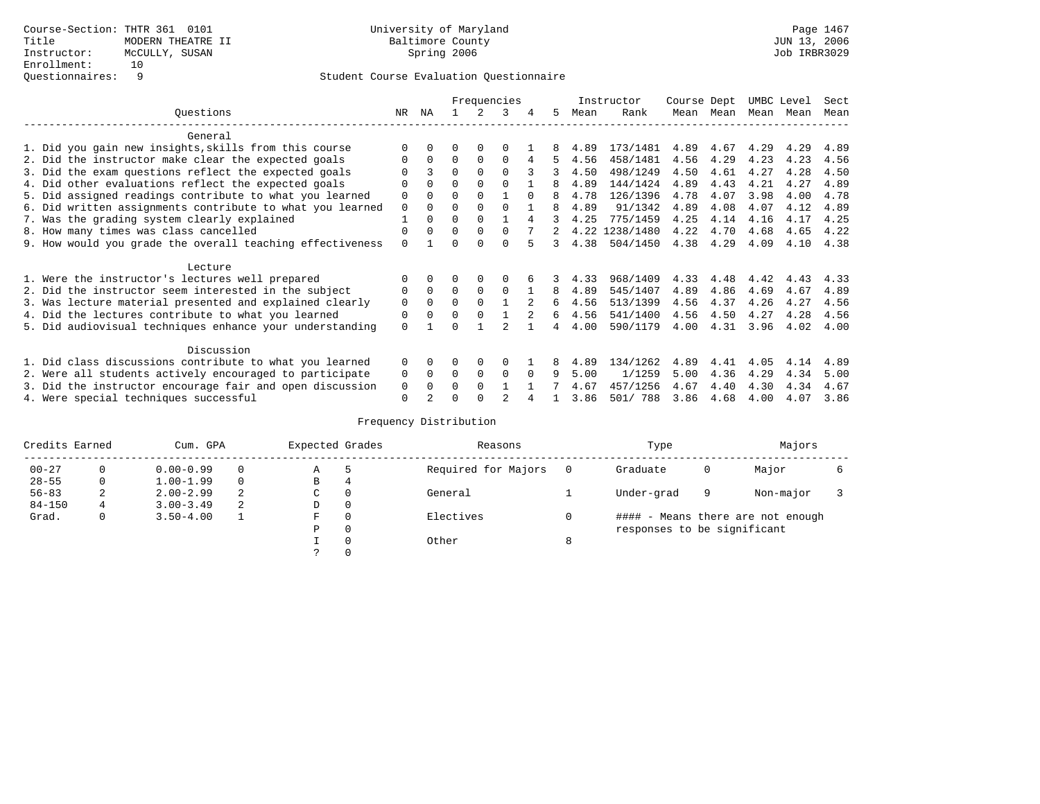Course-Section: THTR 361 0101
Title: MODERN THEATRE II
Instructor: McCULLY, SUSAN
Enrollment: 10
Questionnaires: 9

University of Maryland
Baltimore County
Spring 2006

Page 1467
JUN 13, 2006
Job IRBR3029

## Student Course Evaluation Questionnaire

| Questions | NR | NA | 1 | 2 | 3 | 4 | 5 | Instructor Mean | Instructor Rank | Course Mean | Dept Mean | UMBC Mean | Level Mean | Sect Mean |
|---|---|---|---|---|---|---|---|---|---|---|---|---|---|---|
| **General** | | | | | | | | | | | | | | |
| 1. Did you gain new insights,skills from this course | 0 | 0 | 0 | 0 | 0 | 1 | 8 | 4.89 | 173/1481 | 4.89 | 4.67 | 4.29 | 4.29 | 4.89 |
| 2. Did the instructor make clear the expected goals | 0 | 0 | 0 | 0 | 0 | 4 | 5 | 4.56 | 458/1481 | 4.56 | 4.29 | 4.23 | 4.23 | 4.56 |
| 3. Did the exam questions reflect the expected goals | 0 | 3 | 0 | 0 | 0 | 3 | 3 | 4.50 | 498/1249 | 4.50 | 4.61 | 4.27 | 4.28 | 4.50 |
| 4. Did other evaluations reflect the expected goals | 0 | 0 | 0 | 0 | 0 | 1 | 8 | 4.89 | 144/1424 | 4.89 | 4.43 | 4.21 | 4.27 | 4.89 |
| 5. Did assigned readings contribute to what you learned | 0 | 0 | 0 | 0 | 1 | 0 | 8 | 4.78 | 126/1396 | 4.78 | 4.07 | 3.98 | 4.00 | 4.78 |
| 6. Did written assignments contribute to what you learned | 0 | 0 | 0 | 0 | 0 | 1 | 8 | 4.89 | 91/1342 | 4.89 | 4.08 | 4.07 | 4.12 | 4.89 |
| 7. Was the grading system clearly explained | 1 | 0 | 0 | 0 | 1 | 4 | 3 | 4.25 | 775/1459 | 4.25 | 4.14 | 4.16 | 4.17 | 4.25 |
| 8. How many times was class cancelled | 0 | 0 | 0 | 0 | 0 | 7 | 2 | 4.22 | 1238/1480 | 4.22 | 4.70 | 4.68 | 4.65 | 4.22 |
| 9. How would you grade the overall teaching effectiveness | 0 | 1 | 0 | 0 | 0 | 5 | 3 | 4.38 | 504/1450 | 4.38 | 4.29 | 4.09 | 4.10 | 4.38 |
| **Lecture** | | | | | | | | | | | | | | |
| 1. Were the instructor's lectures well prepared | 0 | 0 | 0 | 0 | 0 | 6 | 3 | 4.33 | 968/1409 | 4.33 | 4.48 | 4.42 | 4.43 | 4.33 |
| 2. Did the instructor seem interested in the subject | 0 | 0 | 0 | 0 | 0 | 1 | 8 | 4.89 | 545/1407 | 4.89 | 4.86 | 4.69 | 4.67 | 4.89 |
| 3. Was lecture material presented and explained clearly | 0 | 0 | 0 | 0 | 1 | 2 | 6 | 4.56 | 513/1399 | 4.56 | 4.37 | 4.26 | 4.27 | 4.56 |
| 4. Did the lectures contribute to what you learned | 0 | 0 | 0 | 0 | 1 | 2 | 6 | 4.56 | 541/1400 | 4.56 | 4.50 | 4.27 | 4.28 | 4.56 |
| 5. Did audiovisual techniques enhance your understanding | 0 | 1 | 0 | 1 | 2 | 1 | 4 | 4.00 | 590/1179 | 4.00 | 4.31 | 3.96 | 4.02 | 4.00 |
| **Discussion** | | | | | | | | | | | | | | |
| 1. Did class discussions contribute to what you learned | 0 | 0 | 0 | 0 | 0 | 1 | 8 | 4.89 | 134/1262 | 4.89 | 4.41 | 4.05 | 4.14 | 4.89 |
| 2. Were all students actively encouraged to participate | 0 | 0 | 0 | 0 | 0 | 0 | 9 | 5.00 | 1/1259 | 5.00 | 4.36 | 4.29 | 4.34 | 5.00 |
| 3. Did the instructor encourage fair and open discussion | 0 | 0 | 0 | 0 | 1 | 1 | 7 | 4.67 | 457/1256 | 4.67 | 4.40 | 4.30 | 4.34 | 4.67 |
| 4. Were special techniques successful | 0 | 2 | 0 | 0 | 2 | 4 | 1 | 3.86 | 501/ 788 | 3.86 | 4.68 | 4.00 | 4.07 | 3.86 |

## Frequency Distribution

| Credits Earned | | Cum. GPA | | Expected Grades | | Reasons | | Type | | Majors | |
|---|---|---|---|---|---|---|---|---|---|---|---|
| 00-27 | 0 | 0.00-0.99 | 0 | A | 5 | Required for Majors | 0 | Graduate | 0 | Major | 6 |
| 28-55 | 0 | 1.00-1.99 | 0 | B | 4 | | | | | | |
| 56-83 | 2 | 2.00-2.99 | 2 | C | 0 | General | 1 | Under-grad | 9 | Non-major | 3 |
| 84-150 | 4 | 3.00-3.49 | 2 | D | 0 | | | | | | |
| Grad. | 0 | 3.50-4.00 | 1 | F | 0 | Electives | 0 | | | | |
| | | | | P | 0 | | | | | | |
| | | | | I | 0 | Other | 8 | | | | |
| | | | | ? | 0 | | | | | | |

#### - Means there are not enough responses to be significant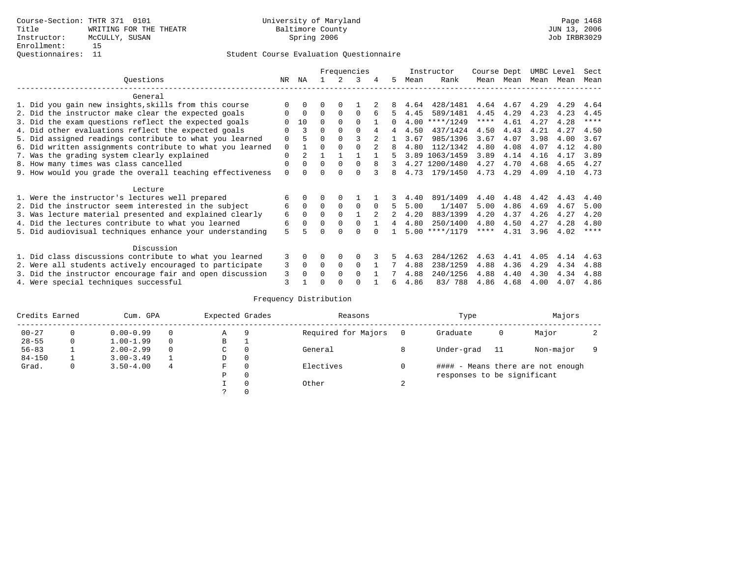Course-Section: THTR 371 0101
Title: WRITING FOR THE THEATR
Instructor: McCULLY, SUSAN
Enrollment: 15
Questionnaires: 11

University of Maryland
Baltimore County
Spring 2006

Page 1468
JUN 13, 2006
Job IRBR3029

## Student Course Evaluation Questionnaire

| Questions | NR | NA | 1 | 2 | 3 | 4 | 5 | Instructor Mean | Instructor Rank | Course Mean | Dept Mean | UMBC Mean | Level Mean | Sect Mean |
|---|---|---|---|---|---|---|---|---|---|---|---|---|---|---|
| **General** | | | | | | | | | | | | | | |
| 1. Did you gain new insights,skills from this course | 0 | 0 | 0 | 0 | 1 | 2 | 8 | 4.64 | 428/1481 | 4.64 | 4.67 | 4.29 | 4.29 | 4.64 |
| 2. Did the instructor make clear the expected goals | 0 | 0 | 0 | 0 | 0 | 6 | 5 | 4.45 | 589/1481 | 4.45 | 4.29 | 4.23 | 4.23 | 4.45 |
| 3. Did the exam questions reflect the expected goals | 0 | 10 | 0 | 0 | 0 | 1 | 0 | 4.00 | ****/1249 | **** | 4.61 | 4.27 | 4.28 | **** |
| 4. Did other evaluations reflect the expected goals | 0 | 3 | 0 | 0 | 0 | 4 | 4 | 4.50 | 437/1424 | 4.50 | 4.43 | 4.21 | 4.27 | 4.50 |
| 5. Did assigned readings contribute to what you learned | 0 | 5 | 0 | 0 | 3 | 2 | 1 | 3.67 | 985/1396 | 3.67 | 4.07 | 3.98 | 4.00 | 3.67 |
| 6. Did written assignments contribute to what you learned | 0 | 1 | 0 | 0 | 0 | 2 | 8 | 4.80 | 112/1342 | 4.80 | 4.08 | 4.07 | 4.12 | 4.80 |
| 7. Was the grading system clearly explained | 0 | 2 | 1 | 1 | 1 | 1 | 5 | 3.89 | 1063/1459 | 3.89 | 4.14 | 4.16 | 4.17 | 3.89 |
| 8. How many times was class cancelled | 0 | 0 | 0 | 0 | 0 | 8 | 3 | 4.27 | 1200/1480 | 4.27 | 4.70 | 4.68 | 4.65 | 4.27 |
| 9. How would you grade the overall teaching effectiveness | 0 | 0 | 0 | 0 | 0 | 3 | 8 | 4.73 | 179/1450 | 4.73 | 4.29 | 4.09 | 4.10 | 4.73 |
| **Lecture** | | | | | | | | | | | | | | |
| 1. Were the instructor's lectures well prepared | 6 | 0 | 0 | 0 | 1 | 1 | 3 | 4.40 | 891/1409 | 4.40 | 4.48 | 4.42 | 4.43 | 4.40 |
| 2. Did the instructor seem interested in the subject | 6 | 0 | 0 | 0 | 0 | 0 | 5 | 5.00 | 1/1407 | 5.00 | 4.86 | 4.69 | 4.67 | 5.00 |
| 3. Was lecture material presented and explained clearly | 6 | 0 | 0 | 0 | 1 | 2 | 2 | 4.20 | 883/1399 | 4.20 | 4.37 | 4.26 | 4.27 | 4.20 |
| 4. Did the lectures contribute to what you learned | 6 | 0 | 0 | 0 | 0 | 1 | 4 | 4.80 | 250/1400 | 4.80 | 4.50 | 4.27 | 4.28 | 4.80 |
| 5. Did audiovisual techniques enhance your understanding | 5 | 5 | 0 | 0 | 0 | 0 | 1 | 5.00 | ****/1179 | **** | 4.31 | 3.96 | 4.02 | **** |
| **Discussion** | | | | | | | | | | | | | | |
| 1. Did class discussions contribute to what you learned | 3 | 0 | 0 | 0 | 0 | 3 | 5 | 4.63 | 284/1262 | 4.63 | 4.41 | 4.05 | 4.14 | 4.63 |
| 2. Were all students actively encouraged to participate | 3 | 0 | 0 | 0 | 0 | 1 | 7 | 4.88 | 238/1259 | 4.88 | 4.36 | 4.29 | 4.34 | 4.88 |
| 3. Did the instructor encourage fair and open discussion | 3 | 0 | 0 | 0 | 0 | 1 | 7 | 4.88 | 240/1256 | 4.88 | 4.40 | 4.30 | 4.34 | 4.88 |
| 4. Were special techniques successful | 3 | 1 | 0 | 0 | 0 | 1 | 6 | 4.86 | 83/ 788 | 4.86 | 4.68 | 4.00 | 4.07 | 4.86 |

## Frequency Distribution

| Credits Earned | | Cum. GPA | | Expected Grades | | Reasons | | Type | | Majors | |
|---|---|---|---|---|---|---|---|---|---|---|---|
| 00-27 | 0 | 0.00-0.99 | 0 | A | 9 | Required for Majors | 0 | Graduate | 0 | Major | 2 |
| 28-55 | 0 | 1.00-1.99 | 0 | B | 1 | | | | | | |
| 56-83 | 1 | 2.00-2.99 | 0 | C | 0 | General | 8 | Under-grad | 11 | Non-major | 9 |
| 84-150 | 1 | 3.00-3.49 | 1 | D | 0 | | | | | | |
| Grad. | 0 | 3.50-4.00 | 4 | F | 0 | Electives | 0 | | | | |
| | | | | P | 0 | | | | | | |
| | | | | I | 0 | Other | 2 | | | | |
| | | | | ? | 0 | | | | | | |

#### - Means there are not enough responses to be significant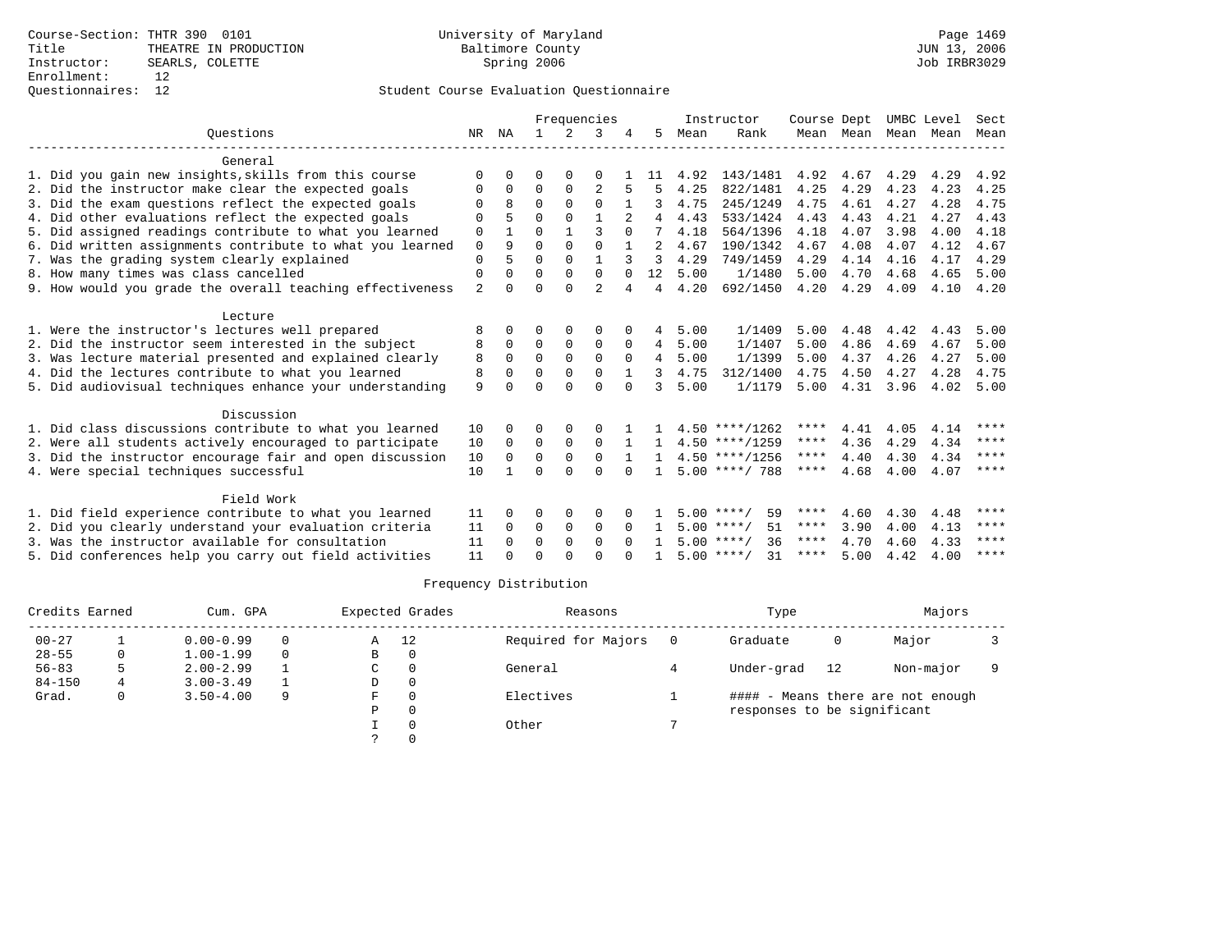Course-Section: THTR 390 0101
Title: THEATRE IN PRODUCTION
Instructor: SEARLS, COLETTE
Enrollment: 12
Questionnaires: 12

University of Maryland
Baltimore County
Spring 2006

JUN 13, 2006
Job IRBR3029

Student Course Evaluation Questionnaire

| Questions | NR | NA | 1 | 2 | 3 | 4 | 5 | Instructor Mean | Rank | Course Mean | Dept Mean | UMBC Mean | Level Mean | Sect Mean |
|---|---|---|---|---|---|---|---|---|---|---|---|---|---|---|
| **General** | | | | | | | | | | | | | | |
| 1. Did you gain new insights,skills from this course | 0 | 0 | 0 | 0 | 0 | 1 | 11 | 4.92 | 143/1481 | 4.92 | 4.67 | 4.29 | 4.29 | 4.92 |
| 2. Did the instructor make clear the expected goals | 0 | 0 | 0 | 0 | 2 | 5 | 5 | 4.25 | 822/1481 | 4.25 | 4.29 | 4.23 | 4.23 | 4.25 |
| 3. Did the exam questions reflect the expected goals | 0 | 8 | 0 | 0 | 0 | 1 | 3 | 4.75 | 245/1249 | 4.75 | 4.61 | 4.27 | 4.28 | 4.75 |
| 4. Did other evaluations reflect the expected goals | 0 | 5 | 0 | 0 | 1 | 2 | 4 | 4.43 | 533/1424 | 4.43 | 4.43 | 4.21 | 4.27 | 4.43 |
| 5. Did assigned readings contribute to what you learned | 0 | 1 | 0 | 1 | 3 | 0 | 7 | 4.18 | 564/1396 | 4.18 | 4.07 | 3.98 | 4.00 | 4.18 |
| 6. Did written assignments contribute to what you learned | 0 | 9 | 0 | 0 | 0 | 1 | 2 | 4.67 | 190/1342 | 4.67 | 4.08 | 4.07 | 4.12 | 4.67 |
| 7. Was the grading system clearly explained | 0 | 5 | 0 | 0 | 1 | 3 | 3 | 4.29 | 749/1459 | 4.29 | 4.14 | 4.16 | 4.17 | 4.29 |
| 8. How many times was class cancelled | 0 | 0 | 0 | 0 | 0 | 0 | 12 | 5.00 | 1/1480 | 5.00 | 4.70 | 4.68 | 4.65 | 5.00 |
| 9. How would you grade the overall teaching effectiveness | 2 | 0 | 0 | 0 | 2 | 4 | 4 | 4.20 | 692/1450 | 4.20 | 4.29 | 4.09 | 4.10 | 4.20 |
| **Lecture** | | | | | | | | | | | | | | |
| 1. Were the instructor's lectures well prepared | 8 | 0 | 0 | 0 | 0 | 0 | 4 | 5.00 | 1/1409 | 5.00 | 4.48 | 4.42 | 4.43 | 5.00 |
| 2. Did the instructor seem interested in the subject | 8 | 0 | 0 | 0 | 0 | 0 | 4 | 5.00 | 1/1407 | 5.00 | 4.86 | 4.69 | 4.67 | 5.00 |
| 3. Was lecture material presented and explained clearly | 8 | 0 | 0 | 0 | 0 | 0 | 4 | 5.00 | 1/1399 | 5.00 | 4.37 | 4.26 | 4.27 | 5.00 |
| 4. Did the lectures contribute to what you learned | 8 | 0 | 0 | 0 | 0 | 1 | 3 | 4.75 | 312/1400 | 4.75 | 4.50 | 4.27 | 4.28 | 4.75 |
| 5. Did audiovisual techniques enhance your understanding | 9 | 0 | 0 | 0 | 0 | 0 | 3 | 5.00 | 1/1179 | 5.00 | 4.31 | 3.96 | 4.02 | 5.00 |
| **Discussion** | | | | | | | | | | | | | | |
| 1. Did class discussions contribute to what you learned | 10 | 0 | 0 | 0 | 0 | 1 | 1 | 4.50 | ****/1262 | **** | 4.41 | 4.05 | 4.14 | **** |
| 2. Were all students actively encouraged to participate | 10 | 0 | 0 | 0 | 0 | 1 | 1 | 4.50 | ****/1259 | **** | 4.36 | 4.29 | 4.34 | **** |
| 3. Did the instructor encourage fair and open discussion | 10 | 0 | 0 | 0 | 0 | 1 | 1 | 4.50 | ****/1256 | **** | 4.40 | 4.30 | 4.34 | **** |
| 4. Were special techniques successful | 10 | 1 | 0 | 0 | 0 | 0 | 1 | 5.00 | ****/ 788 | **** | 4.68 | 4.00 | 4.07 | **** |
| **Field Work** | | | | | | | | | | | | | | |
| 1. Did field experience contribute to what you learned | 11 | 0 | 0 | 0 | 0 | 0 | 1 | 5.00 | ****/ 59 | **** | 4.60 | 4.30 | 4.48 | **** |
| 2. Did you clearly understand your evaluation criteria | 11 | 0 | 0 | 0 | 0 | 0 | 1 | 5.00 | ****/ 51 | **** | 3.90 | 4.00 | 4.13 | **** |
| 3. Was the instructor available for consultation | 11 | 0 | 0 | 0 | 0 | 0 | 1 | 5.00 | ****/ 36 | **** | 4.70 | 4.60 | 4.33 | **** |
| 5. Did conferences help you carry out field activities | 11 | 0 | 0 | 0 | 0 | 0 | 1 | 5.00 | ****/ 31 | **** | 5.00 | 4.42 | 4.00 | **** |

Frequency Distribution

| Credits Earned | | Cum. GPA | | Expected Grades | | Reasons | | Type | | Majors | |
|---|---|---|---|---|---|---|---|---|---|---|---|
| 00-27 | 1 | 0.00-0.99 | 0 | A | 12 | Required for Majors | 0 | Graduate | 0 | Major | 3 |
| 28-55 | 0 | 1.00-1.99 | 0 | B | 0 | | | | | | |
| 56-83 | 5 | 2.00-2.99 | 1 | C | 0 | General | 4 | Under-grad | 12 | Non-major | 9 |
| 84-150 | 4 | 3.00-3.49 | 1 | D | 0 | | | | | | |
| Grad. | 0 | 3.50-4.00 | 9 | F | 0 | Electives | 1 | #### - Means there are not enough responses to be significant | | | |
| | | | | P | 0 | | | | | | |
| | | | | I | 0 | Other | 7 | | | | |
| | | | | ? | 0 | | | | | | |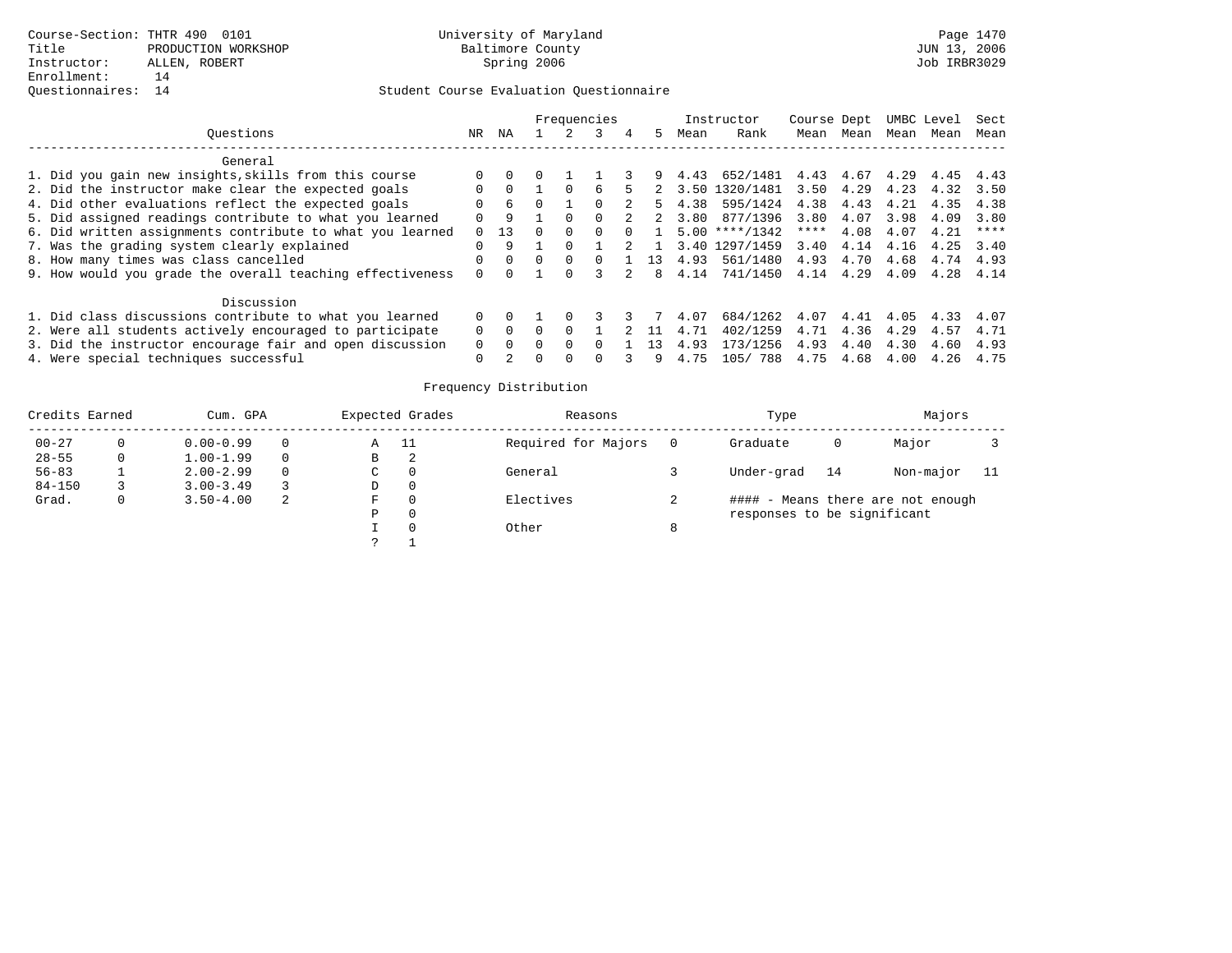Course-Section: THTR 490 0101
Title: PRODUCTION WORKSHOP
Instructor: ALLEN, ROBERT
Enrollment: 14
Questionnaires: 14

University of Maryland
Baltimore County
Spring 2006

Page 1470
JUN 13, 2006
Job IRBR3029

## Student Course Evaluation Questionnaire

| Questions | NR | NA | 1 | 2 | 3 | 4 | 5 | Instructor Mean | Instructor Rank | Course Mean | Dept Mean | UMBC Mean | Level Mean | Sect Mean |
|---|---|---|---|---|---|---|---|---|---|---|---|---|---|---|
| **General** | | | | | | | | | | | | | | |
| 1. Did you gain new insights,skills from this course | 0 | 0 | 0 | 1 | 1 | 3 | 9 | 4.43 | 652/1481 | 4.43 | 4.67 | 4.29 | 4.45 | 4.43 |
| 2. Did the instructor make clear the expected goals | 0 | 0 | 1 | 0 | 6 | 5 | 2 | 3.50 | 1320/1481 | 3.50 | 4.29 | 4.23 | 4.32 | 3.50 |
| 4. Did other evaluations reflect the expected goals | 0 | 6 | 0 | 1 | 0 | 2 | 5 | 4.38 | 595/1424 | 4.38 | 4.43 | 4.21 | 4.35 | 4.38 |
| 5. Did assigned readings contribute to what you learned | 0 | 9 | 1 | 0 | 0 | 2 | 2 | 3.80 | 877/1396 | 3.80 | 4.07 | 3.98 | 4.09 | 3.80 |
| 6. Did written assignments contribute to what you learned | 0 | 13 | 0 | 0 | 0 | 0 | 1 | 5.00 | ****/1342 | **** | 4.08 | 4.07 | 4.21 | **** |
| 7. Was the grading system clearly explained | 0 | 9 | 1 | 0 | 1 | 2 | 1 | 3.40 | 1297/1459 | 3.40 | 4.14 | 4.16 | 4.25 | 3.40 |
| 8. How many times was class cancelled | 0 | 0 | 0 | 0 | 0 | 1 | 13 | 4.93 | 561/1480 | 4.93 | 4.70 | 4.68 | 4.74 | 4.93 |
| 9. How would you grade the overall teaching effectiveness | 0 | 0 | 1 | 0 | 3 | 2 | 8 | 4.14 | 741/1450 | 4.14 | 4.29 | 4.09 | 4.28 | 4.14 |
| **Discussion** | | | | | | | | | | | | | | |
| 1. Did class discussions contribute to what you learned | 0 | 0 | 1 | 0 | 3 | 3 | 7 | 4.07 | 684/1262 | 4.07 | 4.41 | 4.05 | 4.33 | 4.07 |
| 2. Were all students actively encouraged to participate | 0 | 0 | 0 | 0 | 1 | 2 | 11 | 4.71 | 402/1259 | 4.71 | 4.36 | 4.29 | 4.57 | 4.71 |
| 3. Did the instructor encourage fair and open discussion | 0 | 0 | 0 | 0 | 0 | 1 | 13 | 4.93 | 173/1256 | 4.93 | 4.40 | 4.30 | 4.60 | 4.93 |
| 4. Were special techniques successful | 0 | 2 | 0 | 0 | 0 | 3 | 9 | 4.75 | 105/ 788 | 4.75 | 4.68 | 4.00 | 4.26 | 4.75 |

### Frequency Distribution

| Credits Earned | | Cum. GPA | | Expected Grades | | Reasons | | Type | | Majors | |
|---|---|---|---|---|---|---|---|---|---|---|---|
| 00-27 | 0 | 0.00-0.99 | 0 | A | 11 | Required for Majors | 0 | Graduate | 0 | Major | 3 |
| 28-55 | 0 | 1.00-1.99 | 0 | B | 2 | | | | | | |
| 56-83 | 1 | 2.00-2.99 | 0 | C | 0 | General | 3 | Under-grad | 14 | Non-major | 11 |
| 84-150 | 3 | 3.00-3.49 | 3 | D | 0 | | | | | | |
| Grad. | 0 | 3.50-4.00 | 2 | F | 0 | Electives | 2 | | | | |
| | | | | P | 0 | | | | | | |
| | | | | I | 0 | Other | 8 | | | | |
| | | | | ? | 1 | | | | | | |

#### - Means there are not enough responses to be significant